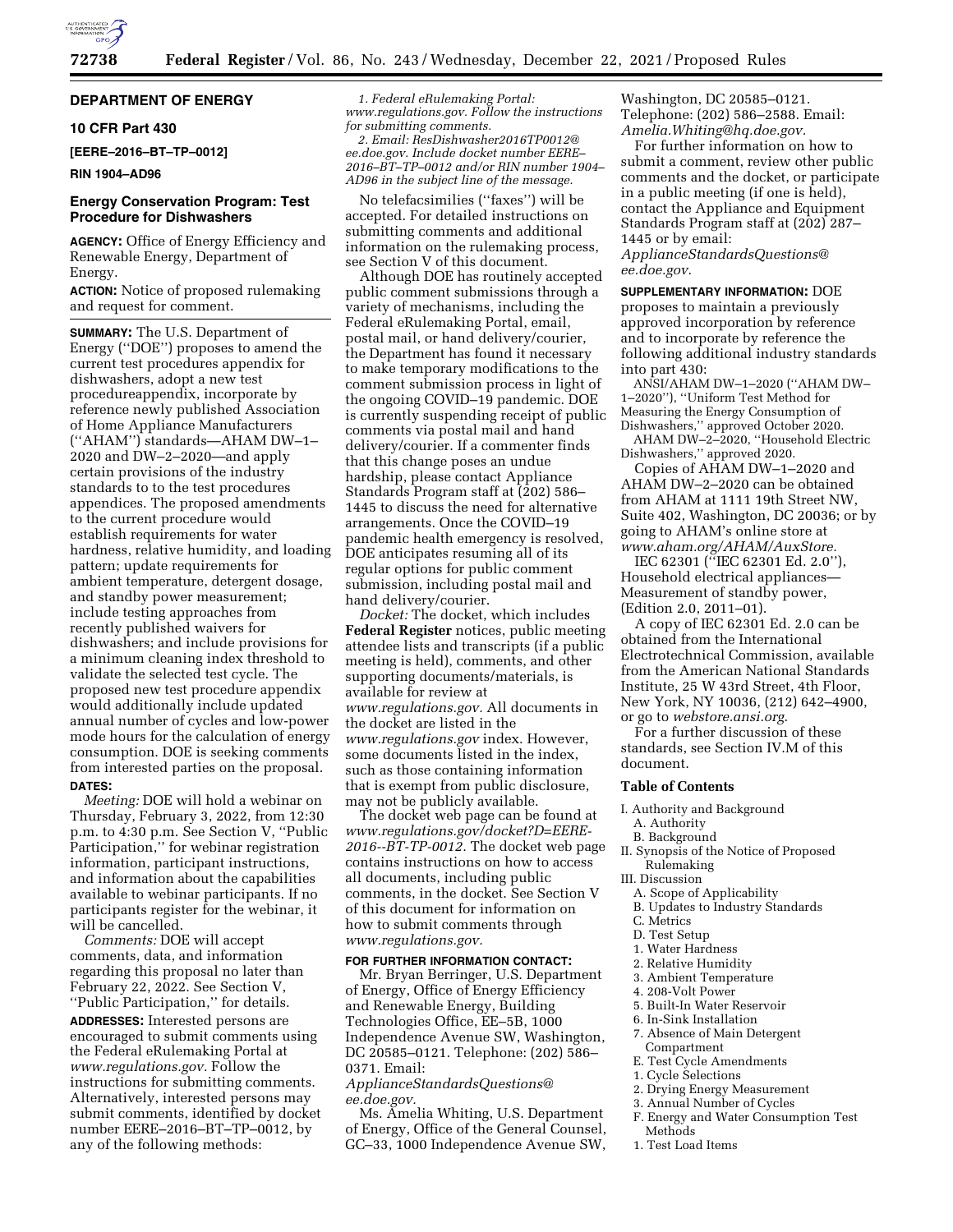## DEPARTMENT OF ENERGY

### 10 CFR Part 430

**[EERE–2016–BT–TP–0012]**

**RIN 1904–AD96**

### Energy Conservation Program: Test Procedure for Dishwashers

**AGENCY:** Office of Energy Efficiency and Renewable Energy, Department of Energy.

**ACTION:** Notice of proposed rulemaking and request for comment.

**SUMMARY:** The U.S. Department of Energy (''DOE'') proposes to amend the current test procedures appendix for dishwashers, adopt a new test procedureappendix, incorporate by reference newly published Association of Home Appliance Manufacturers (''AHAM'') standards—AHAM DW–1–2020 and DW–2–2020—and apply certain provisions of the industry standards to to the test procedures appendices. The proposed amendments to the current procedure would establish requirements for water hardness, relative humidity, and loading pattern; update requirements for ambient temperature, detergent dosage, and standby power measurement; include testing approaches from recently published waivers for dishwashers; and include provisions for a minimum cleaning index threshold to validate the selected test cycle. The proposed new test procedure appendix would additionally include updated annual number of cycles and low-power mode hours for the calculation of energy consumption. DOE is seeking comments from interested parties on the proposal.

**DATES:**

*Meeting:* DOE will hold a webinar on Thursday, February 3, 2022, from 12:30 p.m. to 4:30 p.m. See Section V, ''Public Participation,'' for webinar registration information, participant instructions, and information about the capabilities available to webinar participants. If no participants register for the webinar, it will be cancelled.

*Comments:* DOE will accept comments, data, and information regarding this proposal no later than February 22, 2022. See Section V, ''Public Participation,'' for details.

**ADDRESSES:** Interested persons are encouraged to submit comments using the Federal eRulemaking Portal at *www.regulations.gov.* Follow the instructions for submitting comments. Alternatively, interested persons may submit comments, identified by docket number EERE–2016–BT–TP–0012, by any of the following methods:

*1. Federal eRulemaking Portal: www.regulations.gov. Follow the instructions for submitting comments.*

*2. Email: ResDishwasher2016TP0012@ee.doe.gov. Include docket number EERE–2016–BT–TP–0012 and/or RIN number 1904–AD96 in the subject line of the message.*

No telefacsimilies (''faxes'') will be accepted. For detailed instructions on submitting comments and additional information on the rulemaking process, see Section V of this document.

Although DOE has routinely accepted public comment submissions through a variety of mechanisms, including the Federal eRulemaking Portal, email, postal mail, or hand delivery/courier, the Department has found it necessary to make temporary modifications to the comment submission process in light of the ongoing COVID–19 pandemic. DOE is currently suspending receipt of public comments via postal mail and hand delivery/courier. If a commenter finds that this change poses an undue hardship, please contact Appliance Standards Program staff at (202) 586–1445 to discuss the need for alternative arrangements. Once the COVID–19 pandemic health emergency is resolved, DOE anticipates resuming all of its regular options for public comment submission, including postal mail and hand delivery/courier.

*Docket:* The docket, which includes **Federal Register** notices, public meeting attendee lists and transcripts (if a public meeting is held), comments, and other supporting documents/materials, is available for review at *www.regulations.gov.* All documents in the docket are listed in the *www.regulations.gov* index. However, some documents listed in the index, such as those containing information that is exempt from public disclosure, may not be publicly available.

The docket web page can be found at *www.regulations.gov/docket?D=EERE-2016--BT-TP-0012.* The docket web page contains instructions on how to access all documents, including public comments, in the docket. See Section V of this document for information on how to submit comments through *www.regulations.gov.*

**FOR FURTHER INFORMATION CONTACT:**

Mr. Bryan Berringer, U.S. Department of Energy, Office of Energy Efficiency and Renewable Energy, Building Technologies Office, EE–5B, 1000 Independence Avenue SW, Washington, DC 20585–0121. Telephone: (202) 586–0371. Email: *ApplianceStandardsQuestions@ee.doe.gov.*

Ms. Amelia Whiting, U.S. Department of Energy, Office of the General Counsel, GC–33, 1000 Independence Avenue SW, Washington, DC 20585–0121. Telephone: (202) 586–2588. Email: *Amelia.Whiting@hq.doe.gov.*

For further information on how to submit a comment, review other public comments and the docket, or participate in a public meeting (if one is held), contact the Appliance and Equipment Standards Program staff at (202) 287–1445 or by email: *ApplianceStandardsQuestions@ee.doe.gov.*

**SUPPLEMENTARY INFORMATION:** DOE proposes to maintain a previously approved incorporation by reference and to incorporate by reference the following additional industry standards into part 430:

ANSI/AHAM DW–1–2020 (''AHAM DW–1–2020''), ''Uniform Test Method for Measuring the Energy Consumption of Dishwashers,'' approved October 2020.

AHAM DW–2–2020, ''Household Electric Dishwashers,'' approved 2020.

Copies of AHAM DW–1–2020 and AHAM DW–2–2020 can be obtained from AHAM at 1111 19th Street NW, Suite 402, Washington, DC 20036; or by going to AHAM's online store at *www.aham.org/AHAM/AuxStore.*

IEC 62301 (''IEC 62301 Ed. 2.0''), Household electrical appliances—Measurement of standby power, (Edition 2.0, 2011–01).

A copy of IEC 62301 Ed. 2.0 can be obtained from the International Electrotechnical Commission, available from the American National Standards Institute, 25 W 43rd Street, 4th Floor, New York, NY 10036, (212) 642–4900, or go to *webstore.ansi.org*.

For a further discussion of these standards, see Section IV.M of this document.

### Table of Contents

- I. Authority and Background
  - A. Authority
  - B. Background
- II. Synopsis of the Notice of Proposed Rulemaking
- III. Discussion
  - A. Scope of Applicability
  - B. Updates to Industry Standards
  - C. Metrics
  - D. Test Setup
    - 1. Water Hardness
    - 2. Relative Humidity
    - 3. Ambient Temperature
    - 4. 208-Volt Power
    - 5. Built-In Water Reservoir
    - 6. In-Sink Installation
    - 7. Absence of Main Detergent Compartment
  - E. Test Cycle Amendments
    - 1. Cycle Selections
    - 2. Drying Energy Measurement
    - 3. Annual Number of Cycles
  - F. Energy and Water Consumption Test Methods
    - 1. Test Load Items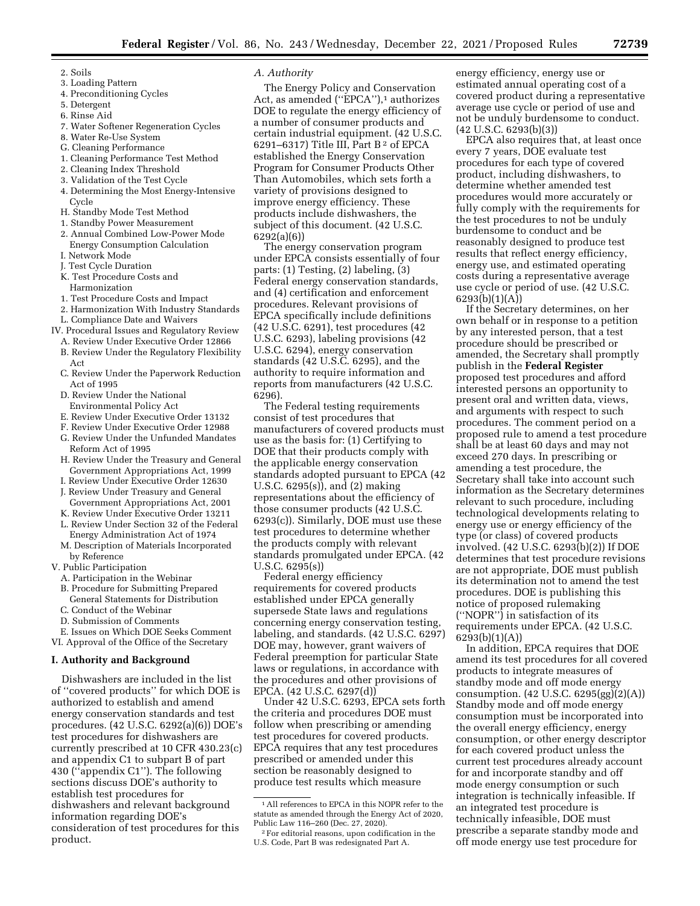2. Soils
3. Loading Pattern
4. Preconditioning Cycles
5. Detergent
6. Rinse Aid
7. Water Softener Regeneration Cycles
8. Water Re-Use System

G. Cleaning Performance
1. Cleaning Performance Test Method
2. Cleaning Index Threshold
3. Validation of the Test Cycle
4. Determining the Most Energy-Intensive Cycle

H. Standby Mode Test Method
1. Standby Power Measurement
2. Annual Combined Low-Power Mode Energy Consumption Calculation

I. Network Mode

J. Test Cycle Duration

K. Test Procedure Costs and Harmonization
1. Test Procedure Costs and Impact
2. Harmonization With Industry Standards

L. Compliance Date and Waivers

IV. Procedural Issues and Regulatory Review
A. Review Under Executive Order 12866
B. Review Under the Regulatory Flexibility Act
C. Review Under the Paperwork Reduction Act of 1995
D. Review Under the National Environmental Policy Act
E. Review Under Executive Order 13132
F. Review Under Executive Order 12988
G. Review Under the Unfunded Mandates Reform Act of 1995
H. Review Under the Treasury and General Government Appropriations Act, 1999
I. Review Under Executive Order 12630
J. Review Under Treasury and General Government Appropriations Act, 2001
K. Review Under Executive Order 13211
L. Review Under Section 32 of the Federal Energy Administration Act of 1974
M. Description of Materials Incorporated by Reference

V. Public Participation
A. Participation in the Webinar
B. Procedure for Submitting Prepared General Statements for Distribution
C. Conduct of the Webinar
D. Submission of Comments
E. Issues on Which DOE Seeks Comment

VI. Approval of the Office of the Secretary

## I. Authority and Background

Dishwashers are included in the list of ''covered products'' for which DOE is authorized to establish and amend energy conservation standards and test procedures. (42 U.S.C. 6292(a)(6)) DOE's test procedures for dishwashers are currently prescribed at 10 CFR 430.23(c) and appendix C1 to subpart B of part 430 (''appendix C1''). The following sections discuss DOE's authority to establish test procedures for dishwashers and relevant background information regarding DOE's consideration of test procedures for this product.

### *A. Authority*

The Energy Policy and Conservation Act, as amended (''EPCA''),[1] authorizes DOE to regulate the energy efficiency of a number of consumer products and certain industrial equipment. (42 U.S.C. 6291–6317) Title III, Part B [2] of EPCA established the Energy Conservation Program for Consumer Products Other Than Automobiles, which sets forth a variety of provisions designed to improve energy efficiency. These products include dishwashers, the subject of this document. (42 U.S.C. 6292(a)(6))

The energy conservation program under EPCA consists essentially of four parts: (1) Testing, (2) labeling, (3) Federal energy conservation standards, and (4) certification and enforcement procedures. Relevant provisions of EPCA specifically include definitions (42 U.S.C. 6291), test procedures (42 U.S.C. 6293), labeling provisions (42 U.S.C. 6294), energy conservation standards (42 U.S.C. 6295), and the authority to require information and reports from manufacturers (42 U.S.C. 6296).

The Federal testing requirements consist of test procedures that manufacturers of covered products must use as the basis for: (1) Certifying to DOE that their products comply with the applicable energy conservation standards adopted pursuant to EPCA (42 U.S.C. 6295(s)), and (2) making representations about the efficiency of those consumer products (42 U.S.C. 6293(c)). Similarly, DOE must use these test procedures to determine whether the products comply with relevant standards promulgated under EPCA. (42 U.S.C. 6295(s))

Federal energy efficiency requirements for covered products established under EPCA generally supersede State laws and regulations concerning energy conservation testing, labeling, and standards. (42 U.S.C. 6297) DOE may, however, grant waivers of Federal preemption for particular State laws or regulations, in accordance with the procedures and other provisions of EPCA. (42 U.S.C. 6297(d))

Under 42 U.S.C. 6293, EPCA sets forth the criteria and procedures DOE must follow when prescribing or amending test procedures for covered products. EPCA requires that any test procedures prescribed or amended under this section be reasonably designed to produce test results which measure energy efficiency, energy use or estimated annual operating cost of a covered product during a representative average use cycle or period of use and not be unduly burdensome to conduct. (42 U.S.C. 6293(b)(3))

EPCA also requires that, at least once every 7 years, DOE evaluate test procedures for each type of covered product, including dishwashers, to determine whether amended test procedures would more accurately or fully comply with the requirements for the test procedures to not be unduly burdensome to conduct and be reasonably designed to produce test results that reflect energy efficiency, energy use, and estimated operating costs during a representative average use cycle or period of use. (42 U.S.C. 6293(b)(1)(A))

If the Secretary determines, on her own behalf or in response to a petition by any interested person, that a test procedure should be prescribed or amended, the Secretary shall promptly publish in the **Federal Register** proposed test procedures and afford interested persons an opportunity to present oral and written data, views, and arguments with respect to such procedures. The comment period on a proposed rule to amend a test procedure shall be at least 60 days and may not exceed 270 days. In prescribing or amending a test procedure, the Secretary shall take into account such information as the Secretary determines relevant to such procedure, including technological developments relating to energy use or energy efficiency of the type (or class) of covered products involved. (42 U.S.C. 6293(b)(2)) If DOE determines that test procedure revisions are not appropriate, DOE must publish its determination not to amend the test procedures. DOE is publishing this notice of proposed rulemaking (''NOPR'') in satisfaction of its requirements under EPCA. (42 U.S.C. 6293(b)(1)(A))

In addition, EPCA requires that DOE amend its test procedures for all covered products to integrate measures of standby mode and off mode energy consumption. (42 U.S.C. 6295(gg)(2)(A)) Standby mode and off mode energy consumption must be incorporated into the overall energy efficiency, energy consumption, or other energy descriptor for each covered product unless the current test procedures already account for and incorporate standby and off mode energy consumption or such integration is technically infeasible. If an integrated test procedure is technically infeasible, DOE must prescribe a separate standby mode and off mode energy use test procedure for

[1] All references to EPCA in this NOPR refer to the statute as amended through the Energy Act of 2020, Public Law 116–260 (Dec. 27, 2020).

[2] For editorial reasons, upon codification in the U.S. Code, Part B was redesignated Part A.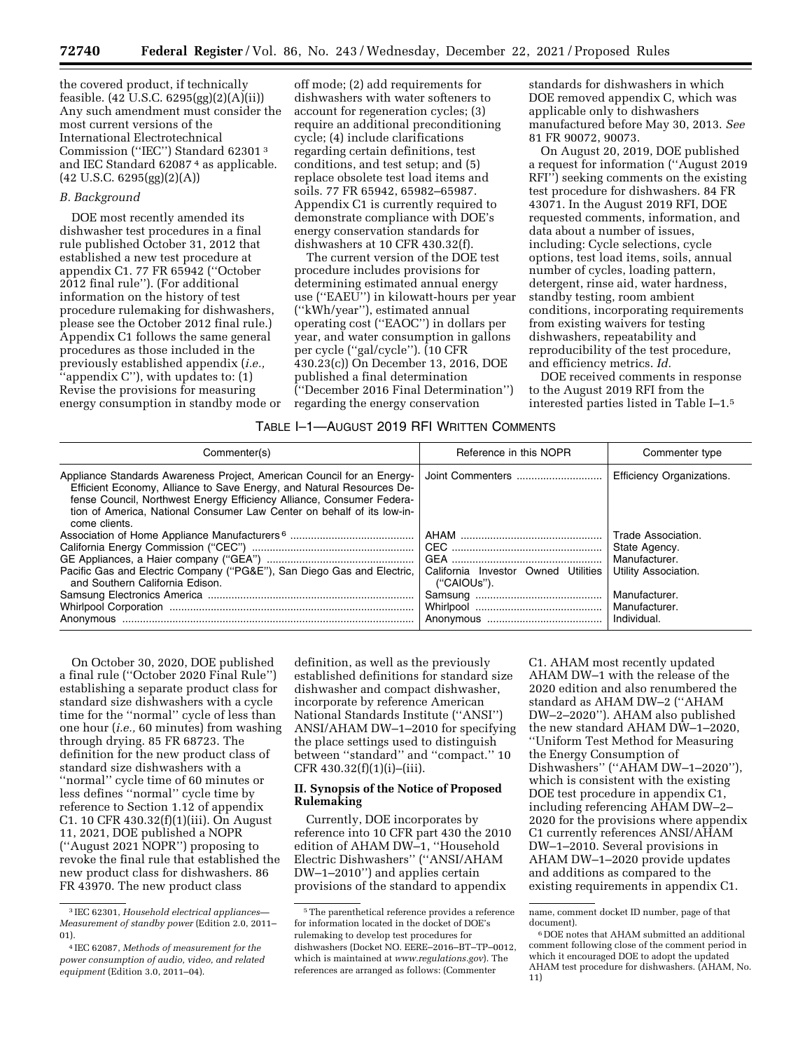the covered product, if technically feasible. (42 U.S.C. 6295(gg)(2)(A)(ii)) Any such amendment must consider the most current versions of the International Electrotechnical Commission (''IEC'') Standard 62301 [3] and IEC Standard 62087 [4] as applicable. (42 U.S.C. 6295(gg)(2)(A))

### B. Background

DOE most recently amended its dishwasher test procedures in a final rule published October 31, 2012 that established a new test procedure at appendix C1. 77 FR 65942 (''October 2012 final rule''). (For additional information on the history of test procedure rulemaking for dishwashers, please see the October 2012 final rule.) Appendix C1 follows the same general procedures as those included in the previously established appendix (*i.e.,* ''appendix C''), with updates to: (1) Revise the provisions for measuring energy consumption in standby mode or off mode; (2) add requirements for dishwashers with water softeners to account for regeneration cycles; (3) require an additional preconditioning cycle; (4) include clarifications regarding certain definitions, test conditions, and test setup; and (5) replace obsolete test load items and soils. 77 FR 65942, 65982–65987. Appendix C1 is currently required to demonstrate compliance with DOE's energy conservation standards for dishwashers at 10 CFR 430.32(f).

The current version of the DOE test procedure includes provisions for determining estimated annual energy use (''EAEU'') in kilowatt-hours per year (''kWh/year''), estimated annual operating cost (''EAOC'') in dollars per year, and water consumption in gallons per cycle (''gal/cycle''). (10 CFR 430.23(c)) On December 13, 2016, DOE published a final determination (''December 2016 Final Determination'') regarding the energy conservation standards for dishwashers in which DOE removed appendix C, which was applicable only to dishwashers manufactured before May 30, 2013. *See* 81 FR 90072, 90073.

On August 20, 2019, DOE published a request for information (''August 2019 RFI'') seeking comments on the existing test procedure for dishwashers. 84 FR 43071. In the August 2019 RFI, DOE requested comments, information, and data about a number of issues, including: Cycle selections, cycle options, test load items, soils, annual number of cycles, loading pattern, detergent, rinse aid, water hardness, standby testing, room ambient conditions, incorporating requirements from existing waivers for testing dishwashers, repeatability and reproducibility of the test procedure, and efficiency metrics. *Id.*

DOE received comments in response to the August 2019 RFI from the interested parties listed in Table I–1.[5]

TABLE I–1—AUGUST 2019 RFI WRITTEN COMMENTS

| Commenter(s) | Reference in this NOPR | Commenter type |
|---|---|---|
| Appliance Standards Awareness Project, American Council for an Energy-Efficient Economy, Alliance to Save Energy, and Natural Resources Defense Council, Northwest Energy Efficiency Alliance, Consumer Federation of America, National Consumer Law Center on behalf of its low-income clients. | Joint Commenters | Efficiency Organizations. |
| Association of Home Appliance Manufacturers [6] | AHAM | Trade Association. |
| California Energy Commission (''CEC'') | CEC | State Agency. |
| GE Appliances, a Haier company (''GEA'') | GEA | Manufacturer. |
| Pacific Gas and Electric Company (''PG&E''), San Diego Gas and Electric, and Southern California Edison. | California Investor Owned Utilities (''CAIOUs''). | Utility Association. |
| Samsung Electronics America | Samsung | Manufacturer. |
| Whirlpool Corporation | Whirlpool | Manufacturer. |
| Anonymous | Anonymous | Individual. |

On October 30, 2020, DOE published a final rule (''October 2020 Final Rule'') establishing a separate product class for standard size dishwashers with a cycle time for the ''normal'' cycle of less than one hour (*i.e.,* 60 minutes) from washing through drying. 85 FR 68723. The definition for the new product class of standard size dishwashers with a ''normal'' cycle time of 60 minutes or less defines ''normal'' cycle time by reference to Section 1.12 of appendix C1. 10 CFR 430.32(f)(1)(iii). On August 11, 2021, DOE published a NOPR (''August 2021 NOPR'') proposing to revoke the final rule that established the new product class for dishwashers. 86 FR 43970. The new product class definition, as well as the previously established definitions for standard size dishwasher and compact dishwasher, incorporate by reference American National Standards Institute (''ANSI'') ANSI/AHAM DW–1–2010 for specifying the place settings used to distinguish between ''standard'' and ''compact.'' 10 CFR 430.32(f)(1)(i)–(iii).

## II. Synopsis of the Notice of Proposed Rulemaking

Currently, DOE incorporates by reference into 10 CFR part 430 the 2010 edition of AHAM DW–1, ''Household Electric Dishwashers'' (''ANSI/AHAM DW–1–2010'') and applies certain provisions of the standard to appendix C1. AHAM most recently updated AHAM DW–1 with the release of the 2020 edition and also renumbered the standard as AHAM DW–2 (''AHAM DW–2–2020''). AHAM also published the new standard AHAM DW–1–2020, ''Uniform Test Method for Measuring the Energy Consumption of Dishwashers'' (''AHAM DW–1–2020''), which is consistent with the existing DOE test procedure in appendix C1, including referencing AHAM DW–2–2020 for the provisions where appendix C1 currently references ANSI/AHAM DW–1–2010. Several provisions in AHAM DW–1–2020 provide updates and additions as compared to the existing requirements in appendix C1.

[3] IEC 62301, *Household electrical appliances—Measurement of standby power* (Edition 2.0, 2011–01).

[4] IEC 62087, *Methods of measurement for the power consumption of audio, video, and related equipment* (Edition 3.0, 2011–04).

[5] The parenthetical reference provides a reference for information located in the docket of DOE's rulemaking to develop test procedures for dishwashers (Docket NO. EERE–2016–BT–TP–0012, which is maintained at *www.regulations.gov*). The references are arranged as follows: (Commenter name, comment docket ID number, page of that document).

[6] DOE notes that AHAM submitted an additional comment following close of the comment period in which it encouraged DOE to adopt the updated AHAM test procedure for dishwashers. (AHAM, No. 11)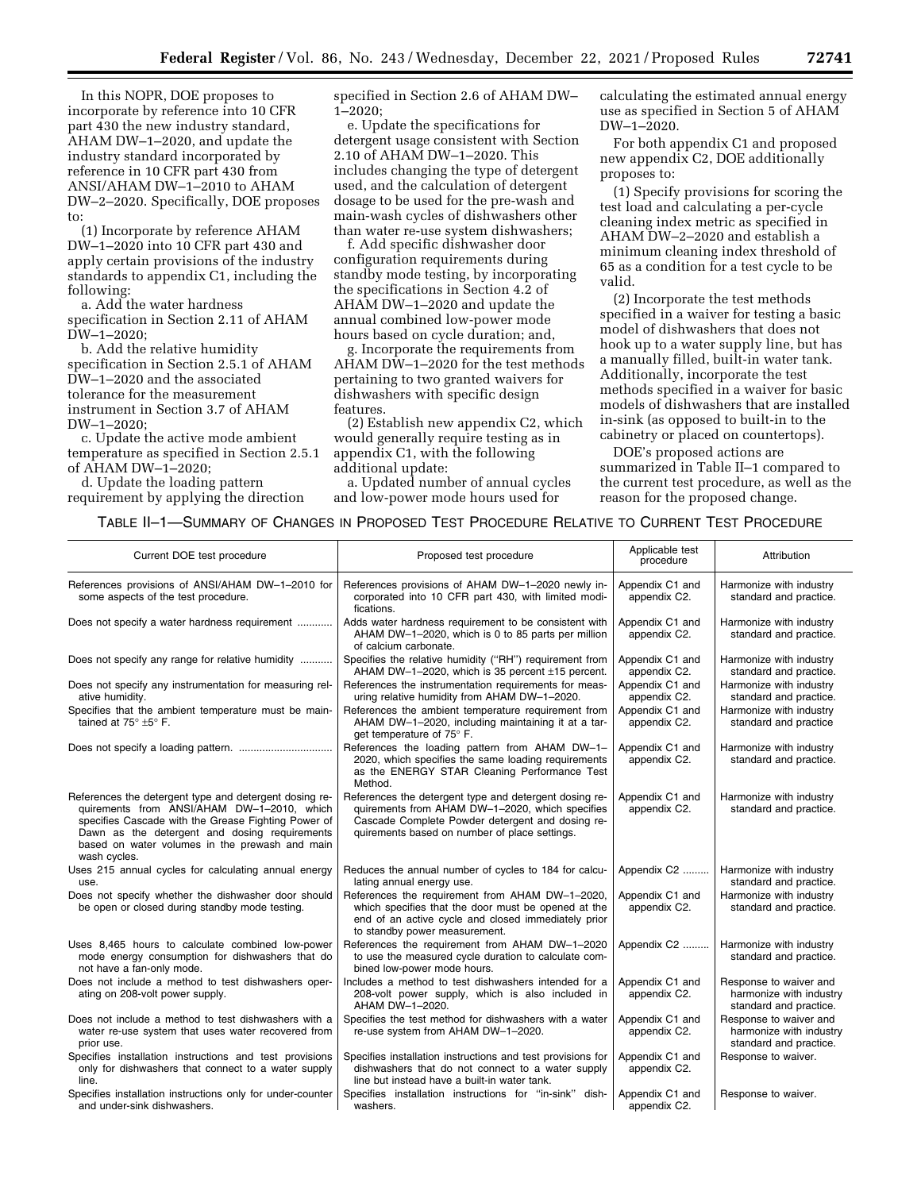In this NOPR, DOE proposes to incorporate by reference into 10 CFR part 430 the new industry standard, AHAM DW–1–2020, and update the industry standard incorporated by reference in 10 CFR part 430 from ANSI/AHAM DW–1–2010 to AHAM DW–2–2020. Specifically, DOE proposes to:

(1) Incorporate by reference AHAM DW–1–2020 into 10 CFR part 430 and apply certain provisions of the industry standards to appendix C1, including the following:

a. Add the water hardness specification in Section 2.11 of AHAM DW–1–2020;

b. Add the relative humidity specification in Section 2.5.1 of AHAM DW–1–2020 and the associated tolerance for the measurement instrument in Section 3.7 of AHAM DW–1–2020;

c. Update the active mode ambient temperature as specified in Section 2.5.1 of AHAM DW–1–2020;

d. Update the loading pattern requirement by applying the direction specified in Section 2.6 of AHAM DW–1–2020;

e. Update the specifications for detergent usage consistent with Section 2.10 of AHAM DW–1–2020. This includes changing the type of detergent used, and the calculation of detergent dosage to be used for the pre-wash and main-wash cycles of dishwashers other than water re-use system dishwashers;

f. Add specific dishwasher door configuration requirements during standby mode testing, by incorporating the specifications in Section 4.2 of AHAM DW–1–2020 and update the annual combined low-power mode hours based on cycle duration; and,

g. Incorporate the requirements from AHAM DW–1–2020 for the test methods pertaining to two granted waivers for dishwashers with specific design features.

(2) Establish new appendix C2, which would generally require testing as in appendix C1, with the following additional update:

a. Updated number of annual cycles and low-power mode hours used for calculating the estimated annual energy use as specified in Section 5 of AHAM DW–1–2020.

For both appendix C1 and proposed new appendix C2, DOE additionally proposes to:

(1) Specify provisions for scoring the test load and calculating a per-cycle cleaning index metric as specified in AHAM DW–2–2020 and establish a minimum cleaning index threshold of 65 as a condition for a test cycle to be valid.

(2) Incorporate the test methods specified in a waiver for testing a basic model of dishwashers that does not hook up to a water supply line, but has a manually filled, built-in water tank. Additionally, incorporate the test methods specified in a waiver for basic models of dishwashers that are installed in-sink (as opposed to built-in to the cabinetry or placed on countertops).

DOE's proposed actions are summarized in Table II–1 compared to the current test procedure, as well as the reason for the proposed change.

TABLE II–1—SUMMARY OF CHANGES IN PROPOSED TEST PROCEDURE RELATIVE TO CURRENT TEST PROCEDURE

| Current DOE test procedure | Proposed test procedure | Applicable test procedure | Attribution |
|---|---|---|---|
| References provisions of ANSI/AHAM DW–1–2010 for some aspects of the test procedure. | References provisions of AHAM DW–1–2020 newly incorporated into 10 CFR part 430, with limited modifications. | Appendix C1 and appendix C2. | Harmonize with industry standard and practice. |
| Does not specify a water hardness requirement ............ | Adds water hardness requirement to be consistent with AHAM DW–1–2020, which is 0 to 85 parts per million of calcium carbonate. | Appendix C1 and appendix C2. | Harmonize with industry standard and practice. |
| Does not specify any range for relative humidity ........... | Specifies the relative humidity ("RH") requirement from AHAM DW–1–2020, which is 35 percent ±15 percent. | Appendix C1 and appendix C2. | Harmonize with industry standard and practice. |
| Does not specify any instrumentation for measuring relative humidity. | References the instrumentation requirements for measuring relative humidity from AHAM DW–1–2020. | Appendix C1 and appendix C2. | Harmonize with industry standard and practice. |
| Specifies that the ambient temperature must be maintained at 75° ±5° F. | References the ambient temperature requirement from AHAM DW–1–2020, including maintaining it at a target temperature of 75° F. | Appendix C1 and appendix C2. | Harmonize with industry standard and practice |
| Does not specify a loading pattern. ............................... | References the loading pattern from AHAM DW–1–2020, which specifies the same loading requirements as the ENERGY STAR Cleaning Performance Test Method. | Appendix C1 and appendix C2. | Harmonize with industry standard and practice. |
| References the detergent type and detergent dosing requirements from ANSI/AHAM DW–1–2010, which specifies Cascade with the Grease Fighting Power of Dawn as the detergent and dosing requirements based on water volumes in the prewash and main wash cycles. | References the detergent type and detergent dosing requirements from AHAM DW–1–2020, which specifies Cascade Complete Powder detergent and dosing requirements based on number of place settings. | Appendix C1 and appendix C2. | Harmonize with industry standard and practice. |
| Uses 215 annual cycles for calculating annual energy use. | Reduces the annual number of cycles to 184 for calculating annual energy use. | Appendix C2 ......... | Harmonize with industry standard and practice. |
| Does not specify whether the dishwasher door should be open or closed during standby mode testing. | References the requirement from AHAM DW–1–2020, which specifies that the door must be opened at the end of an active cycle and closed immediately prior to standby power measurement. | Appendix C1 and appendix C2. | Harmonize with industry standard and practice. |
| Uses 8,465 hours to calculate combined low-power mode energy consumption for dishwashers that do not have a fan-only mode. | References the requirement from AHAM DW–1–2020 to use the measured cycle duration to calculate combined low-power mode hours. | Appendix C2 ......... | Harmonize with industry standard and practice. |
| Does not include a method to test dishwashers operating on 208-volt power supply. | Includes a method to test dishwashers intended for a 208-volt power supply, which is also included in AHAM DW–1–2020. | Appendix C1 and appendix C2. | Response to waiver and harmonize with industry standard and practice. |
| Does not include a method to test dishwashers with a water re-use system that uses water recovered from prior use. | Specifies the test method for dishwashers with a water re-use system from AHAM DW–1–2020. | Appendix C1 and appendix C2. | Response to waiver and harmonize with industry standard and practice. |
| Specifies installation instructions and test provisions only for dishwashers that connect to a water supply line. | Specifies installation instructions and test provisions for dishwashers that do not connect to a water supply line but instead have a built-in water tank. | Appendix C1 and appendix C2. | Response to waiver. |
| Specifies installation instructions only for under-counter and under-sink dishwashers. | Specifies installation instructions for "in-sink" dishwashers. | Appendix C1 and appendix C2. | Response to waiver. |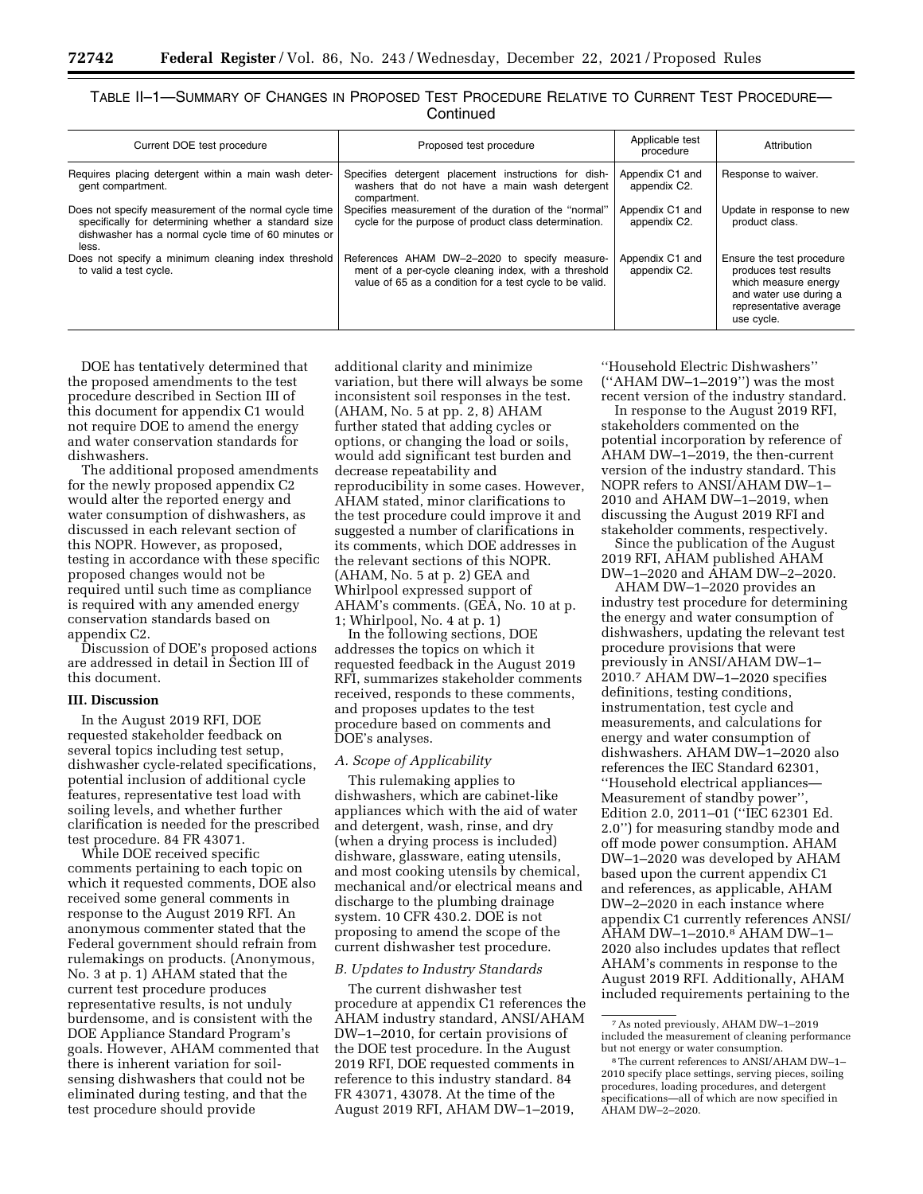TABLE II–1—SUMMARY OF CHANGES IN PROPOSED TEST PROCEDURE RELATIVE TO CURRENT TEST PROCEDURE—Continued

| Current DOE test procedure | Proposed test procedure | Applicable test procedure | Attribution |
|---|---|---|---|
| Requires placing detergent within a main wash detergent compartment. | Specifies detergent placement instructions for dishwashers that do not have a main wash detergent compartment. | Appendix C1 and appendix C2. | Response to waiver. |
| Does not specify measurement of the normal cycle time specifically for determining whether a standard size dishwasher has a normal cycle time of 60 minutes or less. | Specifies measurement of the duration of the "normal" cycle for the purpose of product class determination. | Appendix C1 and appendix C2. | Update in response to new product class. |
| Does not specify a minimum cleaning index threshold to valid a test cycle. | References AHAM DW–2–2020 to specify measurement of a per-cycle cleaning index, with a threshold value of 65 as a condition for a test cycle to be valid. | Appendix C1 and appendix C2. | Ensure the test procedure produces test results which measure energy and water use during a representative average use cycle. |

DOE has tentatively determined that the proposed amendments to the test procedure described in Section III of this document for appendix C1 would not require DOE to amend the energy and water conservation standards for dishwashers.

The additional proposed amendments for the newly proposed appendix C2 would alter the reported energy and water consumption of dishwashers, as discussed in each relevant section of this NOPR. However, as proposed, testing in accordance with these specific proposed changes would not be required until such time as compliance is required with any amended energy conservation standards based on appendix C2.

Discussion of DOE's proposed actions are addressed in detail in Section III of this document.

## III. Discussion

In the August 2019 RFI, DOE requested stakeholder feedback on several topics including test setup, dishwasher cycle-related specifications, potential inclusion of additional cycle features, representative test load with soiling levels, and whether further clarification is needed for the prescribed test procedure. 84 FR 43071.

While DOE received specific comments pertaining to each topic on which it requested comments, DOE also received some general comments in response to the August 2019 RFI. An anonymous commenter stated that the Federal government should refrain from rulemakings on products. (Anonymous, No. 3 at p. 1) AHAM stated that the current test procedure produces representative results, is not unduly burdensome, and is consistent with the DOE Appliance Standard Program's goals. However, AHAM commented that there is inherent variation for soil-sensing dishwashers that could not be eliminated during testing, and that the test procedure should provide additional clarity and minimize variation, but there will always be some inconsistent soil responses in the test. (AHAM, No. 5 at pp. 2, 8) AHAM further stated that adding cycles or options, or changing the load or soils, would add significant test burden and decrease repeatability and reproducibility in some cases. However, AHAM stated, minor clarifications to the test procedure could improve it and suggested a number of clarifications in its comments, which DOE addresses in the relevant sections of this NOPR. (AHAM, No. 5 at p. 2) GEA and Whirlpool expressed support of AHAM's comments. (GEA, No. 10 at p. 1; Whirlpool, No. 4 at p. 1)

In the following sections, DOE addresses the topics on which it requested feedback in the August 2019 RFI, summarizes stakeholder comments received, responds to these comments, and proposes updates to the test procedure based on comments and DOE's analyses.

### *A. Scope of Applicability*

This rulemaking applies to dishwashers, which are cabinet-like appliances which with the aid of water and detergent, wash, rinse, and dry (when a drying process is included) dishware, glassware, eating utensils, and most cooking utensils by chemical, mechanical and/or electrical means and discharge to the plumbing drainage system. 10 CFR 430.2. DOE is not proposing to amend the scope of the current dishwasher test procedure.

### *B. Updates to Industry Standards*

The current dishwasher test procedure at appendix C1 references the AHAM industry standard, ANSI/AHAM DW–1–2010, for certain provisions of the DOE test procedure. In the August 2019 RFI, DOE requested comments in reference to this industry standard. 84 FR 43071, 43078. At the time of the August 2019 RFI, AHAM DW–1–2019, "Household Electric Dishwashers" ("AHAM DW–1–2019") was the most recent version of the industry standard.

In response to the August 2019 RFI, stakeholders commented on the potential incorporation by reference of AHAM DW–1–2019, the then-current version of the industry standard. This NOPR refers to ANSI/AHAM DW–1–2010 and AHAM DW–1–2019, when discussing the August 2019 RFI and stakeholder comments, respectively.

Since the publication of the August 2019 RFI, AHAM published AHAM DW–1–2020 and AHAM DW–2–2020.

AHAM DW–1–2020 provides an industry test procedure for determining the energy and water consumption of dishwashers, updating the relevant test procedure provisions that were previously in ANSI/AHAM DW–1–2010.[7] AHAM DW–1–2020 specifies definitions, testing conditions, instrumentation, test cycle and measurements, and calculations for energy and water consumption of dishwashers. AHAM DW–1–2020 also references the IEC Standard 62301, "Household electrical appliances—Measurement of standby power", Edition 2.0, 2011–01 ("IEC 62301 Ed. 2.0") for measuring standby mode and off mode power consumption. AHAM DW–1–2020 was developed by AHAM based upon the current appendix C1 and references, as applicable, AHAM DW–2–2020 in each instance where appendix C1 currently references ANSI/AHAM DW–1–2010.[8] AHAM DW–1–2020 also includes updates that reflect AHAM's comments in response to the August 2019 RFI. Additionally, AHAM included requirements pertaining to the

---

[7] As noted previously, AHAM DW–1–2019 included the measurement of cleaning performance but not energy or water consumption.

[8] The current references to ANSI/AHAM DW–1–2010 specify place settings, serving pieces, soiling procedures, loading procedures, and detergent specifications—all of which are now specified in AHAM DW–2–2020.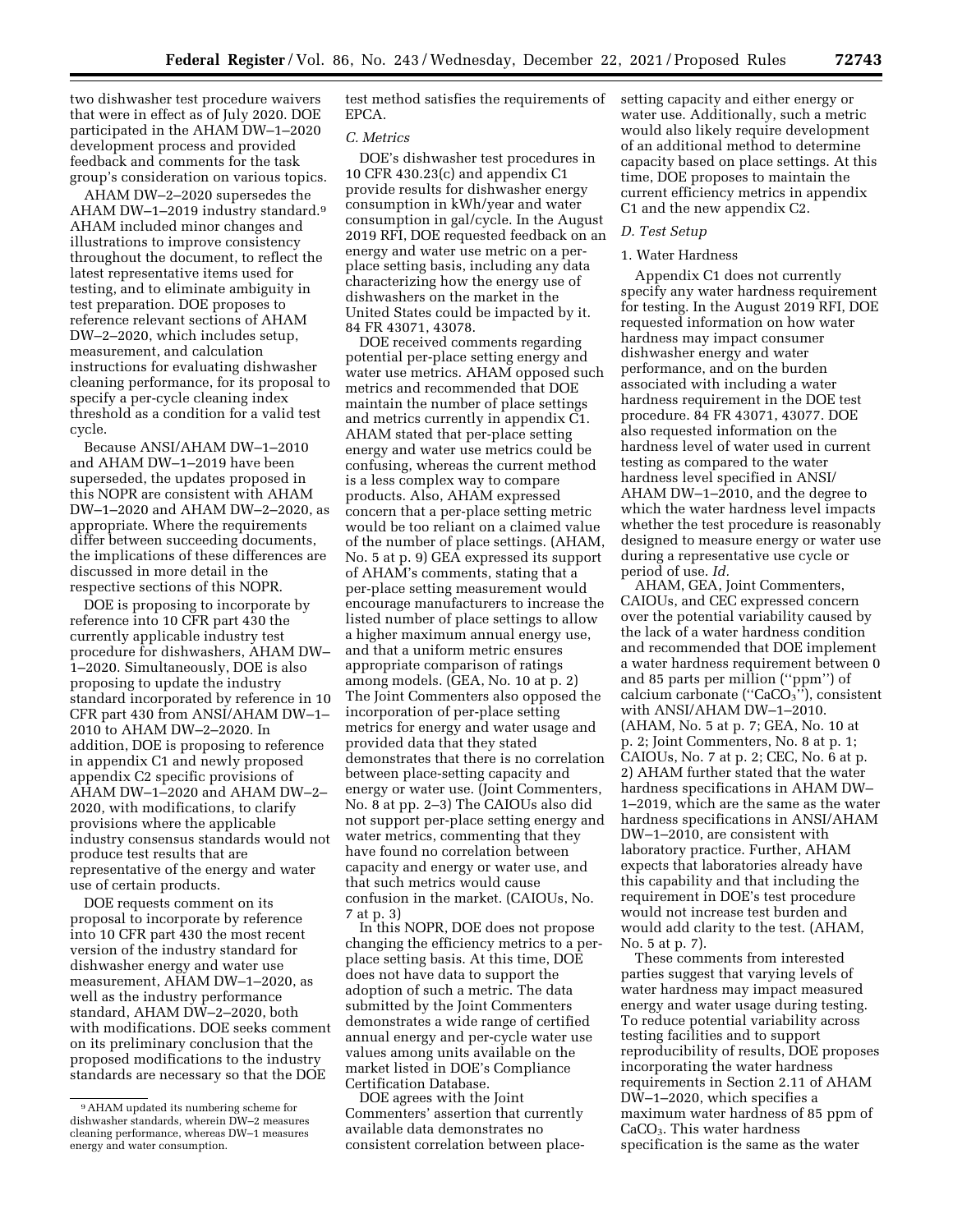two dishwasher test procedure waivers that were in effect as of July 2020. DOE participated in the AHAM DW–1–2020 development process and provided feedback and comments for the task group's consideration on various topics.

AHAM DW–2–2020 supersedes the AHAM DW–1–2019 industry standard.[9] AHAM included minor changes and illustrations to improve consistency throughout the document, to reflect the latest representative items used for testing, and to eliminate ambiguity in test preparation. DOE proposes to reference relevant sections of AHAM DW–2–2020, which includes setup, measurement, and calculation instructions for evaluating dishwasher cleaning performance, for its proposal to specify a per-cycle cleaning index threshold as a condition for a valid test cycle.

Because ANSI/AHAM DW–1–2010 and AHAM DW–1–2019 have been superseded, the updates proposed in this NOPR are consistent with AHAM DW–1–2020 and AHAM DW–2–2020, as appropriate. Where the requirements differ between succeeding documents, the implications of these differences are discussed in more detail in the respective sections of this NOPR.

DOE is proposing to incorporate by reference into 10 CFR part 430 the currently applicable industry test procedure for dishwashers, AHAM DW–1–2020. Simultaneously, DOE is also proposing to update the industry standard incorporated by reference in 10 CFR part 430 from ANSI/AHAM DW–1–2010 to AHAM DW–2–2020. In addition, DOE is proposing to reference in appendix C1 and newly proposed appendix C2 specific provisions of AHAM DW–1–2020 and AHAM DW–2–2020, with modifications, to clarify provisions where the applicable industry consensus standards would not produce test results that are representative of the energy and water use of certain products.

DOE requests comment on its proposal to incorporate by reference into 10 CFR part 430 the most recent version of the industry standard for dishwasher energy and water use measurement, AHAM DW–1–2020, as well as the industry performance standard, AHAM DW–2–2020, both with modifications. DOE seeks comment on its preliminary conclusion that the proposed modifications to the industry standards are necessary so that the DOE test method satisfies the requirements of EPCA.

### C. Metrics

DOE's dishwasher test procedures in 10 CFR 430.23(c) and appendix C1 provide results for dishwasher energy consumption in kWh/year and water consumption in gal/cycle. In the August 2019 RFI, DOE requested feedback on an energy and water use metric on a per-place setting basis, including any data characterizing how the energy use of dishwashers on the market in the United States could be impacted by it. 84 FR 43071, 43078.

DOE received comments regarding potential per-place setting energy and water use metrics. AHAM opposed such metrics and recommended that DOE maintain the number of place settings and metrics currently in appendix C1. AHAM stated that per-place setting energy and water use metrics could be confusing, whereas the current method is a less complex way to compare products. Also, AHAM expressed concern that a per-place setting metric would be too reliant on a claimed value of the number of place settings. (AHAM, No. 5 at p. 9) GEA expressed its support of AHAM's comments, stating that a per-place setting measurement would encourage manufacturers to increase the listed number of place settings to allow a higher maximum annual energy use, and that a uniform metric ensures appropriate comparison of ratings among models. (GEA, No. 10 at p. 2) The Joint Commenters also opposed the incorporation of per-place setting metrics for energy and water usage and provided data that they stated demonstrates that there is no correlation between place-setting capacity and energy or water use. (Joint Commenters, No. 8 at pp. 2–3) The CAIOUs also did not support per-place setting energy and water metrics, commenting that they have found no correlation between capacity and energy or water use, and that such metrics would cause confusion in the market. (CAIOUs, No. 7 at p. 3)

In this NOPR, DOE does not propose changing the efficiency metrics to a per-place setting basis. At this time, DOE does not have data to support the adoption of such a metric. The data submitted by the Joint Commenters demonstrates a wide range of certified annual energy and per-cycle water use values among units available on the market listed in DOE's Compliance Certification Database.

DOE agrees with the Joint Commenters' assertion that currently available data demonstrates no consistent correlation between place-setting capacity and either energy or water use. Additionally, such a metric would also likely require development of an additional method to determine capacity based on place settings. At this time, DOE proposes to maintain the current efficiency metrics in appendix C1 and the new appendix C2.

### D. Test Setup

#### 1. Water Hardness

Appendix C1 does not currently specify any water hardness requirement for testing. In the August 2019 RFI, DOE requested information on how water hardness may impact consumer dishwasher energy and water performance, and on the burden associated with including a water hardness requirement in the DOE test procedure. 84 FR 43071, 43077. DOE also requested information on the hardness level of water used in current testing as compared to the water hardness level specified in ANSI/AHAM DW–1–2010, and the degree to which the water hardness level impacts whether the test procedure is reasonably designed to measure energy or water use during a representative use cycle or period of use. *Id.*

AHAM, GEA, Joint Commenters, CAIOUs, and CEC expressed concern over the potential variability caused by the lack of a water hardness condition and recommended that DOE implement a water hardness requirement between 0 and 85 parts per million ("ppm") of calcium carbonate ("$CaCO_3$"), consistent with ANSI/AHAM DW–1–2010. (AHAM, No. 5 at p. 7; GEA, No. 10 at p. 2; Joint Commenters, No. 8 at p. 1; CAIOUs, No. 7 at p. 2; CEC, No. 6 at p. 2) AHAM further stated that the water hardness specifications in AHAM DW–1–2019, which are the same as the water hardness specifications in ANSI/AHAM DW–1–2010, are consistent with laboratory practice. Further, AHAM expects that laboratories already have this capability and that including the requirement in DOE's test procedure would not increase test burden and would add clarity to the test. (AHAM, No. 5 at p. 7).

These comments from interested parties suggest that varying levels of water hardness may impact measured energy and water usage during testing. To reduce potential variability across testing facilities and to support reproducibility of results, DOE proposes incorporating the water hardness requirements in Section 2.11 of AHAM DW–1–2020, which specifies a maximum water hardness of 85 ppm of $CaCO_3$. This water hardness specification is the same as the water

[9] AHAM updated its numbering scheme for dishwasher standards, wherein DW–2 measures cleaning performance, whereas DW–1 measures energy and water consumption.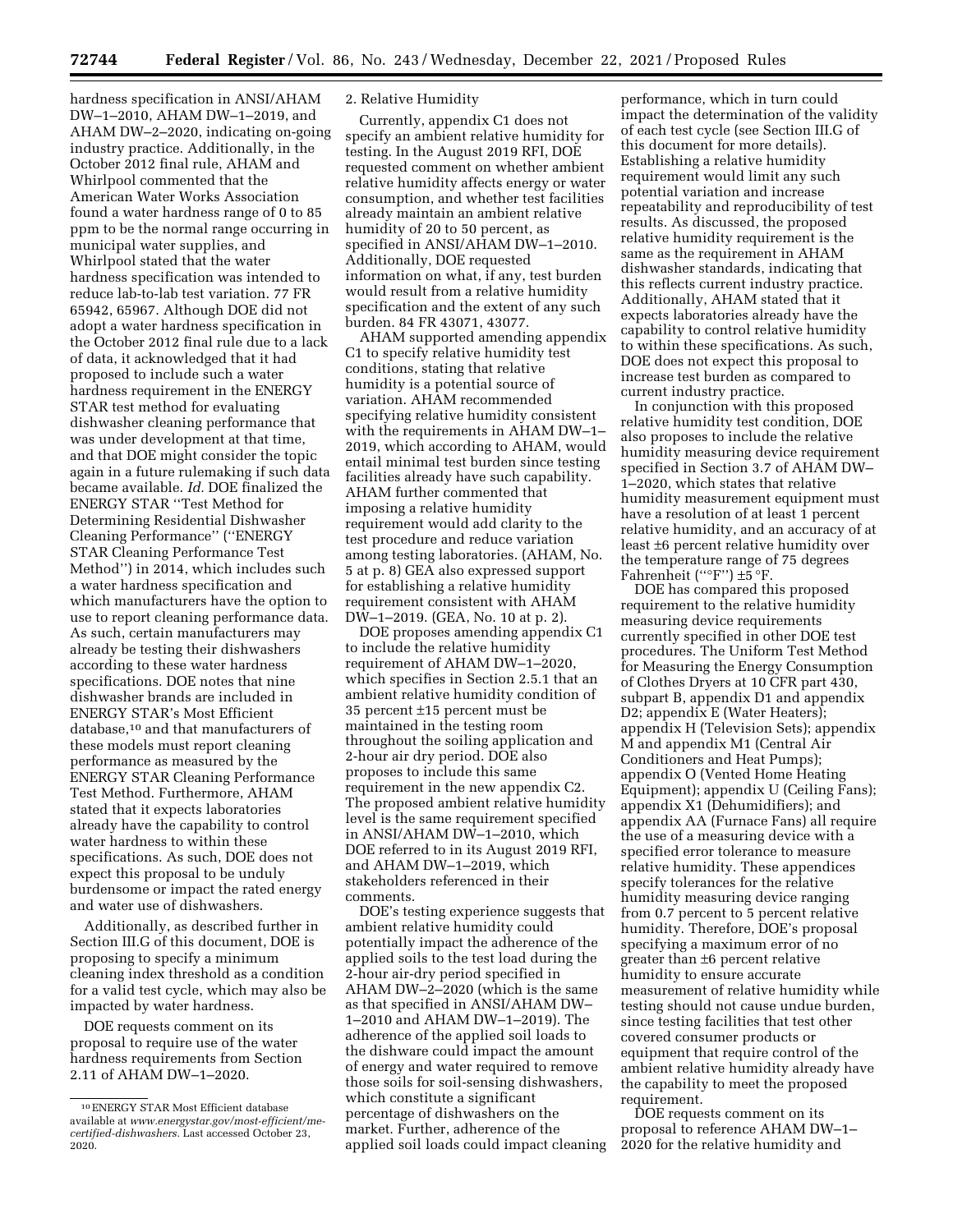hardness specification in ANSI/AHAM DW–1–2010, AHAM DW–1–2019, and AHAM DW–2–2020, indicating on-going industry practice. Additionally, in the October 2012 final rule, AHAM and Whirlpool commented that the American Water Works Association found a water hardness range of 0 to 85 ppm to be the normal range occurring in municipal water supplies, and Whirlpool stated that the water hardness specification was intended to reduce lab-to-lab test variation. 77 FR 65942, 65967. Although DOE did not adopt a water hardness specification in the October 2012 final rule due to a lack of data, it acknowledged that it had proposed to include such a water hardness requirement in the ENERGY STAR test method for evaluating dishwasher cleaning performance that was under development at that time, and that DOE might consider the topic again in a future rulemaking if such data became available. *Id.* DOE finalized the ENERGY STAR ''Test Method for Determining Residential Dishwasher Cleaning Performance'' (''ENERGY STAR Cleaning Performance Test Method'') in 2014, which includes such a water hardness specification and which manufacturers have the option to use to report cleaning performance data. As such, certain manufacturers may already be testing their dishwashers according to these water hardness specifications. DOE notes that nine dishwasher brands are included in ENERGY STAR's Most Efficient database,[10] and that manufacturers of these models must report cleaning performance as measured by the ENERGY STAR Cleaning Performance Test Method. Furthermore, AHAM stated that it expects laboratories already have the capability to control water hardness to within these specifications. As such, DOE does not expect this proposal to be unduly burdensome or impact the rated energy and water use of dishwashers.

Additionally, as described further in Section III.G of this document, DOE is proposing to specify a minimum cleaning index threshold as a condition for a valid test cycle, which may also be impacted by water hardness.

DOE requests comment on its proposal to require use of the water hardness requirements from Section 2.11 of AHAM DW–1–2020.

### 2. Relative Humidity

Currently, appendix C1 does not specify an ambient relative humidity for testing. In the August 2019 RFI, DOE requested comment on whether ambient relative humidity affects energy or water consumption, and whether test facilities already maintain an ambient relative humidity of 20 to 50 percent, as specified in ANSI/AHAM DW–1–2010. Additionally, DOE requested information on what, if any, test burden would result from a relative humidity specification and the extent of any such burden. 84 FR 43071, 43077.

AHAM supported amending appendix C1 to specify relative humidity test conditions, stating that relative humidity is a potential source of variation. AHAM recommended specifying relative humidity consistent with the requirements in AHAM DW–1–2019, which according to AHAM, would entail minimal test burden since testing facilities already have such capability. AHAM further commented that imposing a relative humidity requirement would add clarity to the test procedure and reduce variation among testing laboratories. (AHAM, No. 5 at p. 8) GEA also expressed support for establishing a relative humidity requirement consistent with AHAM DW–1–2019. (GEA, No. 10 at p. 2).

DOE proposes amending appendix C1 to include the relative humidity requirement of AHAM DW–1–2020, which specifies in Section 2.5.1 that an ambient relative humidity condition of 35 percent ±15 percent must be maintained in the testing room throughout the soiling application and 2-hour air dry period. DOE also proposes to include this same requirement in the new appendix C2. The proposed ambient relative humidity level is the same requirement specified in ANSI/AHAM DW–1–2010, which DOE referred to in its August 2019 RFI, and AHAM DW–1–2019, which stakeholders referenced in their comments.

DOE's testing experience suggests that ambient relative humidity could potentially impact the adherence of the applied soils to the test load during the 2-hour air-dry period specified in AHAM DW–2–2020 (which is the same as that specified in ANSI/AHAM DW–1–2010 and AHAM DW–1–2019). The adherence of the applied soil loads to the dishware could impact the amount of energy and water required to remove those soils for soil-sensing dishwashers, which constitute a significant percentage of dishwashers on the market. Further, adherence of the applied soil loads could impact cleaning performance, which in turn could impact the determination of the validity of each test cycle (see Section III.G of this document for more details). Establishing a relative humidity requirement would limit any such potential variation and increase repeatability and reproducibility of test results. As discussed, the proposed relative humidity requirement is the same as the requirement in AHAM dishwasher standards, indicating that this reflects current industry practice. Additionally, AHAM stated that it expects laboratories already have the capability to control relative humidity to within these specifications. As such, DOE does not expect this proposal to increase test burden as compared to current industry practice.

In conjunction with this proposed relative humidity test condition, DOE also proposes to include the relative humidity measuring device requirement specified in Section 3.7 of AHAM DW–1–2020, which states that relative humidity measurement equipment must have a resolution of at least 1 percent relative humidity, and an accuracy of at least ±6 percent relative humidity over the temperature range of 75 degrees Fahrenheit (''°F'') ±5 °F.

DOE has compared this proposed requirement to the relative humidity measuring device requirements currently specified in other DOE test procedures. The Uniform Test Method for Measuring the Energy Consumption of Clothes Dryers at 10 CFR part 430, subpart B, appendix D1 and appendix D2; appendix E (Water Heaters); appendix H (Television Sets); appendix M and appendix M1 (Central Air Conditioners and Heat Pumps); appendix O (Vented Home Heating Equipment); appendix U (Ceiling Fans); appendix X1 (Dehumidifiers); and appendix AA (Furnace Fans) all require the use of a measuring device with a specified error tolerance to measure relative humidity. These appendices specify tolerances for the relative humidity measuring device ranging from 0.7 percent to 5 percent relative humidity. Therefore, DOE's proposal specifying a maximum error of no greater than ±6 percent relative humidity to ensure accurate measurement of relative humidity while testing should not cause undue burden, since testing facilities that test other covered consumer products or equipment that require control of the ambient relative humidity already have the capability to meet the proposed requirement.

DOE requests comment on its proposal to reference AHAM DW–1–2020 for the relative humidity and

---

[10] ENERGY STAR Most Efficient database available at *www.energystar.gov/most-efficient/me-certified-dishwashers.* Last accessed October 23, 2020.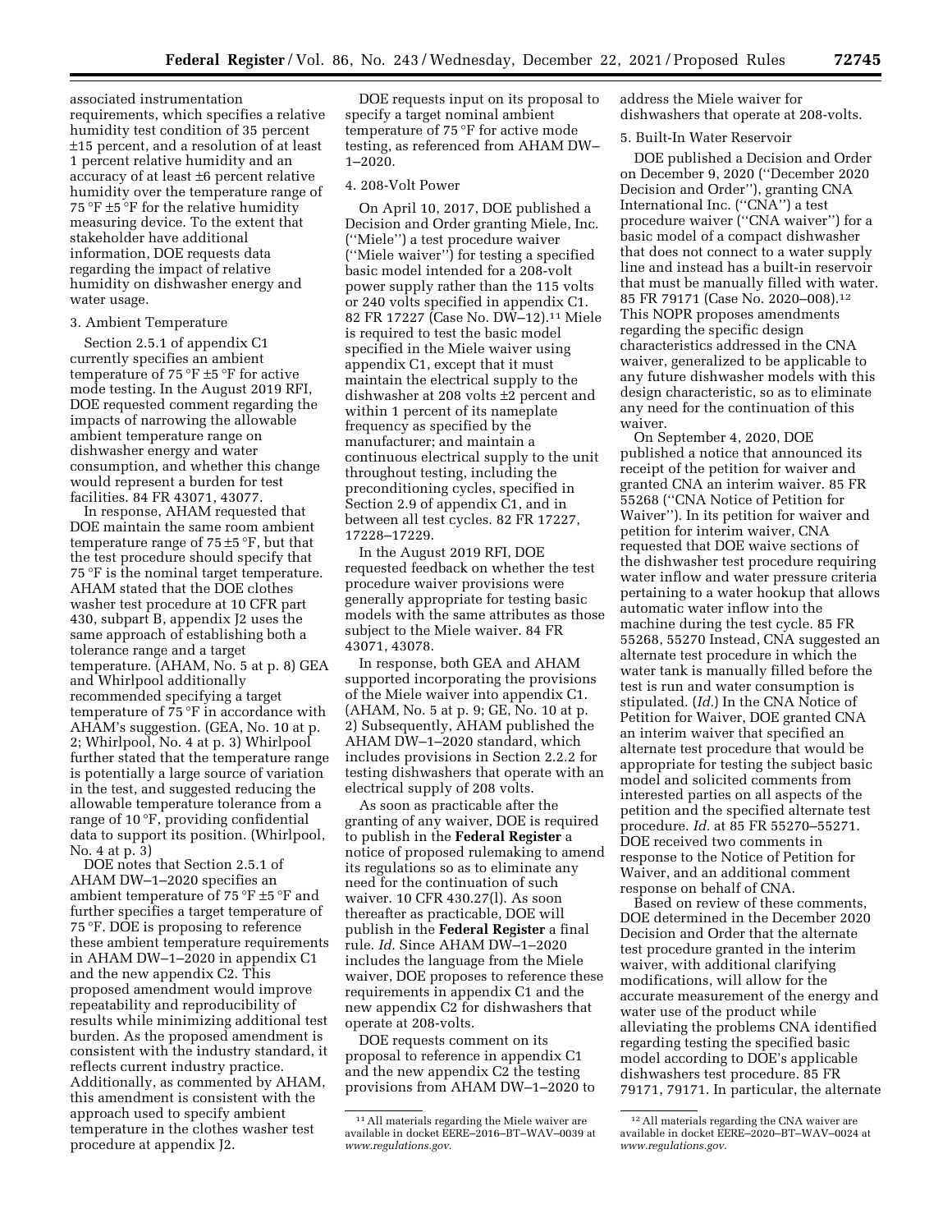associated instrumentation requirements, which specifies a relative humidity test condition of 35 percent ±15 percent, and a resolution of at least 1 percent relative humidity and an accuracy of at least ±6 percent relative humidity over the temperature range of 75 °F ±5 °F for the relative humidity measuring device. To the extent that stakeholder have additional information, DOE requests data regarding the impact of relative humidity on dishwasher energy and water usage.

3. Ambient Temperature

Section 2.5.1 of appendix C1 currently specifies an ambient temperature of 75 °F ±5 °F for active mode testing. In the August 2019 RFI, DOE requested comment regarding the impacts of narrowing the allowable ambient temperature range on dishwasher energy and water consumption, and whether this change would represent a burden for test facilities. 84 FR 43071, 43077.

In response, AHAM requested that DOE maintain the same room ambient temperature range of 75±5 °F, but that the test procedure should specify that 75 °F is the nominal target temperature. AHAM stated that the DOE clothes washer test procedure at 10 CFR part 430, subpart B, appendix J2 uses the same approach of establishing both a tolerance range and a target temperature. (AHAM, No. 5 at p. 8) GEA and Whirlpool additionally recommended specifying a target temperature of 75 °F in accordance with AHAM's suggestion. (GEA, No. 10 at p. 2; Whirlpool, No. 4 at p. 3) Whirlpool further stated that the temperature range is potentially a large source of variation in the test, and suggested reducing the allowable temperature tolerance from a range of 10 °F, providing confidential data to support its position. (Whirlpool, No. 4 at p. 3)

DOE notes that Section 2.5.1 of AHAM DW–1–2020 specifies an ambient temperature of 75 °F ±5 °F and further specifies a target temperature of 75 °F. DOE is proposing to reference these ambient temperature requirements in AHAM DW–1–2020 in appendix C1 and the new appendix C2. This proposed amendment would improve repeatability and reproducibility of results while minimizing additional test burden. As the proposed amendment is consistent with the industry standard, it reflects current industry practice. Additionally, as commented by AHAM, this amendment is consistent with the approach used to specify ambient temperature in the clothes washer test procedure at appendix J2.

DOE requests input on its proposal to specify a target nominal ambient temperature of 75 °F for active mode testing, as referenced from AHAM DW–1–2020.

4. 208-Volt Power

On April 10, 2017, DOE published a Decision and Order granting Miele, Inc. (''Miele'') a test procedure waiver (''Miele waiver'') for testing a specified basic model intended for a 208-volt power supply rather than the 115 volts or 240 volts specified in appendix C1. 82 FR 17227 (Case No. DW–12).[11] Miele is required to test the basic model specified in the Miele waiver using appendix C1, except that it must maintain the electrical supply to the dishwasher at 208 volts ±2 percent and within 1 percent of its nameplate frequency as specified by the manufacturer; and maintain a continuous electrical supply to the unit throughout testing, including the preconditioning cycles, specified in Section 2.9 of appendix C1, and in between all test cycles. 82 FR 17227, 17228–17229.

In the August 2019 RFI, DOE requested feedback on whether the test procedure waiver provisions were generally appropriate for testing basic models with the same attributes as those subject to the Miele waiver. 84 FR 43071, 43078.

In response, both GEA and AHAM supported incorporating the provisions of the Miele waiver into appendix C1. (AHAM, No. 5 at p. 9; GE, No. 10 at p. 2) Subsequently, AHAM published the AHAM DW–1–2020 standard, which includes provisions in Section 2.2.2 for testing dishwashers that operate with an electrical supply of 208 volts.

As soon as practicable after the granting of any waiver, DOE is required to publish in the **Federal Register** a notice of proposed rulemaking to amend its regulations so as to eliminate any need for the continuation of such waiver. 10 CFR 430.27(l). As soon thereafter as practicable, DOE will publish in the **Federal Register** a final rule. *Id.* Since AHAM DW–1–2020 includes the language from the Miele waiver, DOE proposes to reference these requirements in appendix C1 and the new appendix C2 for dishwashers that operate at 208-volts.

DOE requests comment on its proposal to reference in appendix C1 and the new appendix C2 the testing provisions from AHAM DW–1–2020 to address the Miele waiver for dishwashers that operate at 208-volts.

5. Built-In Water Reservoir

DOE published a Decision and Order on December 9, 2020 (''December 2020 Decision and Order''), granting CNA International Inc. (''CNA'') a test procedure waiver (''CNA waiver'') for a basic model of a compact dishwasher that does not connect to a water supply line and instead has a built-in reservoir that must be manually filled with water. 85 FR 79171 (Case No. 2020–008).[12] This NOPR proposes amendments regarding the specific design characteristics addressed in the CNA waiver, generalized to be applicable to any future dishwasher models with this design characteristic, so as to eliminate any need for the continuation of this waiver.

On September 4, 2020, DOE published a notice that announced its receipt of the petition for waiver and granted CNA an interim waiver. 85 FR 55268 (''CNA Notice of Petition for Waiver''). In its petition for waiver and petition for interim waiver, CNA requested that DOE waive sections of the dishwasher test procedure requiring water inflow and water pressure criteria pertaining to a water hookup that allows automatic water inflow into the machine during the test cycle. 85 FR 55268, 55270 Instead, CNA suggested an alternate test procedure in which the water tank is manually filled before the test is run and water consumption is stipulated. (*Id.*) In the CNA Notice of Petition for Waiver, DOE granted CNA an interim waiver that specified an alternate test procedure that would be appropriate for testing the subject basic model and solicited comments from interested parties on all aspects of the petition and the specified alternate test procedure. *Id.* at 85 FR 55270–55271. DOE received two comments in response to the Notice of Petition for Waiver, and an additional comment response on behalf of CNA.

Based on review of these comments, DOE determined in the December 2020 Decision and Order that the alternate test procedure granted in the interim waiver, with additional clarifying modifications, will allow for the accurate measurement of the energy and water use of the product while alleviating the problems CNA identified regarding testing the specified basic model according to DOE's applicable dishwashers test procedure. 85 FR 79171, 79171. In particular, the alternate

[11] All materials regarding the Miele waiver are available in docket EERE–2016–BT–WAV–0039 at *www.regulations.gov.*

[12] All materials regarding the CNA waiver are available in docket EERE–2020–BT–WAV–0024 at *www.regulations.gov.*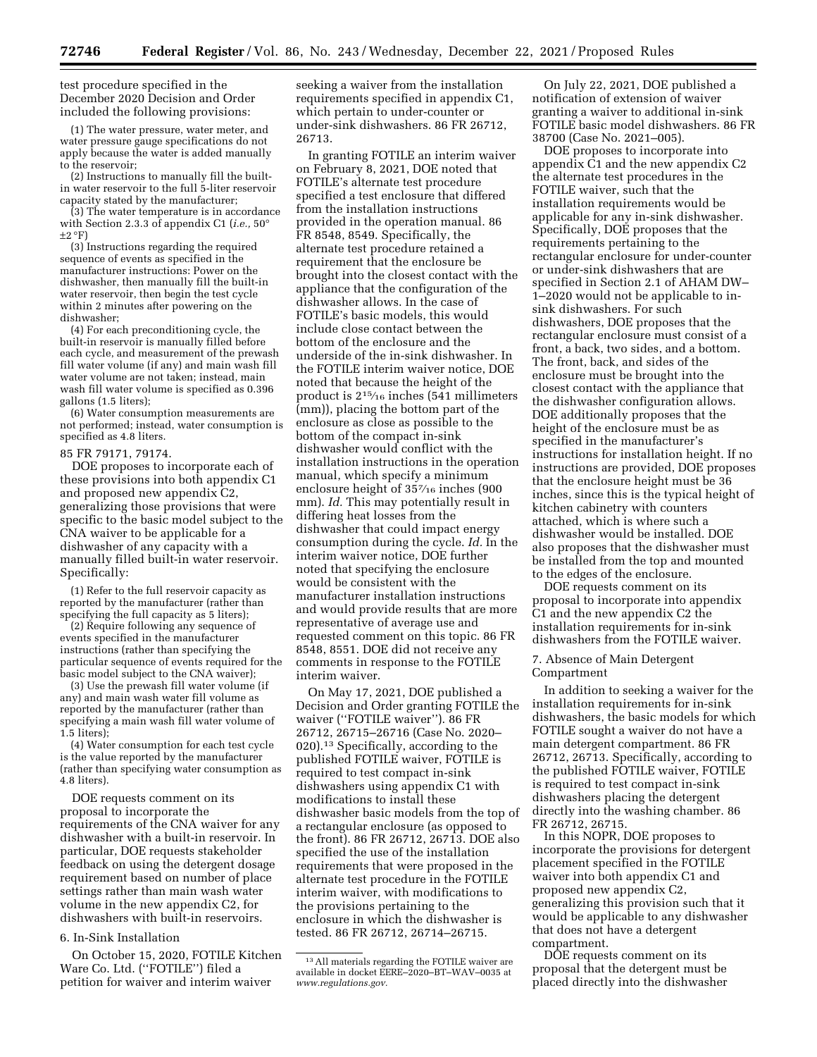test procedure specified in the December 2020 Decision and Order included the following provisions:

(1) The water pressure, water meter, and water pressure gauge specifications do not apply because the water is added manually to the reservoir;

(2) Instructions to manually fill the built-in water reservoir to the full 5-liter reservoir capacity stated by the manufacturer;

(3) The water temperature is in accordance with Section 2.3.3 of appendix C1 (*i.e.,* 50° ±2 °F)

(3) Instructions regarding the required sequence of events as specified in the manufacturer instructions: Power on the dishwasher, then manually fill the built-in water reservoir, then begin the test cycle within 2 minutes after powering on the dishwasher;

(4) For each preconditioning cycle, the built-in reservoir is manually filled before each cycle, and measurement of the prewash fill water volume (if any) and main wash fill water volume are not taken; instead, main wash fill water volume is specified as 0.396 gallons (1.5 liters);

(6) Water consumption measurements are not performed; instead, water consumption is specified as 4.8 liters.

85 FR 79171, 79174.

DOE proposes to incorporate each of these provisions into both appendix C1 and proposed new appendix C2, generalizing those provisions that were specific to the basic model subject to the CNA waiver to be applicable for a dishwasher of any capacity with a manually filled built-in water reservoir. Specifically:

(1) Refer to the full reservoir capacity as reported by the manufacturer (rather than specifying the full capacity as 5 liters);

(2) Require following any sequence of events specified in the manufacturer instructions (rather than specifying the particular sequence of events required for the basic model subject to the CNA waiver);

(3) Use the prewash fill water volume (if any) and main wash water fill volume as reported by the manufacturer (rather than specifying a main wash fill water volume of 1.5 liters);

(4) Water consumption for each test cycle is the value reported by the manufacturer (rather than specifying water consumption as 4.8 liters).

DOE requests comment on its proposal to incorporate the requirements of the CNA waiver for any dishwasher with a built-in reservoir. In particular, DOE requests stakeholder feedback on using the detergent dosage requirement based on number of place settings rather than main wash water volume in the new appendix C2, for dishwashers with built-in reservoirs.

6. In-Sink Installation

On October 15, 2020, FOTILE Kitchen Ware Co. Ltd. (''FOTILE'') filed a petition for waiver and interim waiver seeking a waiver from the installation requirements specified in appendix C1, which pertain to under-counter or under-sink dishwashers. 86 FR 26712, 26713.

In granting FOTILE an interim waiver on February 8, 2021, DOE noted that FOTILE's alternate test procedure specified a test enclosure that differed from the installation instructions provided in the operation manual. 86 FR 8548, 8549. Specifically, the alternate test procedure retained a requirement that the enclosure be brought into the closest contact with the appliance that the configuration of the dishwasher allows. In the case of FOTILE's basic models, this would include close contact between the bottom of the enclosure and the underside of the in-sink dishwasher. In the FOTILE interim waiver notice, DOE noted that because the height of the product is 2<sup>15</sup>⁄<sub>16</sub> inches (541 millimeters (mm)), placing the bottom part of the enclosure as close as possible to the bottom of the compact in-sink dishwasher would conflict with the installation instructions in the operation manual, which specify a minimum enclosure height of 35 7⁄16 inches (900 mm). *Id.* This may potentially result in differing heat losses from the dishwasher that could impact energy consumption during the cycle. *Id.* In the interim waiver notice, DOE further noted that specifying the enclosure would be consistent with the manufacturer installation instructions and would provide results that are more representative of average use and requested comment on this topic. 86 FR 8548, 8551. DOE did not receive any comments in response to the FOTILE interim waiver.

On May 17, 2021, DOE published a Decision and Order granting FOTILE the waiver (''FOTILE waiver''). 86 FR 26712, 26715–26716 (Case No. 2020–020).[13] Specifically, according to the published FOTILE waiver, FOTILE is required to test compact in-sink dishwashers using appendix C1 with modifications to install these dishwasher basic models from the top of a rectangular enclosure (as opposed to the front). 86 FR 26712, 26713. DOE also specified the use of the installation requirements that were proposed in the alternate test procedure in the FOTILE interim waiver, with modifications to the provisions pertaining to the enclosure in which the dishwasher is tested. 86 FR 26712, 26714–26715.

On July 22, 2021, DOE published a notification of extension of waiver granting a waiver to additional in-sink FOTILE basic model dishwashers. 86 FR 38700 (Case No. 2021–005).

DOE proposes to incorporate into appendix C1 and the new appendix C2 the alternate test procedures in the FOTILE waiver, such that the installation requirements would be applicable for any in-sink dishwasher. Specifically, DOE proposes that the requirements pertaining to the rectangular enclosure for under-counter or under-sink dishwashers that are specified in Section 2.1 of AHAM DW–1–2020 would not be applicable to in-sink dishwashers. For such dishwashers, DOE proposes that the rectangular enclosure must consist of a front, a back, two sides, and a bottom. The front, back, and sides of the enclosure must be brought into the closest contact with the appliance that the dishwasher configuration allows. DOE additionally proposes that the height of the enclosure must be as specified in the manufacturer's instructions for installation height. If no instructions are provided, DOE proposes that the enclosure height must be 36 inches, since this is the typical height of kitchen cabinetry with counters attached, which is where such a dishwasher would be installed. DOE also proposes that the dishwasher must be installed from the top and mounted to the edges of the enclosure.

DOE requests comment on its proposal to incorporate into appendix C1 and the new appendix C2 the installation requirements for in-sink dishwashers from the FOTILE waiver.

7. Absence of Main Detergent Compartment

In addition to seeking a waiver for the installation requirements for in-sink dishwashers, the basic models for which FOTILE sought a waiver do not have a main detergent compartment. 86 FR 26712, 26713. Specifically, according to the published FOTILE waiver, FOTILE is required to test compact in-sink dishwashers placing the detergent directly into the washing chamber. 86 FR 26712, 26715.

In this NOPR, DOE proposes to incorporate the provisions for detergent placement specified in the FOTILE waiver into both appendix C1 and proposed new appendix C2, generalizing this provision such that it would be applicable to any dishwasher that does not have a detergent compartment.

DOE requests comment on its proposal that the detergent must be placed directly into the dishwasher

[13] All materials regarding the FOTILE waiver are available in docket EERE–2020–BT–WAV–0035 at *www.regulations.gov.*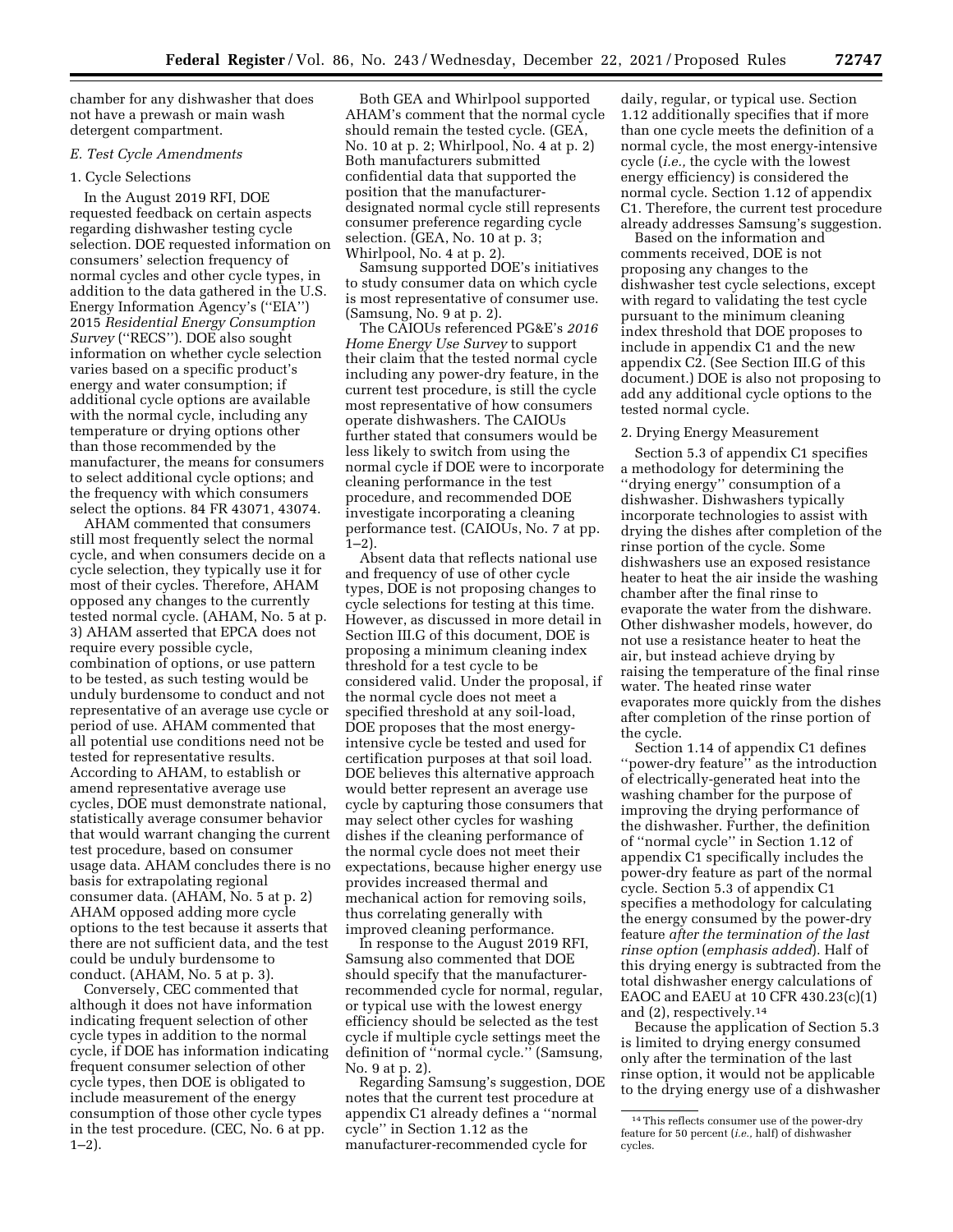chamber for any dishwasher that does not have a prewash or main wash detergent compartment.

### E. Test Cycle Amendments

#### 1. Cycle Selections

In the August 2019 RFI, DOE requested feedback on certain aspects regarding dishwasher testing cycle selection. DOE requested information on consumers' selection frequency of normal cycles and other cycle types, in addition to the data gathered in the U.S. Energy Information Agency's ("EIA") 2015 *Residential Energy Consumption Survey* ("RECS"). DOE also sought information on whether cycle selection varies based on a specific product's energy and water consumption; if additional cycle options are available with the normal cycle, including any temperature or drying options other than those recommended by the manufacturer, the means for consumers to select additional cycle options; and the frequency with which consumers select the options. 84 FR 43071, 43074.

AHAM commented that consumers still most frequently select the normal cycle, and when consumers decide on a cycle selection, they typically use it for most of their cycles. Therefore, AHAM opposed any changes to the currently tested normal cycle. (AHAM, No. 5 at p. 3) AHAM asserted that EPCA does not require every possible cycle, combination of options, or use pattern to be tested, as such testing would be unduly burdensome to conduct and not representative of an average use cycle or period of use. AHAM commented that all potential use conditions need not be tested for representative results. According to AHAM, to establish or amend representative average use cycles, DOE must demonstrate national, statistically average consumer behavior that would warrant changing the current test procedure, based on consumer usage data. AHAM concludes there is no basis for extrapolating regional consumer data. (AHAM, No. 5 at p. 2) AHAM opposed adding more cycle options to the test because it asserts that there are not sufficient data, and the test could be unduly burdensome to conduct. (AHAM, No. 5 at p. 3).

Conversely, CEC commented that although it does not have information indicating frequent selection of other cycle types in addition to the normal cycle, if DOE has information indicating frequent consumer selection of other cycle types, then DOE is obligated to include measurement of the energy consumption of those other cycle types in the test procedure. (CEC, No. 6 at pp. 1–2).

Both GEA and Whirlpool supported AHAM's comment that the normal cycle should remain the tested cycle. (GEA, No. 10 at p. 2; Whirlpool, No. 4 at p. 2) Both manufacturers submitted confidential data that supported the position that the manufacturer-designated normal cycle still represents consumer preference regarding cycle selection. (GEA, No. 10 at p. 3; Whirlpool, No. 4 at p. 2).

Samsung supported DOE's initiatives to study consumer data on which cycle is most representative of consumer use. (Samsung, No. 9 at p. 2).

The CAIOUs referenced PG&E's *2016 Home Energy Use Survey* to support their claim that the tested normal cycle including any power-dry feature, in the current test procedure, is still the cycle most representative of how consumers operate dishwashers. The CAIOUs further stated that consumers would be less likely to switch from using the normal cycle if DOE were to incorporate cleaning performance in the test procedure, and recommended DOE investigate incorporating a cleaning performance test. (CAIOUs, No. 7 at pp. 1–2).

Absent data that reflects national use and frequency of use of other cycle types, DOE is not proposing changes to cycle selections for testing at this time. However, as discussed in more detail in Section III.G of this document, DOE is proposing a minimum cleaning index threshold for a test cycle to be considered valid. Under the proposal, if the normal cycle does not meet a specified threshold at any soil-load, DOE proposes that the most energy-intensive cycle be tested and used for certification purposes at that soil load. DOE believes this alternative approach would better represent an average use cycle by capturing those consumers that may select other cycles for washing dishes if the cleaning performance of the normal cycle does not meet their expectations, because higher energy use provides increased thermal and mechanical action for removing soils, thus correlating generally with improved cleaning performance.

In response to the August 2019 RFI, Samsung also commented that DOE should specify that the manufacturer-recommended cycle for normal, regular, or typical use with the lowest energy efficiency should be selected as the test cycle if multiple cycle settings meet the definition of "normal cycle." (Samsung, No. 9 at p. 2).

Regarding Samsung's suggestion, DOE notes that the current test procedure at appendix C1 already defines a "normal cycle" in Section 1.12 as the manufacturer-recommended cycle for daily, regular, or typical use. Section 1.12 additionally specifies that if more than one cycle meets the definition of a normal cycle, the most energy-intensive cycle (*i.e.,* the cycle with the lowest energy efficiency) is considered the normal cycle. Section 1.12 of appendix C1. Therefore, the current test procedure already addresses Samsung's suggestion.

Based on the information and comments received, DOE is not proposing any changes to the dishwasher test cycle selections, except with regard to validating the test cycle pursuant to the minimum cleaning index threshold that DOE proposes to include in appendix C1 and the new appendix C2. (See Section III.G of this document.) DOE is also not proposing to add any additional cycle options to the tested normal cycle.

#### 2. Drying Energy Measurement

Section 5.3 of appendix C1 specifies a methodology for determining the "drying energy" consumption of a dishwasher. Dishwashers typically incorporate technologies to assist with drying the dishes after completion of the rinse portion of the cycle. Some dishwashers use an exposed resistance heater to heat the air inside the washing chamber after the final rinse to evaporate the water from the dishware. Other dishwasher models, however, do not use a resistance heater to heat the air, but instead achieve drying by raising the temperature of the final rinse water. The heated rinse water evaporates more quickly from the dishes after completion of the rinse portion of the cycle.

Section 1.14 of appendix C1 defines "power-dry feature" as the introduction of electrically-generated heat into the washing chamber for the purpose of improving the drying performance of the dishwasher. Further, the definition of "normal cycle" in Section 1.12 of appendix C1 specifically includes the power-dry feature as part of the normal cycle. Section 5.3 of appendix C1 specifies a methodology for calculating the energy consumed by the power-dry feature *after the termination of the last rinse option* (*emphasis added*). Half of this drying energy is subtracted from the total dishwasher energy calculations of EAOC and EAEU at 10 CFR 430.23(c)(1) and (2), respectively.[14]

Because the application of Section 5.3 is limited to drying energy consumed only after the termination of the last rinse option, it would not be applicable to the drying energy use of a dishwasher

[14] This reflects consumer use of the power-dry feature for 50 percent (*i.e.,* half) of dishwasher cycles.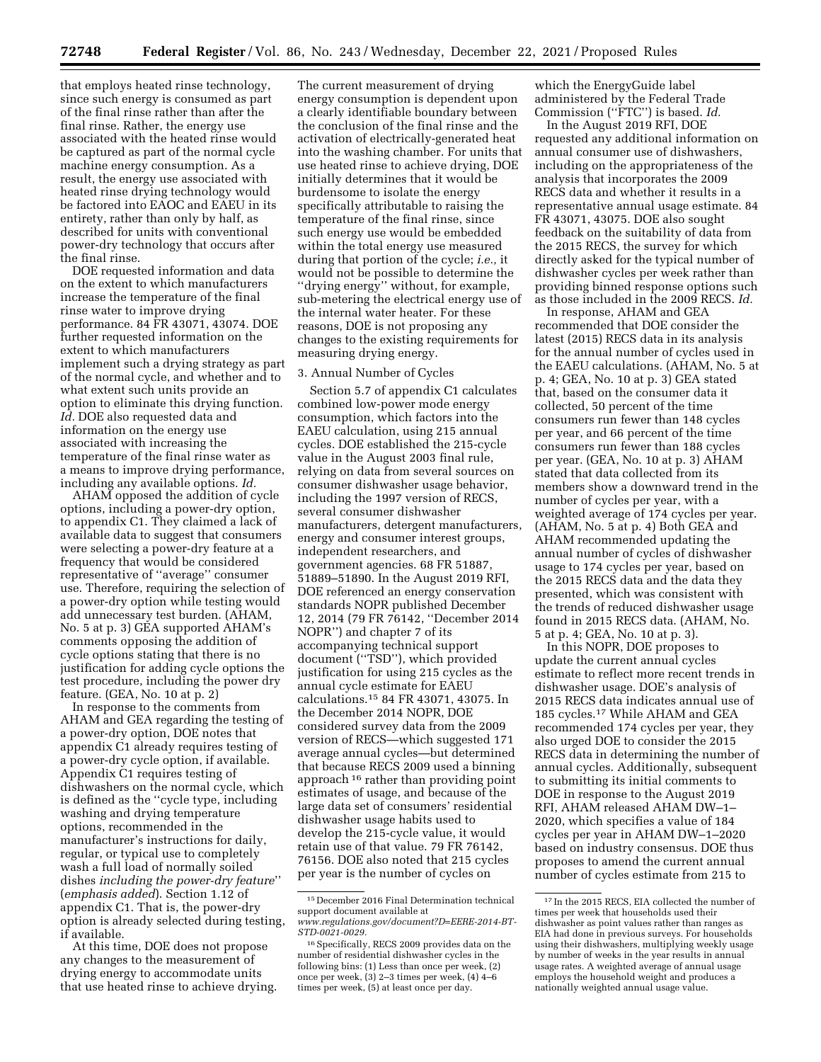that employs heated rinse technology, since such energy is consumed as part of the final rinse rather than after the final rinse. Rather, the energy use associated with the heated rinse would be captured as part of the normal cycle machine energy consumption. As a result, the energy use associated with heated rinse drying technology would be factored into EAOC and EAEU in its entirety, rather than only by half, as described for units with conventional power-dry technology that occurs after the final rinse.

DOE requested information and data on the extent to which manufacturers increase the temperature of the final rinse water to improve drying performance. 84 FR 43071, 43074. DOE further requested information on the extent to which manufacturers implement such a drying strategy as part of the normal cycle, and whether and to what extent such units provide an option to eliminate this drying function. *Id.* DOE also requested data and information on the energy use associated with increasing the temperature of the final rinse water as a means to improve drying performance, including any available options. *Id.*

AHAM opposed the addition of cycle options, including a power-dry option, to appendix C1. They claimed a lack of available data to suggest that consumers were selecting a power-dry feature at a frequency that would be considered representative of ''average'' consumer use. Therefore, requiring the selection of a power-dry option while testing would add unnecessary test burden. (AHAM, No. 5 at p. 3) GEA supported AHAM's comments opposing the addition of cycle options stating that there is no justification for adding cycle options the test procedure, including the power dry feature. (GEA, No. 10 at p. 2)

In response to the comments from AHAM and GEA regarding the testing of a power-dry option, DOE notes that appendix C1 already requires testing of a power-dry cycle option, if available. Appendix C1 requires testing of dishwashers on the normal cycle, which is defined as the ''cycle type, including washing and drying temperature options, recommended in the manufacturer's instructions for daily, regular, or typical use to completely wash a full load of normally soiled dishes *including the power-dry feature*'' (*emphasis added*). Section 1.12 of appendix C1. That is, the power-dry option is already selected during testing, if available.

At this time, DOE does not propose any changes to the measurement of drying energy to accommodate units that use heated rinse to achieve drying. The current measurement of drying energy consumption is dependent upon a clearly identifiable boundary between the conclusion of the final rinse and the activation of electrically-generated heat into the washing chamber. For units that use heated rinse to achieve drying, DOE initially determines that it would be burdensome to isolate the energy specifically attributable to raising the temperature of the final rinse, since such energy use would be embedded within the total energy use measured during that portion of the cycle; *i.e.,* it would not be possible to determine the ''drying energy'' without, for example, sub-metering the electrical energy use of the internal water heater. For these reasons, DOE is not proposing any changes to the existing requirements for measuring drying energy.

3. Annual Number of Cycles

Section 5.7 of appendix C1 calculates combined low-power mode energy consumption, which factors into the EAEU calculation, using 215 annual cycles. DOE established the 215-cycle value in the August 2003 final rule, relying on data from several sources on consumer dishwasher usage behavior, including the 1997 version of RECS, several consumer dishwasher manufacturers, detergent manufacturers, energy and consumer interest groups, independent researchers, and government agencies. 68 FR 51887, 51889–51890. In the August 2019 RFI, DOE referenced an energy conservation standards NOPR published December 12, 2014 (79 FR 76142, ''December 2014 NOPR'') and chapter 7 of its accompanying technical support document (''TSD''), which provided justification for using 215 cycles as the annual cycle estimate for EAEU calculations.[15] 84 FR 43071, 43075. In the December 2014 NOPR, DOE considered survey data from the 2009 version of RECS—which suggested 171 average annual cycles—but determined that because RECS 2009 used a binning approach[16] rather than providing point estimates of usage, and because of the large data set of consumers' residential dishwasher usage habits used to develop the 215-cycle value, it would retain use of that value. 79 FR 76142, 76156. DOE also noted that 215 cycles per year is the number of cycles on which the EnergyGuide label administered by the Federal Trade Commission (''FTC'') is based. *Id.*

In the August 2019 RFI, DOE requested any additional information on annual consumer use of dishwashers, including on the appropriateness of the analysis that incorporates the 2009 RECS data and whether it results in a representative annual usage estimate. 84 FR 43071, 43075. DOE also sought feedback on the suitability of data from the 2015 RECS, the survey for which directly asked for the typical number of dishwasher cycles per week rather than providing binned response options such as those included in the 2009 RECS. *Id.*

In response, AHAM and GEA recommended that DOE consider the latest (2015) RECS data in its analysis for the annual number of cycles used in the EAEU calculations. (AHAM, No. 5 at p. 4; GEA, No. 10 at p. 3) GEA stated that, based on the consumer data it collected, 50 percent of the time consumers run fewer than 148 cycles per year, and 66 percent of the time consumers run fewer than 188 cycles per year. (GEA, No. 10 at p. 3) AHAM stated that data collected from its members show a downward trend in the number of cycles per year, with a weighted average of 174 cycles per year. (AHAM, No. 5 at p. 4) Both GEA and AHAM recommended updating the annual number of cycles of dishwasher usage to 174 cycles per year, based on the 2015 RECS data and the data they presented, which was consistent with the trends of reduced dishwasher usage found in 2015 RECS data. (AHAM, No. 5 at p. 4; GEA, No. 10 at p. 3).

In this NOPR, DOE proposes to update the current annual cycles estimate to reflect more recent trends in dishwasher usage. DOE's analysis of 2015 RECS data indicates annual use of 185 cycles.[17] While AHAM and GEA recommended 174 cycles per year, they also urged DOE to consider the 2015 RECS data in determining the number of annual cycles. Additionally, subsequent to submitting its initial comments to DOE in response to the August 2019 RFI, AHAM released AHAM DW–1–2020, which specifies a value of 184 cycles per year in AHAM DW–1–2020 based on industry consensus. DOE thus proposes to amend the current annual number of cycles estimate from 215 to

---

[15] December 2016 Final Determination technical support document available at *www.regulations.gov/document?D=EERE-2014-BT-STD-0021-0029.*

[16] Specifically, RECS 2009 provides data on the number of residential dishwasher cycles in the following bins: (1) Less than once per week, (2) once per week, (3) 2–3 times per week, (4) 4–6 times per week, (5) at least once per day.

[17] In the 2015 RECS, EIA collected the number of times per week that households used their dishwasher as point values rather than ranges as EIA had done in previous surveys. For households using their dishwashers, multiplying weekly usage by number of weeks in the year results in annual usage rates. A weighted average of annual usage employs the household weight and produces a nationally weighted annual usage value.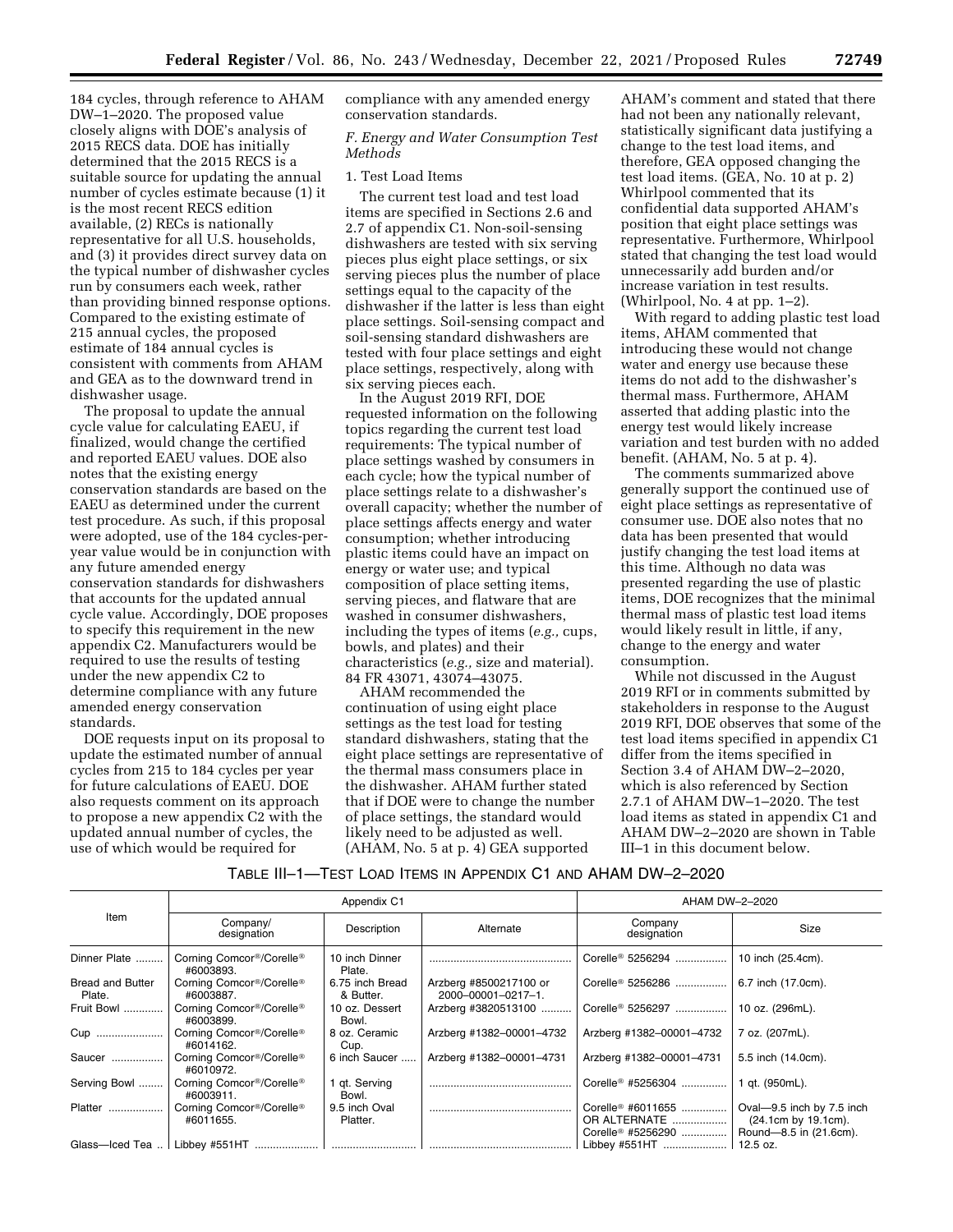184 cycles, through reference to AHAM DW–1–2020. The proposed value closely aligns with DOE's analysis of 2015 RECS data. DOE has initially determined that the 2015 RECS is a suitable source for updating the annual number of cycles estimate because (1) it is the most recent RECS edition available, (2) RECs is nationally representative for all U.S. households, and (3) it provides direct survey data on the typical number of dishwasher cycles run by consumers each week, rather than providing binned response options. Compared to the existing estimate of 215 annual cycles, the proposed estimate of 184 annual cycles is consistent with comments from AHAM and GEA as to the downward trend in dishwasher usage.

The proposal to update the annual cycle value for calculating EAEU, if finalized, would change the certified and reported EAEU values. DOE also notes that the existing energy conservation standards are based on the EAEU as determined under the current test procedure. As such, if this proposal were adopted, use of the 184 cycles-per-year value would be in conjunction with any future amended energy conservation standards for dishwashers that accounts for the updated annual cycle value. Accordingly, DOE proposes to specify this requirement in the new appendix C2. Manufacturers would be required to use the results of testing under the new appendix C2 to determine compliance with any future amended energy conservation standards.

DOE requests input on its proposal to update the estimated number of annual cycles from 215 to 184 cycles per year for future calculations of EAEU. DOE also requests comment on its approach to propose a new appendix C2 with the updated annual number of cycles, the use of which would be required for compliance with any amended energy conservation standards.

### F. Energy and Water Consumption Test Methods

#### 1. Test Load Items

The current test load and test load items are specified in Sections 2.6 and 2.7 of appendix C1. Non-soil-sensing dishwashers are tested with six serving pieces plus eight place settings, or six serving pieces plus the number of place settings equal to the capacity of the dishwasher if the latter is less than eight place settings. Soil-sensing compact and soil-sensing standard dishwashers are tested with four place settings and eight place settings, respectively, along with six serving pieces each.

In the August 2019 RFI, DOE requested information on the following topics regarding the current test load requirements: The typical number of place settings washed by consumers in each cycle; how the typical number of place settings relate to a dishwasher's overall capacity; whether the number of place settings affects energy and water consumption; whether introducing plastic items could have an impact on energy or water use; and typical composition of place setting items, serving pieces, and flatware that are washed in consumer dishwashers, including the types of items (*e.g.,* cups, bowls, and plates) and their characteristics (*e.g.,* size and material). 84 FR 43071, 43074–43075.

AHAM recommended the continuation of using eight place settings as the test load for testing standard dishwashers, stating that the eight place settings are representative of the thermal mass consumers place in the dishwasher. AHAM further stated that if DOE were to change the number of place settings, the standard would likely need to be adjusted as well. (AHAM, No. 5 at p. 4) GEA supported AHAM's comment and stated that there had not been any nationally relevant, statistically significant data justifying a change to the test load items, and therefore, GEA opposed changing the test load items. (GEA, No. 10 at p. 2) Whirlpool commented that its confidential data supported AHAM's position that eight place settings was representative. Furthermore, Whirlpool stated that changing the test load would unnecessarily add burden and/or increase variation in test results. (Whirlpool, No. 4 at pp. 1–2).

With regard to adding plastic test load items, AHAM commented that introducing these would not change water and energy use because these items do not add to the dishwasher's thermal mass. Furthermore, AHAM asserted that adding plastic into the energy test would likely increase variation and test burden with no added benefit. (AHAM, No. 5 at p. 4).

The comments summarized above generally support the continued use of eight place settings as representative of consumer use. DOE also notes that no data has been presented that would justify changing the test load items at this time. Although no data was presented regarding the use of plastic items, DOE recognizes that the minimal thermal mass of plastic test load items would likely result in little, if any, change to the energy and water consumption.

While not discussed in the August 2019 RFI or in comments submitted by stakeholders in response to the August 2019 RFI, DOE observes that some of the test load items specified in appendix C1 differ from the items specified in Section 3.4 of AHAM DW–2–2020, which is also referenced by Section 2.7.1 of AHAM DW–1–2020. The test load items as stated in appendix C1 and AHAM DW–2–2020 are shown in Table III–1 in this document below.

TABLE III–1—TEST LOAD ITEMS IN APPENDIX C1 AND AHAM DW–2–2020

| Item | Appendix C1 | | | AHAM DW–2–2020 | |
|---|---|---|---|---|---|
| | Company/ designation | Description | Alternate | Company designation | Size |
| Dinner Plate | Corning Comcor®/Corelle® #6003893. | 10 inch Dinner Plate. | | Corelle® 5256294 | 10 inch (25.4cm). |
| Bread and Butter Plate. | Corning Comcor®/Corelle® #6003887. | 6.75 inch Bread & Butter. | Arzberg #8500217100 or 2000–00001–0217–1. | Corelle® 5256286 | 6.7 inch (17.0cm). |
| Fruit Bowl | Corning Comcor®/Corelle® #6003899. | 10 oz. Dessert Bowl. | Arzberg #3820513100 | Corelle® 5256297 | 10 oz. (296mL). |
| Cup | Corning Comcor®/Corelle® #6014162. | 8 oz. Ceramic Cup. | Arzberg #1382–00001–4732 | Arzberg #1382–00001–4732 | 7 oz. (207mL). |
| Saucer | Corning Comcor®/Corelle® #6010972. | 6 inch Saucer | Arzberg #1382–00001–4731 | Arzberg #1382–00001–4731 | 5.5 inch (14.0cm). |
| Serving Bowl | Corning Comcor®/Corelle® #6003911. | 1 qt. Serving Bowl. | | Corelle® #5256304 | 1 qt. (950mL). |
| Platter | Corning Comcor®/Corelle® #6011655. | 9.5 inch Oval Platter. | | Corelle® #6011655 OR ALTERNATE Corelle® #5256290 | Oval—9.5 inch by 7.5 inch (24.1cm by 19.1cm). Round—8.5 in (21.6cm). |
| Glass—Iced Tea | Libbey #551HT | | | Libbey #551HT | 12.5 oz. |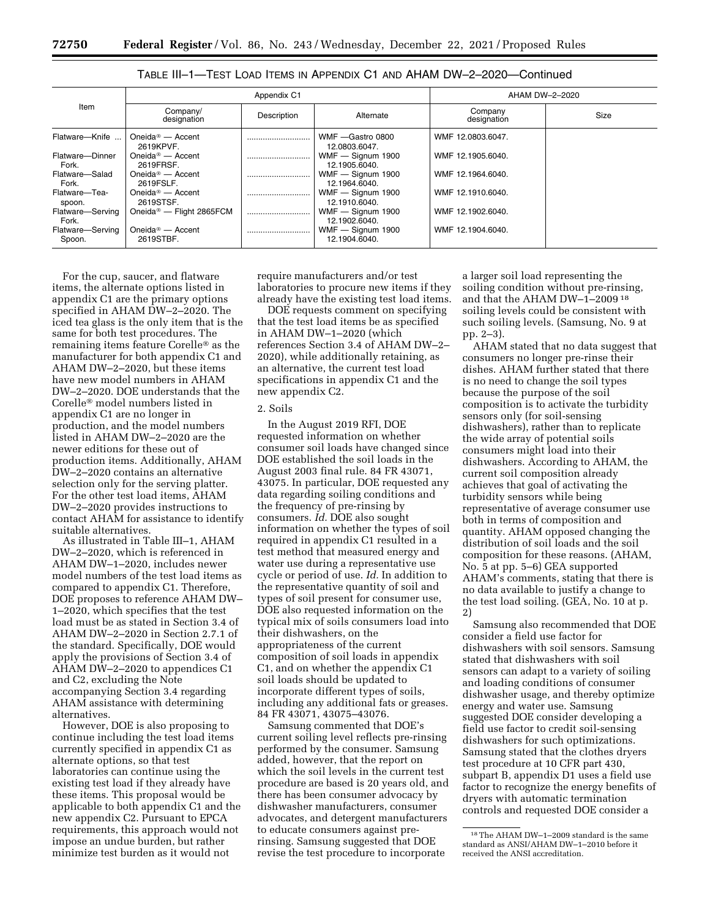TABLE III–1—TEST LOAD ITEMS IN APPENDIX C1 AND AHAM DW–2–2020—Continued

| Item | Appendix C1 | | | AHAM DW–2–2020 | |
|---|---|---|---|---|---|
| | Company/designation | Description | Alternate | Company designation | Size |
| Flatware—Knife | Oneida® — Accent 2619KPVF. | ............................ | WMF —Gastro 0800 12.0803.6047. | WMF 12.0803.6047. | |
| Flatware—Dinner Fork. | Oneida® — Accent 2619FRSF. | ............................ | WMF — Signum 1900 12.1905.6040. | WMF 12.1905.6040. | |
| Flatware—Salad Fork. | Oneida® — Accent 2619FSLF. | ............................ | WMF — Signum 1900 12.1964.6040. | WMF 12.1964.6040. | |
| Flatware—Tea-spoon. | Oneida® — Accent 2619STSF. | ............................ | WMF — Signum 1900 12.1910.6040. | WMF 12.1910.6040. | |
| Flatware—Serving Fork. | Oneida® — Flight 2865FCM | ............................ | WMF — Signum 1900 12.1902.6040. | WMF 12.1902.6040. | |
| Flatware—Serving Spoon. | Oneida® — Accent 2619STBF. | ............................ | WMF — Signum 1900 12.1904.6040. | WMF 12.1904.6040. | |

For the cup, saucer, and flatware items, the alternate options listed in appendix C1 are the primary options specified in AHAM DW–2–2020. The iced tea glass is the only item that is the same for both test procedures. The remaining items feature Corelle® as the manufacturer for both appendix C1 and AHAM DW–2–2020, but these items have new model numbers in AHAM DW–2–2020. DOE understands that the Corelle® model numbers listed in appendix C1 are no longer in production, and the model numbers listed in AHAM DW–2–2020 are the newer editions for these out of production items. Additionally, AHAM DW–2–2020 contains an alternative selection only for the serving platter. For the other test load items, AHAM DW–2–2020 provides instructions to contact AHAM for assistance to identify suitable alternatives.

As illustrated in Table III–1, AHAM DW–2–2020, which is referenced in AHAM DW–1–2020, includes newer model numbers of the test load items as compared to appendix C1. Therefore, DOE proposes to reference AHAM DW–1–2020, which specifies that the test load must be as stated in Section 3.4 of AHAM DW–2–2020 in Section 2.7.1 of the standard. Specifically, DOE would apply the provisions of Section 3.4 of AHAM DW–2–2020 to appendices C1 and C2, excluding the Note accompanying Section 3.4 regarding AHAM assistance with determining alternatives.

However, DOE is also proposing to continue including the test load items currently specified in appendix C1 as alternate options, so that test laboratories can continue using the existing test load if they already have these items. This proposal would be applicable to both appendix C1 and the new appendix C2. Pursuant to EPCA requirements, this approach would not impose an undue burden, but rather minimize test burden as it would not require manufacturers and/or test laboratories to procure new items if they already have the existing test load items.

DOE requests comment on specifying that the test load items be as specified in AHAM DW–1–2020 (which references Section 3.4 of AHAM DW–2–2020), while additionally retaining, as an alternative, the current test load specifications in appendix C1 and the new appendix C2.

2. Soils

In the August 2019 RFI, DOE requested information on whether consumer soil loads have changed since DOE established the soil loads in the August 2003 final rule. 84 FR 43071, 43075. In particular, DOE requested any data regarding soiling conditions and the frequency of pre-rinsing by consumers. *Id.* DOE also sought information on whether the types of soil required in appendix C1 resulted in a test method that measured energy and water use during a representative use cycle or period of use. *Id.* In addition to the representative quantity of soil and types of soil present for consumer use, DOE also requested information on the typical mix of soils consumers load into their dishwashers, on the appropriateness of the current composition of soil loads in appendix C1, and on whether the appendix C1 soil loads should be updated to incorporate different types of soils, including any additional fats or greases. 84 FR 43071, 43075–43076.

Samsung commented that DOE's current soiling level reflects pre-rinsing performed by the consumer. Samsung added, however, that the report on which the soil levels in the current test procedure are based is 20 years old, and there has been consumer advocacy by dishwasher manufacturers, consumer advocates, and detergent manufacturers to educate consumers against pre-rinsing. Samsung suggested that DOE revise the test procedure to incorporate a larger soil load representing the soiling condition without pre-rinsing, and that the AHAM DW–1–2009 [18] soiling levels could be consistent with such soiling levels. (Samsung, No. 9 at pp. 2–3).

AHAM stated that no data suggest that consumers no longer pre-rinse their dishes. AHAM further stated that there is no need to change the soil types because the purpose of the soil composition is to activate the turbidity sensors only (for soil-sensing dishwashers), rather than to replicate the wide array of potential soils consumers might load into their dishwashers. According to AHAM, the current soil composition already achieves that goal of activating the turbidity sensors while being representative of average consumer use both in terms of composition and quantity. AHAM opposed changing the distribution of soil loads and the soil composition for these reasons. (AHAM, No. 5 at pp. 5–6) GEA supported AHAM's comments, stating that there is no data available to justify a change to the test load soiling. (GEA, No. 10 at p. 2)

Samsung also recommended that DOE consider a field use factor for dishwashers with soil sensors. Samsung stated that dishwashers with soil sensors can adapt to a variety of soiling and loading conditions of consumer dishwasher usage, and thereby optimize energy and water use. Samsung suggested DOE consider developing a field use factor to credit soil-sensing dishwashers for such optimizations. Samsung stated that the clothes dryers test procedure at 10 CFR part 430, subpart B, appendix D1 uses a field use factor to recognize the energy benefits of dryers with automatic termination controls and requested DOE consider a

[18] The AHAM DW–1–2009 standard is the same standard as ANSI/AHAM DW–1–2010 before it received the ANSI accreditation.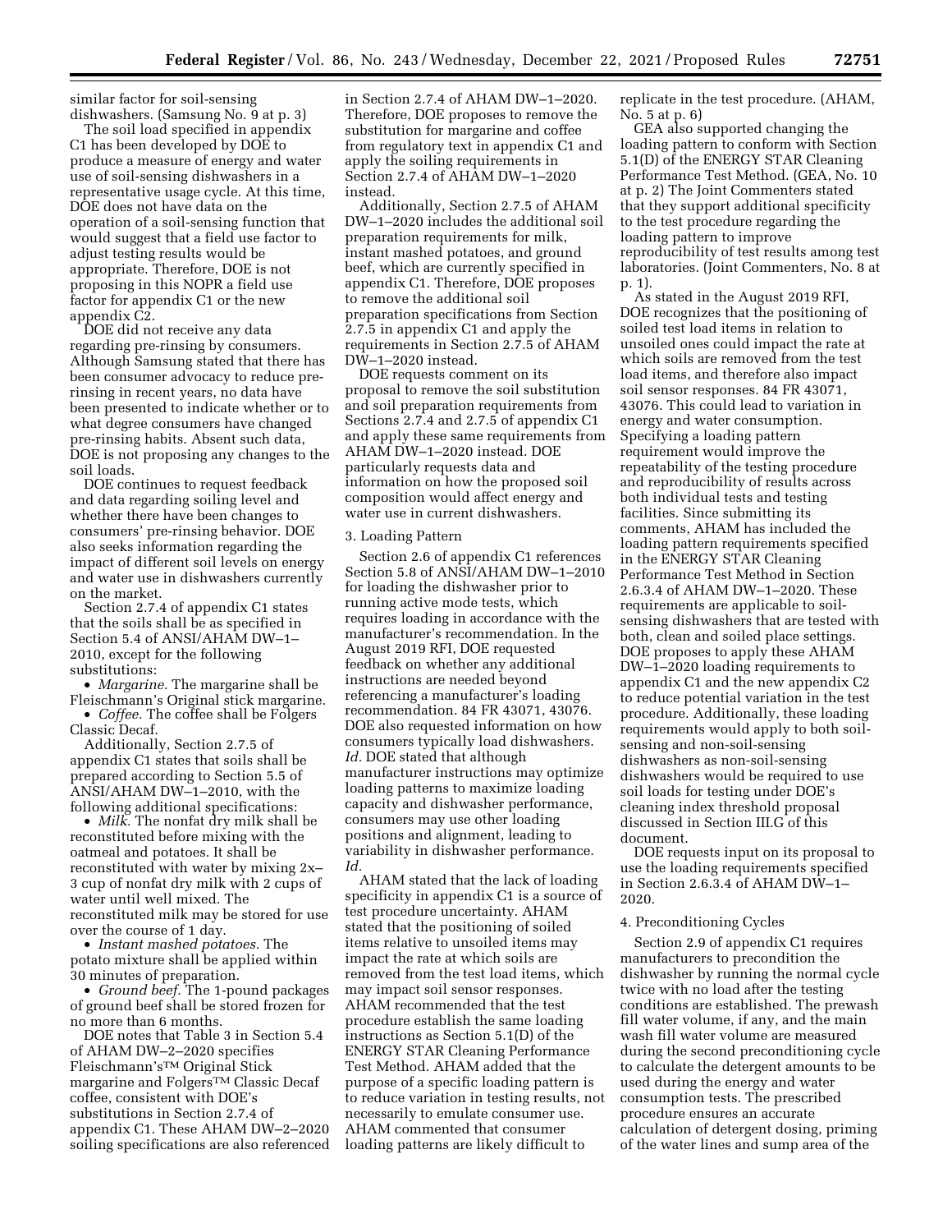similar factor for soil-sensing dishwashers. (Samsung No. 9 at p. 3)

The soil load specified in appendix C1 has been developed by DOE to produce a measure of energy and water use of soil-sensing dishwashers in a representative usage cycle. At this time, DOE does not have data on the operation of a soil-sensing function that would suggest that a field use factor to adjust testing results would be appropriate. Therefore, DOE is not proposing in this NOPR a field use factor for appendix C1 or the new appendix C2.

DOE did not receive any data regarding pre-rinsing by consumers. Although Samsung stated that there has been consumer advocacy to reduce pre-rinsing in recent years, no data have been presented to indicate whether or to what degree consumers have changed pre-rinsing habits. Absent such data, DOE is not proposing any changes to the soil loads.

DOE continues to request feedback and data regarding soiling level and whether there have been changes to consumers' pre-rinsing behavior. DOE also seeks information regarding the impact of different soil levels on energy and water use in dishwashers currently on the market.

Section 2.7.4 of appendix C1 states that the soils shall be as specified in Section 5.4 of ANSI/AHAM DW–1–2010, except for the following substitutions:

- *Margarine.* The margarine shall be Fleischmann's Original stick margarine.
- *Coffee.* The coffee shall be Folgers Classic Decaf.

Additionally, Section 2.7.5 of appendix C1 states that soils shall be prepared according to Section 5.5 of ANSI/AHAM DW–1–2010, with the following additional specifications:

- *Milk.* The nonfat dry milk shall be reconstituted before mixing with the oatmeal and potatoes. It shall be reconstituted with water by mixing 2x–3 cup of nonfat dry milk with 2 cups of water until well mixed. The reconstituted milk may be stored for use over the course of 1 day.
- *Instant mashed potatoes.* The potato mixture shall be applied within 30 minutes of preparation.
- *Ground beef.* The 1-pound packages of ground beef shall be stored frozen for no more than 6 months.

DOE notes that Table 3 in Section 5.4 of AHAM DW–2–2020 specifies Fleischmann's™ Original Stick margarine and Folgers™ Classic Decaf coffee, consistent with DOE's substitutions in Section 2.7.4 of appendix C1. These AHAM DW–2–2020 soiling specifications are also referenced in Section 2.7.4 of AHAM DW–1–2020. Therefore, DOE proposes to remove the substitution for margarine and coffee from regulatory text in appendix C1 and apply the soiling requirements in Section 2.7.4 of AHAM DW–1–2020 instead.

Additionally, Section 2.7.5 of AHAM DW–1–2020 includes the additional soil preparation requirements for milk, instant mashed potatoes, and ground beef, which are currently specified in appendix C1. Therefore, DOE proposes to remove the additional soil preparation specifications from Section 2.7.5 in appendix C1 and apply the requirements in Section 2.7.5 of AHAM DW–1–2020 instead.

DOE requests comment on its proposal to remove the soil substitution and soil preparation requirements from Sections 2.7.4 and 2.7.5 of appendix C1 and apply these same requirements from AHAM DW–1–2020 instead. DOE particularly requests data and information on how the proposed soil composition would affect energy and water use in current dishwashers.

3. Loading Pattern

Section 2.6 of appendix C1 references Section 5.8 of ANSI/AHAM DW–1–2010 for loading the dishwasher prior to running active mode tests, which requires loading in accordance with the manufacturer's recommendation. In the August 2019 RFI, DOE requested feedback on whether any additional instructions are needed beyond referencing a manufacturer's loading recommendation. 84 FR 43071, 43076. DOE also requested information on how consumers typically load dishwashers. *Id.* DOE stated that although manufacturer instructions may optimize loading patterns to maximize loading capacity and dishwasher performance, consumers may use other loading positions and alignment, leading to variability in dishwasher performance. *Id.*

AHAM stated that the lack of loading specificity in appendix C1 is a source of test procedure uncertainty. AHAM stated that the positioning of soiled items relative to unsoiled items may impact the rate at which soils are removed from the test load items, which may impact soil sensor responses. AHAM recommended that the test procedure establish the same loading instructions as Section 5.1(D) of the ENERGY STAR Cleaning Performance Test Method. AHAM added that the purpose of a specific loading pattern is to reduce variation in testing results, not necessarily to emulate consumer use. AHAM commented that consumer loading patterns are likely difficult to replicate in the test procedure. (AHAM, No. 5 at p. 6)

GEA also supported changing the loading pattern to conform with Section 5.1(D) of the ENERGY STAR Cleaning Performance Test Method. (GEA, No. 10 at p. 2) The Joint Commenters stated that they support additional specificity to the test procedure regarding the loading pattern to improve reproducibility of test results among test laboratories. (Joint Commenters, No. 8 at p. 1).

As stated in the August 2019 RFI, DOE recognizes that the positioning of soiled test load items in relation to unsoiled ones could impact the rate at which soils are removed from the test load items, and therefore also impact soil sensor responses. 84 FR 43071, 43076. This could lead to variation in energy and water consumption. Specifying a loading pattern requirement would improve the repeatability of the testing procedure and reproducibility of results across both individual tests and testing facilities. Since submitting its comments, AHAM has included the loading pattern requirements specified in the ENERGY STAR Cleaning Performance Test Method in Section 2.6.3.4 of AHAM DW–1–2020. These requirements are applicable to soil-sensing dishwashers that are tested with both, clean and soiled place settings. DOE proposes to apply these AHAM DW–1–2020 loading requirements to appendix C1 and the new appendix C2 to reduce potential variation in the test procedure. Additionally, these loading requirements would apply to both soil-sensing and non-soil-sensing dishwashers as non-soil-sensing dishwashers would be required to use soil loads for testing under DOE's cleaning index threshold proposal discussed in Section III.G of this document.

DOE requests input on its proposal to use the loading requirements specified in Section 2.6.3.4 of AHAM DW–1–2020.

4. Preconditioning Cycles

Section 2.9 of appendix C1 requires manufacturers to precondition the dishwasher by running the normal cycle twice with no load after the testing conditions are established. The prewash fill water volume, if any, and the main wash fill water volume are measured during the second preconditioning cycle to calculate the detergent amounts to be used during the energy and water consumption tests. The prescribed procedure ensures an accurate calculation of detergent dosing, priming of the water lines and sump area of the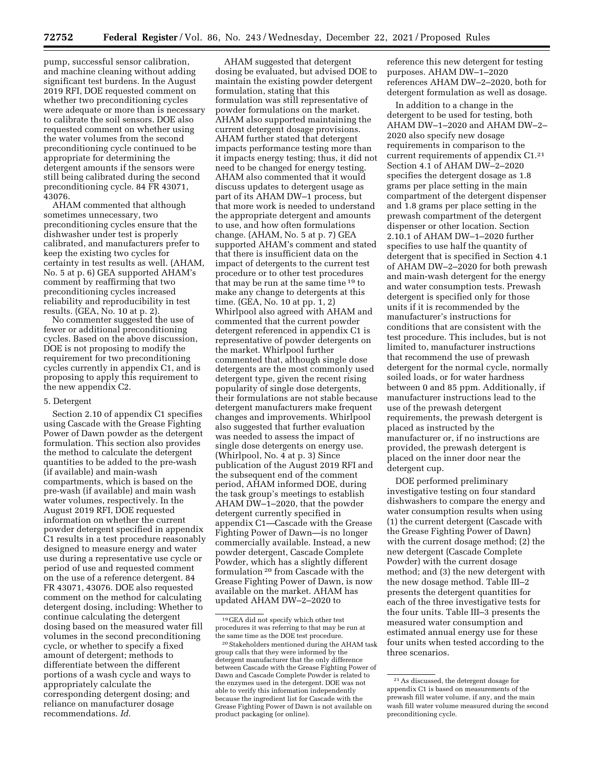pump, successful sensor calibration, and machine cleaning without adding significant test burdens. In the August 2019 RFI, DOE requested comment on whether two preconditioning cycles were adequate or more than is necessary to calibrate the soil sensors. DOE also requested comment on whether using the water volumes from the second preconditioning cycle continued to be appropriate for determining the detergent amounts if the sensors were still being calibrated during the second preconditioning cycle. 84 FR 43071, 43076.

AHAM commented that although sometimes unnecessary, two preconditioning cycles ensure that the dishwasher under test is properly calibrated, and manufacturers prefer to keep the existing two cycles for certainty in test results as well. (AHAM, No. 5 at p. 6) GEA supported AHAM's comment by reaffirming that two preconditioning cycles increased reliability and reproducibility in test results. (GEA, No. 10 at p. 2).

No commenter suggested the use of fewer or additional preconditioning cycles. Based on the above discussion, DOE is not proposing to modify the requirement for two preconditioning cycles currently in appendix C1, and is proposing to apply this requirement to the new appendix C2.

5. Detergent

Section 2.10 of appendix C1 specifies using Cascade with the Grease Fighting Power of Dawn powder as the detergent formulation. This section also provides the method to calculate the detergent quantities to be added to the pre-wash (if available) and main-wash compartments, which is based on the pre-wash (if available) and main wash water volumes, respectively. In the August 2019 RFI, DOE requested information on whether the current powder detergent specified in appendix C1 results in a test procedure reasonably designed to measure energy and water use during a representative use cycle or period of use and requested comment on the use of a reference detergent. 84 FR 43071, 43076. DOE also requested comment on the method for calculating detergent dosing, including: Whether to continue calculating the detergent dosing based on the measured water fill volumes in the second preconditioning cycle, or whether to specify a fixed amount of detergent; methods to differentiate between the different portions of a wash cycle and ways to appropriately calculate the corresponding detergent dosing; and reliance on manufacturer dosage recommendations. *Id.*

AHAM suggested that detergent dosing be evaluated, but advised DOE to maintain the existing powder detergent formulation, stating that this formulation was still representative of powder formulations on the market. AHAM also supported maintaining the current detergent dosage provisions. AHAM further stated that detergent impacts performance testing more than it impacts energy testing; thus, it did not need to be changed for energy testing. AHAM also commented that it would discuss updates to detergent usage as part of its AHAM DW–1 process, but that more work is needed to understand the appropriate detergent and amounts to use, and how often formulations change. (AHAM, No. 5 at p. 7) GEA supported AHAM's comment and stated that there is insufficient data on the impact of detergents to the current test procedure or to other test procedures that may be run at the same time [19] to make any change to detergents at this time. (GEA, No. 10 at pp. 1, 2) Whirlpool also agreed with AHAM and commented that the current powder detergent referenced in appendix C1 is representative of powder detergents on the market. Whirlpool further commented that, although single dose detergents are the most commonly used detergent type, given the recent rising popularity of single dose detergents, their formulations are not stable because detergent manufacturers make frequent changes and improvements. Whirlpool also suggested that further evaluation was needed to assess the impact of single dose detergents on energy use. (Whirlpool, No. 4 at p. 3) Since publication of the August 2019 RFI and the subsequent end of the comment period, AHAM informed DOE, during the task group's meetings to establish AHAM DW–1–2020, that the powder detergent currently specified in appendix C1—Cascade with the Grease Fighting Power of Dawn—is no longer commercially available. Instead, a new powder detergent, Cascade Complete Powder, which has a slightly different formulation [20] from Cascade with the Grease Fighting Power of Dawn, is now available on the market. AHAM has updated AHAM DW–2–2020 to reference this new detergent for testing purposes. AHAM DW–1–2020 references AHAM DW–2–2020, both for detergent formulation as well as dosage.

In addition to a change in the detergent to be used for testing, both AHAM DW–1–2020 and AHAM DW–2–2020 also specify new dosage requirements in comparison to the current requirements of appendix C1.[21] Section 4.1 of AHAM DW–2–2020 specifies the detergent dosage as 1.8 grams per place setting in the main compartment of the detergent dispenser and 1.8 grams per place setting in the prewash compartment of the detergent dispenser or other location. Section 2.10.1 of AHAM DW–1–2020 further specifies to use half the quantity of detergent that is specified in Section 4.1 of AHAM DW–2–2020 for both prewash and main-wash detergent for the energy and water consumption tests. Prewash detergent is specified only for those units if it is recommended by the manufacturer's instructions for conditions that are consistent with the test procedure. This includes, but is not limited to, manufacturer instructions that recommend the use of prewash detergent for the normal cycle, normally soiled loads, or for water hardness between 0 and 85 ppm. Additionally, if manufacturer instructions lead to the use of the prewash detergent requirements, the prewash detergent is placed as instructed by the manufacturer or, if no instructions are provided, the prewash detergent is placed on the inner door near the detergent cup.

DOE performed preliminary investigative testing on four standard dishwashers to compare the energy and water consumption results when using (1) the current detergent (Cascade with the Grease Fighting Power of Dawn) with the current dosage method; (2) the new detergent (Cascade Complete Powder) with the current dosage method; and (3) the new detergent with the new dosage method. Table III–2 presents the detergent quantities for each of the three investigative tests for the four units. Table III–3 presents the measured water consumption and estimated annual energy use for these four units when tested according to the three scenarios.

[19] GEA did not specify which other test procedures it was referring to that may be run at the same time as the DOE test procedure.

[20] Stakeholders mentioned during the AHAM task group calls that they were informed by the detergent manufacturer that the only difference between Cascade with the Grease Fighting Power of Dawn and Cascade Complete Powder is related to the enzymes used in the detergent. DOE was not able to verify this information independently because the ingredient list for Cascade with the Grease Fighting Power of Dawn is not available on product packaging (or online).

[21] As discussed, the detergent dosage for appendix C1 is based on measurements of the prewash fill water volume, if any, and the main wash fill water volume measured during the second preconditioning cycle.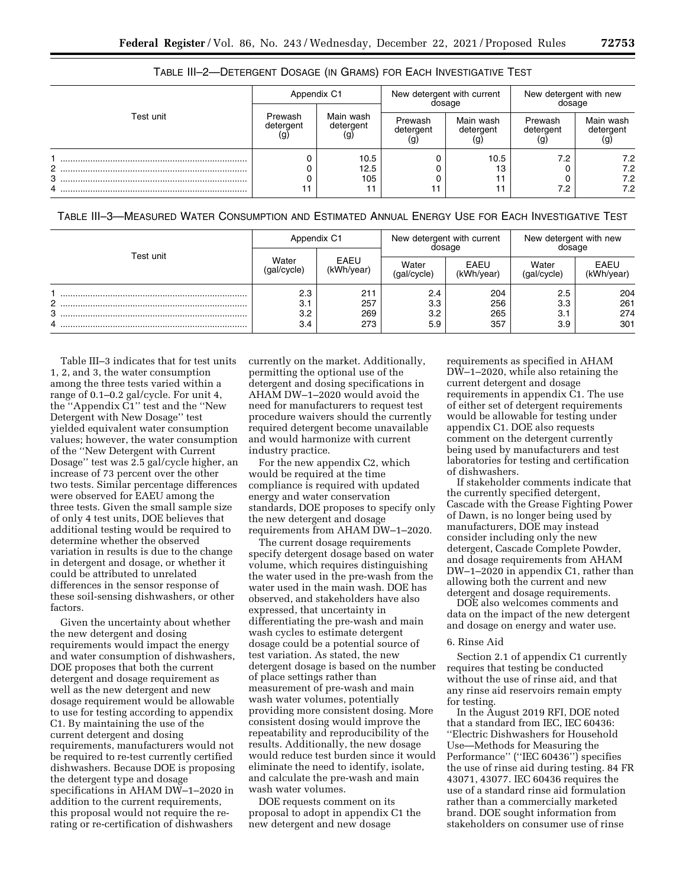TABLE III–2—DETERGENT DOSAGE (IN GRAMS) FOR EACH INVESTIGATIVE TEST

| Test unit | Appendix C1 | | New detergent with current dosage | | New detergent with new dosage | |
|---|---|---|---|---|---|---|
| | Prewash detergent (g) | Main wash detergent (g) | Prewash detergent (g) | Main wash detergent (g) | Prewash detergent (g) | Main wash detergent (g) |
| 1 | 0 | 10.5 | 0 | 10.5 | 7.2 | 7.2 |
| 2 | 0 | 12.5 | 0 | 13 | 0 | 7.2 |
| 3 | 0 | 105 | 0 | 11 | 0 | 7.2 |
| 4 | 11 | 11 | 11 | 11 | 7.2 | 7.2 |

TABLE III–3—MEASURED WATER CONSUMPTION AND ESTIMATED ANNUAL ENERGY USE FOR EACH INVESTIGATIVE TEST

| Test unit | Appendix C1 | | New detergent with current dosage | | New detergent with new dosage | |
|---|---|---|---|---|---|---|
| | Water (gal/cycle) | EAEU (kWh/year) | Water (gal/cycle) | EAEU (kWh/year) | Water (gal/cycle) | EAEU (kWh/year) |
| 1 | 2.3 | 211 | 2.4 | 204 | 2.5 | 204 |
| 2 | 3.1 | 257 | 3.3 | 256 | 3.3 | 261 |
| 3 | 3.2 | 269 | 3.2 | 265 | 3.1 | 274 |
| 4 | 3.4 | 273 | 5.9 | 357 | 3.9 | 301 |

Table III–3 indicates that for test units 1, 2, and 3, the water consumption among the three tests varied within a range of 0.1–0.2 gal/cycle. For unit 4, the ''Appendix C1'' test and the ''New Detergent with New Dosage'' test yielded equivalent water consumption values; however, the water consumption of the ''New Detergent with Current Dosage'' test was 2.5 gal/cycle higher, an increase of 73 percent over the other two tests. Similar percentage differences were observed for EAEU among the three tests. Given the small sample size of only 4 test units, DOE believes that additional testing would be required to determine whether the observed variation in results is due to the change in detergent and dosage, or whether it could be attributed to unrelated differences in the sensor response of these soil-sensing dishwashers, or other factors.

Given the uncertainty about whether the new detergent and dosing requirements would impact the energy and water consumption of dishwashers, DOE proposes that both the current detergent and dosage requirement as well as the new detergent and new dosage requirement would be allowable to use for testing according to appendix C1. By maintaining the use of the current detergent and dosing requirements, manufacturers would not be required to re-test currently certified dishwashers. Because DOE is proposing the detergent type and dosage specifications in AHAM DW–1–2020 in addition to the current requirements, this proposal would not require the re-rating or re-certification of dishwashers currently on the market. Additionally, permitting the optional use of the detergent and dosing specifications in AHAM DW–1–2020 would avoid the need for manufacturers to request test procedure waivers should the currently required detergent become unavailable and would harmonize with current industry practice.

For the new appendix C2, which would be required at the time compliance is required with updated energy and water conservation standards, DOE proposes to specify only the new detergent and dosage requirements from AHAM DW–1–2020.

The current dosage requirements specify detergent dosage based on water volume, which requires distinguishing the water used in the pre-wash from the water used in the main wash. DOE has observed, and stakeholders have also expressed, that uncertainty in differentiating the pre-wash and main wash cycles to estimate detergent dosage could be a potential source of test variation. As stated, the new detergent dosage is based on the number of place settings rather than measurement of pre-wash and main wash water volumes, potentially providing more consistent dosing. More consistent dosing would improve the repeatability and reproducibility of the results. Additionally, the new dosage would reduce test burden since it would eliminate the need to identify, isolate, and calculate the pre-wash and main wash water volumes.

DOE requests comment on its proposal to adopt in appendix C1 the new detergent and new dosage requirements as specified in AHAM DW–1–2020, while also retaining the current detergent and dosage requirements in appendix C1. The use of either set of detergent requirements would be allowable for testing under appendix C1. DOE also requests comment on the detergent currently being used by manufacturers and test laboratories for testing and certification of dishwashers.

If stakeholder comments indicate that the currently specified detergent, Cascade with the Grease Fighting Power of Dawn, is no longer being used by manufacturers, DOE may instead consider including only the new detergent, Cascade Complete Powder, and dosage requirements from AHAM DW–1–2020 in appendix C1, rather than allowing both the current and new detergent and dosage requirements.

DOE also welcomes comments and data on the impact of the new detergent and dosage on energy and water use.

6. Rinse Aid

Section 2.1 of appendix C1 currently requires that testing be conducted without the use of rinse aid, and that any rinse aid reservoirs remain empty for testing.

In the August 2019 RFI, DOE noted that a standard from IEC, IEC 60436: ''Electric Dishwashers for Household Use—Methods for Measuring the Performance'' (''IEC 60436'') specifies the use of rinse aid during testing. 84 FR 43071, 43077. IEC 60436 requires the use of a standard rinse aid formulation rather than a commercially marketed brand. DOE sought information from stakeholders on consumer use of rinse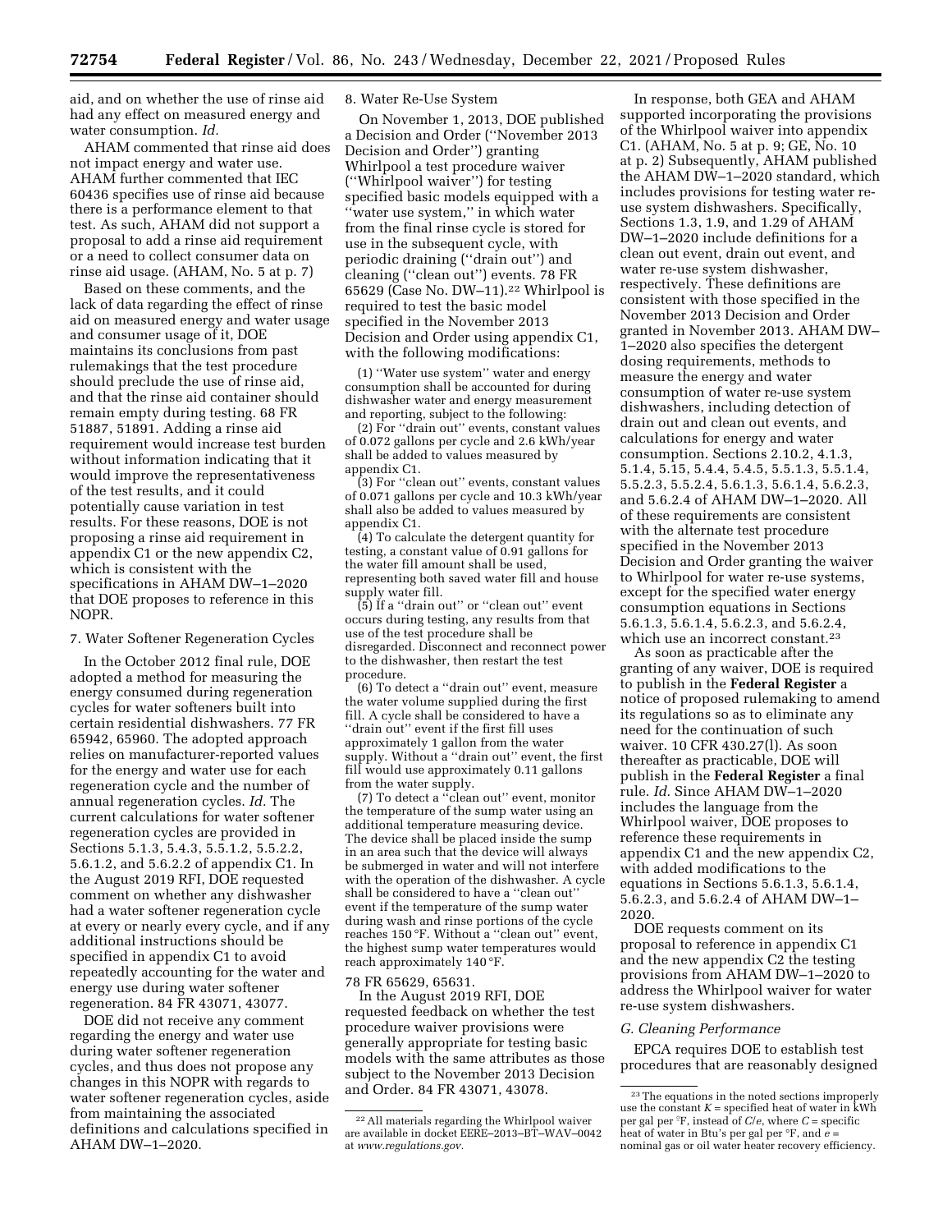aid, and on whether the use of rinse aid had any effect on measured energy and water consumption. *Id.*

AHAM commented that rinse aid does not impact energy and water use. AHAM further commented that IEC 60436 specifies use of rinse aid because there is a performance element to that test. As such, AHAM did not support a proposal to add a rinse aid requirement or a need to collect consumer data on rinse aid usage. (AHAM, No. 5 at p. 7)

Based on these comments, and the lack of data regarding the effect of rinse aid on measured energy and water usage and consumer usage of it, DOE maintains its conclusions from past rulemakings that the test procedure should preclude the use of rinse aid, and that the rinse aid container should remain empty during testing. 68 FR 51887, 51891. Adding a rinse aid requirement would increase test burden without information indicating that it would improve the representativeness of the test results, and it could potentially cause variation in test results. For these reasons, DOE is not proposing a rinse aid requirement in appendix C1 or the new appendix C2, which is consistent with the specifications in AHAM DW–1–2020 that DOE proposes to reference in this NOPR.

7. Water Softener Regeneration Cycles

In the October 2012 final rule, DOE adopted a method for measuring the energy consumed during regeneration cycles for water softeners built into certain residential dishwashers. 77 FR 65942, 65960. The adopted approach relies on manufacturer-reported values for the energy and water use for each regeneration cycle and the number of annual regeneration cycles. *Id.* The current calculations for water softener regeneration cycles are provided in Sections 5.1.3, 5.4.3, 5.5.1.2, 5.5.2.2, 5.6.1.2, and 5.6.2.2 of appendix C1. In the August 2019 RFI, DOE requested comment on whether any dishwasher had a water softener regeneration cycle at every or nearly every cycle, and if any additional instructions should be specified in appendix C1 to avoid repeatedly accounting for the water and energy use during water softener regeneration. 84 FR 43071, 43077.

DOE did not receive any comment regarding the energy and water use during water softener regeneration cycles, and thus does not propose any changes in this NOPR with regards to water softener regeneration cycles, aside from maintaining the associated definitions and calculations specified in AHAM DW–1–2020.

8. Water Re-Use System

On November 1, 2013, DOE published a Decision and Order (''November 2013 Decision and Order'') granting Whirlpool a test procedure waiver (''Whirlpool waiver'') for testing specified basic models equipped with a ''water use system,'' in which water from the final rinse cycle is stored for use in the subsequent cycle, with periodic draining (''drain out'') and cleaning (''clean out'') events. 78 FR 65629 (Case No. DW–11).[22] Whirlpool is required to test the basic model specified in the November 2013 Decision and Order using appendix C1, with the following modifications:

(1) ''Water use system'' water and energy consumption shall be accounted for during dishwasher water and energy measurement and reporting, subject to the following:

(2) For ''drain out'' events, constant values of 0.072 gallons per cycle and 2.6 kWh/year shall be added to values measured by appendix C1.

(3) For ''clean out'' events, constant values of 0.071 gallons per cycle and 10.3 kWh/year shall also be added to values measured by appendix C1.

(4) To calculate the detergent quantity for testing, a constant value of 0.91 gallons for the water fill amount shall be used, representing both saved water fill and house supply water fill.

(5) If a ''drain out'' or ''clean out'' event occurs during testing, any results from that use of the test procedure shall be disregarded. Disconnect and reconnect power to the dishwasher, then restart the test procedure.

(6) To detect a ''drain out'' event, measure the water volume supplied during the first fill. A cycle shall be considered to have a ''drain out'' event if the first fill uses approximately 1 gallon from the water supply. Without a ''drain out'' event, the first fill would use approximately 0.11 gallons from the water supply.

(7) To detect a ''clean out'' event, monitor the temperature of the sump water using an additional temperature measuring device. The device shall be placed inside the sump in an area such that the device will always be submerged in water and will not interfere with the operation of the dishwasher. A cycle shall be considered to have a ''clean out'' event if the temperature of the sump water during wash and rinse portions of the cycle reaches 150 °F. Without a ''clean out'' event, the highest sump water temperatures would reach approximately 140 °F.

78 FR 65629, 65631.

In the August 2019 RFI, DOE requested feedback on whether the test procedure waiver provisions were generally appropriate for testing basic models with the same attributes as those subject to the November 2013 Decision and Order. 84 FR 43071, 43078.

In response, both GEA and AHAM supported incorporating the provisions of the Whirlpool waiver into appendix C1. (AHAM, No. 5 at p. 9; GE, No. 10 at p. 2) Subsequently, AHAM published the AHAM DW–1–2020 standard, which includes provisions for testing water re-use system dishwashers. Specifically, Sections 1.3, 1.9, and 1.29 of AHAM DW–1–2020 include definitions for a clean out event, drain out event, and water re-use system dishwasher, respectively. These definitions are consistent with those specified in the November 2013 Decision and Order granted in November 2013. AHAM DW–1–2020 also specifies the detergent dosing requirements, methods to measure the energy and water consumption of water re-use system dishwashers, including detection of drain out and clean out events, and calculations for energy and water consumption. Sections 2.10.2, 4.1.3, 5.1.4, 5.15, 5.4.4, 5.4.5, 5.5.1.3, 5.5.1.4, 5.5.2.3, 5.5.2.4, 5.6.1.3, 5.6.1.4, 5.6.2.3, and 5.6.2.4 of AHAM DW–1–2020. All of these requirements are consistent with the alternate test procedure specified in the November 2013 Decision and Order granting the waiver to Whirlpool for water re-use systems, except for the specified water energy consumption equations in Sections 5.6.1.3, 5.6.1.4, 5.6.2.3, and 5.6.2.4, which use an incorrect constant.[23]

As soon as practicable after the granting of any waiver, DOE is required to publish in the **Federal Register** a notice of proposed rulemaking to amend its regulations so as to eliminate any need for the continuation of such waiver. 10 CFR 430.27(l). As soon thereafter as practicable, DOE will publish in the **Federal Register** a final rule. *Id.* Since AHAM DW–1–2020 includes the language from the Whirlpool waiver, DOE proposes to reference these requirements in appendix C1 and the new appendix C2, with added modifications to the equations in Sections 5.6.1.3, 5.6.1.4, 5.6.2.3, and 5.6.2.4 of AHAM DW–1–2020.

DOE requests comment on its proposal to reference in appendix C1 and the new appendix C2 the testing provisions from AHAM DW–1–2020 to address the Whirlpool waiver for water re-use system dishwashers.

### G. Cleaning Performance

EPCA requires DOE to establish test procedures that are reasonably designed

[22] All materials regarding the Whirlpool waiver are available in docket EERE–2013–BT–WAV–0042 at *www.regulations.gov.*

[23] The equations in the noted sections improperly use the constant $K$ = specified heat of water in kWh per gal per °F, instead of $C/e$, where $C$ = specific heat of water in Btu's per gal per °F, and $e$ = nominal gas or oil water heater recovery efficiency.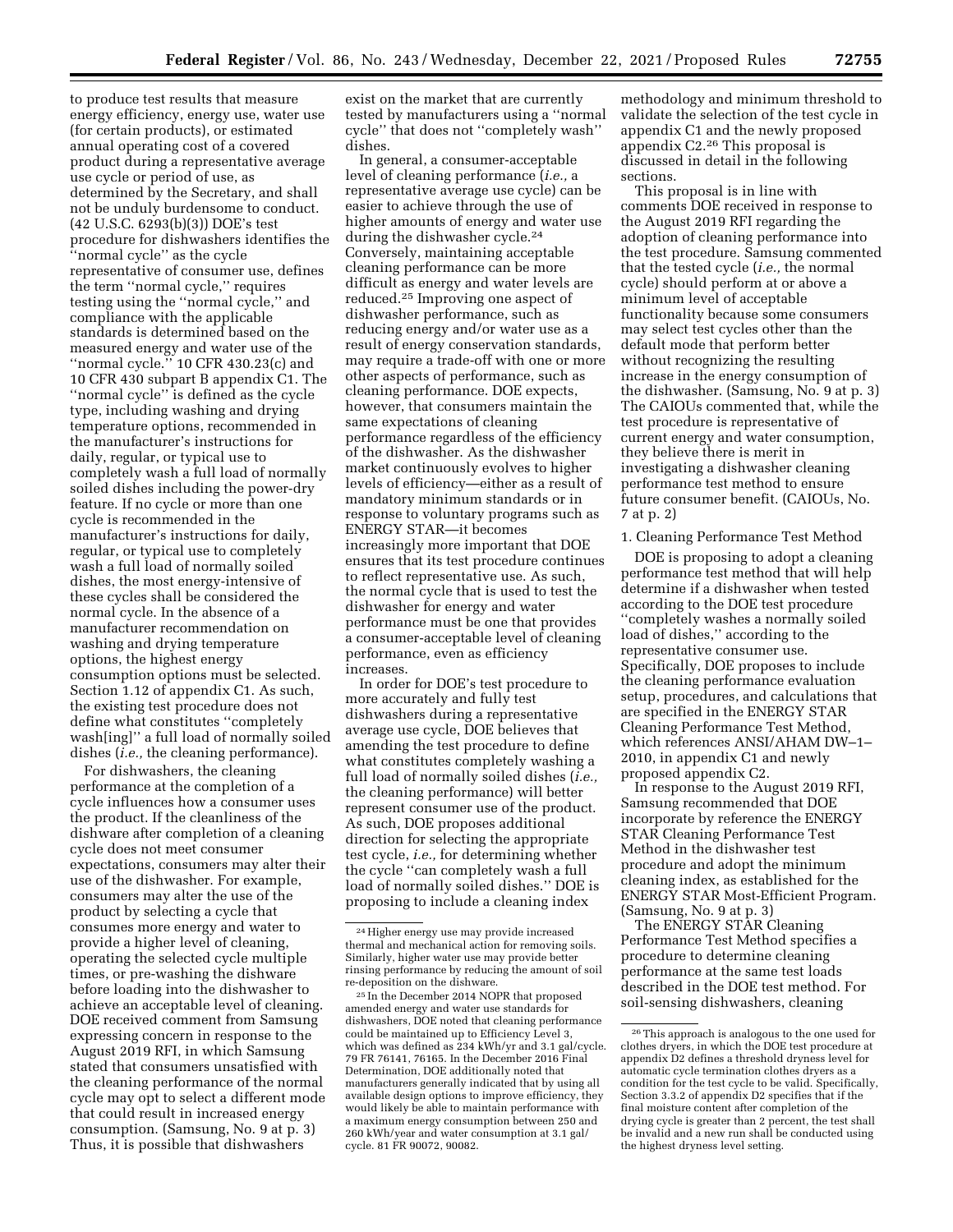to produce test results that measure energy efficiency, energy use, water use (for certain products), or estimated annual operating cost of a covered product during a representative average use cycle or period of use, as determined by the Secretary, and shall not be unduly burdensome to conduct. (42 U.S.C. 6293(b)(3)) DOE's test procedure for dishwashers identifies the "normal cycle" as the cycle representative of consumer use, defines the term "normal cycle," requires testing using the "normal cycle," and compliance with the applicable standards is determined based on the measured energy and water use of the "normal cycle." 10 CFR 430.23(c) and 10 CFR 430 subpart B appendix C1. The "normal cycle" is defined as the cycle type, including washing and drying temperature options, recommended in the manufacturer's instructions for daily, regular, or typical use to completely wash a full load of normally soiled dishes including the power-dry feature. If no cycle or more than one cycle is recommended in the manufacturer's instructions for daily, regular, or typical use to completely wash a full load of normally soiled dishes, the most energy-intensive of these cycles shall be considered the normal cycle. In the absence of a manufacturer recommendation on washing and drying temperature options, the highest energy consumption options must be selected. Section 1.12 of appendix C1. As such, the existing test procedure does not define what constitutes "completely wash[ing]" a full load of normally soiled dishes (*i.e.,* the cleaning performance).

For dishwashers, the cleaning performance at the completion of a cycle influences how a consumer uses the product. If the cleanliness of the dishware after completion of a cleaning cycle does not meet consumer expectations, consumers may alter their use of the dishwasher. For example, consumers may alter the use of the product by selecting a cycle that consumes more energy and water to provide a higher level of cleaning, operating the selected cycle multiple times, or pre-washing the dishware before loading into the dishwasher to achieve an acceptable level of cleaning. DOE received comment from Samsung expressing concern in response to the August 2019 RFI, in which Samsung stated that consumers unsatisfied with the cleaning performance of the normal cycle may opt to select a different mode that could result in increased energy consumption. (Samsung, No. 9 at p. 3) Thus, it is possible that dishwashers exist on the market that are currently tested by manufacturers using a "normal cycle" that does not "completely wash" dishes.

In general, a consumer-acceptable level of cleaning performance (*i.e.,* a representative average use cycle) can be easier to achieve through the use of higher amounts of energy and water use during the dishwasher cycle.[24] Conversely, maintaining acceptable cleaning performance can be more difficult as energy and water levels are reduced.[25] Improving one aspect of dishwasher performance, such as reducing energy and/or water use as a result of energy conservation standards, may require a trade-off with one or more other aspects of performance, such as cleaning performance. DOE expects, however, that consumers maintain the same expectations of cleaning performance regardless of the efficiency of the dishwasher. As the dishwasher market continuously evolves to higher levels of efficiency—either as a result of mandatory minimum standards or in response to voluntary programs such as ENERGY STAR—it becomes increasingly more important that DOE ensures that its test procedure continues to reflect representative use. As such, the normal cycle that is used to test the dishwasher for energy and water performance must be one that provides a consumer-acceptable level of cleaning performance, even as efficiency increases.

In order for DOE's test procedure to more accurately and fully test dishwashers during a representative average use cycle, DOE believes that amending the test procedure to define what constitutes completely washing a full load of normally soiled dishes (*i.e.,* the cleaning performance) will better represent consumer use of the product. As such, DOE proposes additional direction for selecting the appropriate test cycle, *i.e.,* for determining whether the cycle "can completely wash a full load of normally soiled dishes." DOE is proposing to include a cleaning index methodology and minimum threshold to validate the selection of the test cycle in appendix C1 and the newly proposed appendix C2.[26] This proposal is discussed in detail in the following sections.

This proposal is in line with comments DOE received in response to the August 2019 RFI regarding the adoption of cleaning performance into the test procedure. Samsung commented that the tested cycle (*i.e.,* the normal cycle) should perform at or above a minimum level of acceptable functionality because some consumers may select test cycles other than the default mode that perform better without recognizing the resulting increase in the energy consumption of the dishwasher. (Samsung, No. 9 at p. 3) The CAIOUs commented that, while the test procedure is representative of current energy and water consumption, they believe there is merit in investigating a dishwasher cleaning performance test method to ensure future consumer benefit. (CAIOUs, No. 7 at p. 2)

1. Cleaning Performance Test Method

DOE is proposing to adopt a cleaning performance test method that will help determine if a dishwasher when tested according to the DOE test procedure "completely washes a normally soiled load of dishes," according to the representative consumer use. Specifically, DOE proposes to include the cleaning performance evaluation setup, procedures, and calculations that are specified in the ENERGY STAR Cleaning Performance Test Method, which references ANSI/AHAM DW–1–2010, in appendix C1 and newly proposed appendix C2.

In response to the August 2019 RFI, Samsung recommended that DOE incorporate by reference the ENERGY STAR Cleaning Performance Test Method in the dishwasher test procedure and adopt the minimum cleaning index, as established for the ENERGY STAR Most-Efficient Program. (Samsung, No. 9 at p. 3)

The ENERGY STAR Cleaning Performance Test Method specifies a procedure to determine cleaning performance at the same test loads described in the DOE test method. For soil-sensing dishwashers, cleaning

[24] Higher energy use may provide increased thermal and mechanical action for removing soils. Similarly, higher water use may provide better rinsing performance by reducing the amount of soil re-deposition on the dishware.

[25] In the December 2014 NOPR that proposed amended energy and water use standards for dishwashers, DOE noted that cleaning performance could be maintained up to Efficiency Level 3, which was defined as 234 kWh/yr and 3.1 gal/cycle. 79 FR 76141, 76165. In the December 2016 Final Determination, DOE additionally noted that manufacturers generally indicated that by using all available design options to improve efficiency, they would likely be able to maintain performance with a maximum energy consumption between 250 and 260 kWh/year and water consumption at 3.1 gal/cycle. 81 FR 90072, 90082.

[26] This approach is analogous to the one used for clothes dryers, in which the DOE test procedure at appendix D2 defines a threshold dryness level for automatic cycle termination clothes dryers as a condition for the test cycle to be valid. Specifically, Section 3.3.2 of appendix D2 specifies that if the final moisture content after completion of the drying cycle is greater than 2 percent, the test shall be invalid and a new run shall be conducted using the highest dryness level setting.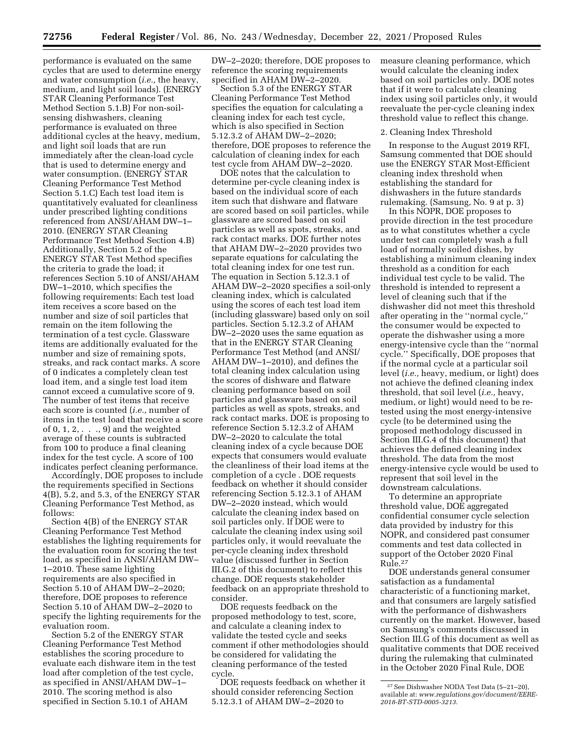performance is evaluated on the same cycles that are used to determine energy and water consumption (*i.e.,* the heavy, medium, and light soil loads). (ENERGY STAR Cleaning Performance Test Method Section 5.1.B) For non-soil-sensing dishwashers, cleaning performance is evaluated on three additional cycles at the heavy, medium, and light soil loads that are run immediately after the clean-load cycle that is used to determine energy and water consumption. (ENERGY STAR Cleaning Performance Test Method Section 5.1.C) Each test load item is quantitatively evaluated for cleanliness under prescribed lighting conditions referenced from ANSI/AHAM DW–1–2010. (ENERGY STAR Cleaning Performance Test Method Section 4.B) Additionally, Section 5.2 of the ENERGY STAR Test Method specifies the criteria to grade the load; it references Section 5.10 of ANSI/AHAM DW–1–2010, which specifies the following requirements: Each test load item receives a score based on the number and size of soil particles that remain on the item following the termination of a test cycle. Glassware items are additionally evaluated for the number and size of remaining spots, streaks, and rack contact marks. A score of 0 indicates a completely clean test load item, and a single test load item cannot exceed a cumulative score of 9. The number of test items that receive each score is counted (*i.e.,* number of items in the test load that receive a score of 0, 1, 2, . . ., 9) and the weighted average of these counts is subtracted from 100 to produce a final cleaning index for the test cycle. A score of 100 indicates perfect cleaning performance.

Accordingly, DOE proposes to include the requirements specified in Sections 4(B), 5.2, and 5.3, of the ENERGY STAR Cleaning Performance Test Method, as follows:

Section 4(B) of the ENERGY STAR Cleaning Performance Test Method establishes the lighting requirements for the evaluation room for scoring the test load, as specified in ANSI/AHAM DW–1–2010. These same lighting requirements are also specified in Section 5.10 of AHAM DW–2–2020; therefore, DOE proposes to reference Section 5.10 of AHAM DW–2–2020 to specify the lighting requirements for the evaluation room.

Section 5.2 of the ENERGY STAR Cleaning Performance Test Method establishes the scoring procedure to evaluate each dishware item in the test load after completion of the test cycle, as specified in ANSI/AHAM DW–1–2010. The scoring method is also specified in Section 5.10.1 of AHAM DW–2–2020; therefore, DOE proposes to reference the scoring requirements specified in AHAM DW–2–2020.

Section 5.3 of the ENERGY STAR Cleaning Performance Test Method specifies the equation for calculating a cleaning index for each test cycle, which is also specified in Section 5.12.3.2 of AHAM DW–2–2020; therefore, DOE proposes to reference the calculation of cleaning index for each test cycle from AHAM DW–2–2020.

DOE notes that the calculation to determine per-cycle cleaning index is based on the individual score of each item such that dishware and flatware are scored based on soil particles, while glassware are scored based on soil particles as well as spots, streaks, and rack contact marks. DOE further notes that AHAM DW–2–2020 provides two separate equations for calculating the total cleaning index for one test run. The equation in Section 5.12.3.1 of AHAM DW–2–2020 specifies a soil-only cleaning index, which is calculated using the scores of each test load item (including glassware) based only on soil particles. Section 5.12.3.2 of AHAM DW–2–2020 uses the same equation as that in the ENERGY STAR Cleaning Performance Test Method (and ANSI/AHAM DW–1–2010), and defines the total cleaning index calculation using the scores of dishware and flatware cleaning performance based on soil particles and glassware based on soil particles as well as spots, streaks, and rack contact marks. DOE is proposing to reference Section 5.12.3.2 of AHAM DW–2–2020 to calculate the total cleaning index of a cycle because DOE expects that consumers would evaluate the cleanliness of their load items at the completion of a cycle . DOE requests feedback on whether it should consider referencing Section 5.12.3.1 of AHAM DW–2–2020 instead, which would calculate the cleaning index based on soil particles only. If DOE were to calculate the cleaning index using soil particles only, it would reevaluate the per-cycle cleaning index threshold value (discussed further in Section III.G.2 of this document) to reflect this change. DOE requests stakeholder feedback on an appropriate threshold to consider.

DOE requests feedback on the proposed methodology to test, score, and calculate a cleaning index to validate the tested cycle and seeks comment if other methodologies should be considered for validating the cleaning performance of the tested cycle.

DOE requests feedback on whether it should consider referencing Section 5.12.3.1 of AHAM DW–2–2020 to measure cleaning performance, which would calculate the cleaning index based on soil particles only. DOE notes that if it were to calculate cleaning index using soil particles only, it would reevaluate the per-cycle cleaning index threshold value to reflect this change.

2. Cleaning Index Threshold

In response to the August 2019 RFI, Samsung commented that DOE should use the ENERGY STAR Most-Efficient cleaning index threshold when establishing the standard for dishwashers in the future standards rulemaking. (Samsung, No. 9 at p. 3)

In this NOPR, DOE proposes to provide direction in the test procedure as to what constitutes whether a cycle under test can completely wash a full load of normally soiled dishes, by establishing a minimum cleaning index threshold as a condition for each individual test cycle to be valid. The threshold is intended to represent a level of cleaning such that if the dishwasher did not meet this threshold after operating in the ''normal cycle,'' the consumer would be expected to operate the dishwasher using a more energy-intensive cycle than the ''normal cycle.'' Specifically, DOE proposes that if the normal cycle at a particular soil level (*i.e.,* heavy, medium, or light) does not achieve the defined cleaning index threshold, that soil level (*i.e.,* heavy, medium, or light) would need to be re-tested using the most energy-intensive cycle (to be determined using the proposed methodology discussed in Section III.G.4 of this document) that achieves the defined cleaning index threshold. The data from the most energy-intensive cycle would be used to represent that soil level in the downstream calculations.

To determine an appropriate threshold value, DOE aggregated confidential consumer cycle selection data provided by industry for this NOPR, and considered past consumer comments and test data collected in support of the October 2020 Final Rule.[27]

DOE understands general consumer satisfaction as a fundamental characteristic of a functioning market, and that consumers are largely satisfied with the performance of dishwashers currently on the market. However, based on Samsung's comments discussed in Section III.G of this document as well as qualitative comments that DOE received during the rulemaking that culminated in the October 2020 Final Rule, DOE

[27] See Dishwasher NODA Test Data (5–21–20), available at: *www.regulations.gov/document/EERE-2018-BT-STD-0005-3213.*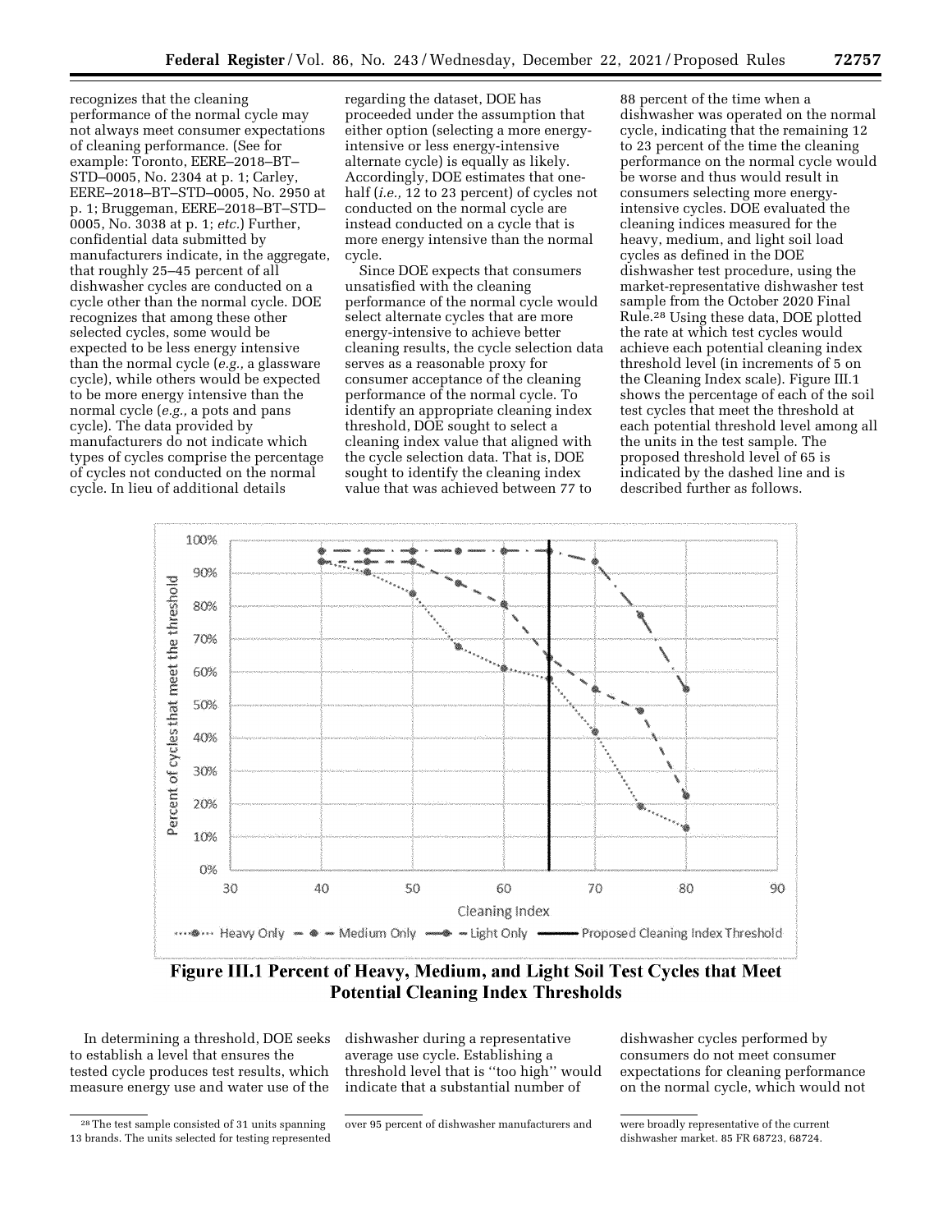recognizes that the cleaning performance of the normal cycle may not always meet consumer expectations of cleaning performance. (See for example: Toronto, EERE–2018–BT–STD–0005, No. 2304 at p. 1; Carley, EERE–2018–BT–STD–0005, No. 2950 at p. 1; Bruggeman, EERE–2018–BT–STD–0005, No. 3038 at p. 1; *etc.*) Further, confidential data submitted by manufacturers indicate, in the aggregate, that roughly 25–45 percent of all dishwasher cycles are conducted on a cycle other than the normal cycle. DOE recognizes that among these other selected cycles, some would be expected to be less energy intensive than the normal cycle (*e.g.,* a glassware cycle), while others would be expected to be more energy intensive than the normal cycle (*e.g.,* a pots and pans cycle). The data provided by manufacturers do not indicate which types of cycles comprise the percentage of cycles not conducted on the normal cycle. In lieu of additional details regarding the dataset, DOE has proceeded under the assumption that either option (selecting a more energy-intensive or less energy-intensive alternate cycle) is equally as likely. Accordingly, DOE estimates that one-half (*i.e.,* 12 to 23 percent) of cycles not conducted on the normal cycle are instead conducted on a cycle that is more energy intensive than the normal cycle.

Since DOE expects that consumers unsatisfied with the cleaning performance of the normal cycle would select alternate cycles that are more energy-intensive to achieve better cleaning results, the cycle selection data serves as a reasonable proxy for consumer acceptance of the cleaning performance of the normal cycle. To identify an appropriate cleaning index threshold, DOE sought to select a cleaning index value that aligned with the cycle selection data. That is, DOE sought to identify the cleaning index value that was achieved between 77 to 88 percent of the time when a dishwasher was operated on the normal cycle, indicating that the remaining 12 to 23 percent of the time the cleaning performance on the normal cycle would be worse and thus would result in consumers selecting more energy-intensive cycles. DOE evaluated the cleaning indices measured for the heavy, medium, and light soil load cycles as defined in the DOE dishwasher test procedure, using the market-representative dishwasher test sample from the October 2020 Final Rule.[28] Using these data, DOE plotted the rate at which test cycles would achieve each potential cleaning index threshold level (in increments of 5 on the Cleaning Index scale). Figure III.1 shows the percentage of each of the soil test cycles that meet the threshold at each potential threshold level among all the units in the test sample. The proposed threshold level of 65 is indicated by the dashed line and is described further as follows.

Percent of cycles that meet the threshold

100%
90%
80%
70%
60%
50%
40%
30%
20%
10%
0%

30 40 50 60 70 80 90

Cleaning Index

Heavy Only
Medium Only
Light Only
Proposed Cleaning Index Threshold

**Figure III.1 Percent of Heavy, Medium, and Light Soil Test Cycles that Meet Potential Cleaning Index Thresholds**

In determining a threshold, DOE seeks to establish a level that ensures the tested cycle produces test results, which measure energy use and water use of the dishwasher during a representative average use cycle. Establishing a threshold level that is "too high" would indicate that a substantial number of dishwasher cycles performed by consumers do not meet consumer expectations for cleaning performance on the normal cycle, which would not

[28] The test sample consisted of 31 units spanning 13 brands. The units selected for testing represented over 95 percent of dishwasher manufacturers and were broadly representative of the current dishwasher market. 85 FR 68723, 68724.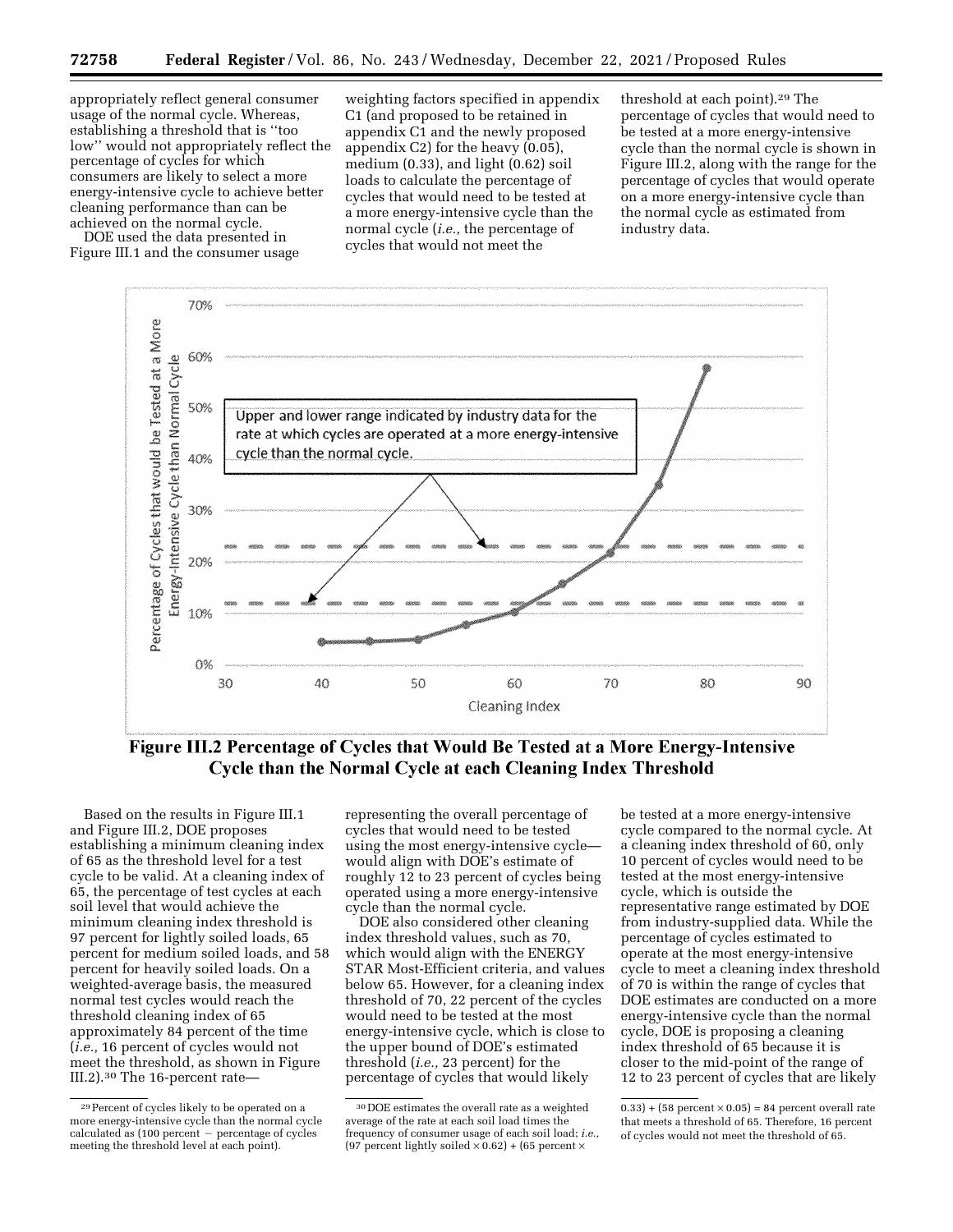appropriately reflect general consumer usage of the normal cycle. Whereas, establishing a threshold that is "too low" would not appropriately reflect the percentage of cycles for which consumers are likely to select a more energy-intensive cycle to achieve better cleaning performance than can be achieved on the normal cycle.

DOE used the data presented in Figure III.1 and the consumer usage weighting factors specified in appendix C1 (and proposed to be retained in appendix C1 and the newly proposed appendix C2) for the heavy (0.05), medium (0.33), and light (0.62) soil loads to calculate the percentage of cycles that would need to be tested at a more energy-intensive cycle than the normal cycle (*i.e.,* the percentage of cycles that would not meet the threshold at each point).[29] The percentage of cycles that would need to be tested at a more energy-intensive cycle than the normal cycle is shown in Figure III.2, along with the range for the percentage of cycles that would operate on a more energy-intensive cycle than the normal cycle as estimated from industry data.

**Figure III.2 Percentage of Cycles that Would Be Tested at a More Energy-Intensive Cycle than the Normal Cycle at each Cleaning Index Threshold**

Based on the results in Figure III.1 and Figure III.2, DOE proposes establishing a minimum cleaning index of 65 as the threshold level for a test cycle to be valid. At a cleaning index of 65, the percentage of test cycles at each soil level that would achieve the minimum cleaning index threshold is 97 percent for lightly soiled loads, 65 percent for medium soiled loads, and 58 percent for heavily soiled loads. On a weighted-average basis, the measured normal test cycles would reach the threshold cleaning index of 65 approximately 84 percent of the time (*i.e.,* 16 percent of cycles would not meet the threshold, as shown in Figure III.2).[30] The 16-percent rate—representing the overall percentage of cycles that would need to be tested using the most energy-intensive cycle—would align with DOE's estimate of roughly 12 to 23 percent of cycles being operated using a more energy-intensive cycle than the normal cycle.

DOE also considered other cleaning index threshold values, such as 70, which would align with the ENERGY STAR Most-Efficient criteria, and values below 65. However, for a cleaning index threshold of 70, 22 percent of the cycles would need to be tested at the most energy-intensive cycle, which is close to the upper bound of DOE's estimated threshold (*i.e.,* 23 percent) for the percentage of cycles that would likely be tested at a more energy-intensive cycle compared to the normal cycle. At a cleaning index threshold of 60, only 10 percent of cycles would need to be tested at the most energy-intensive cycle, which is outside the representative range estimated by DOE from industry-supplied data. While the percentage of cycles estimated to operate at the most energy-intensive cycle to meet a cleaning index threshold of 70 is within the range of cycles that DOE estimates are conducted on a more energy-intensive cycle than the normal cycle, DOE is proposing a cleaning index threshold of 65 because it is closer to the mid-point of the range of 12 to 23 percent of cycles that are likely

---

[29] Percent of cycles likely to be operated on a more energy-intensive cycle than the normal cycle calculated as (100 percent − percentage of cycles meeting the threshold level at each point).

[30] DOE estimates the overall rate as a weighted average of the rate at each soil load times the frequency of consumer usage of each soil load; *i.e.,* (97 percent lightly soiled × 0.62) + (65 percent × 0.33) + (58 percent × 0.05) = 84 percent overall rate that meets a threshold of 65. Therefore, 16 percent of cycles would not meet the threshold of 65.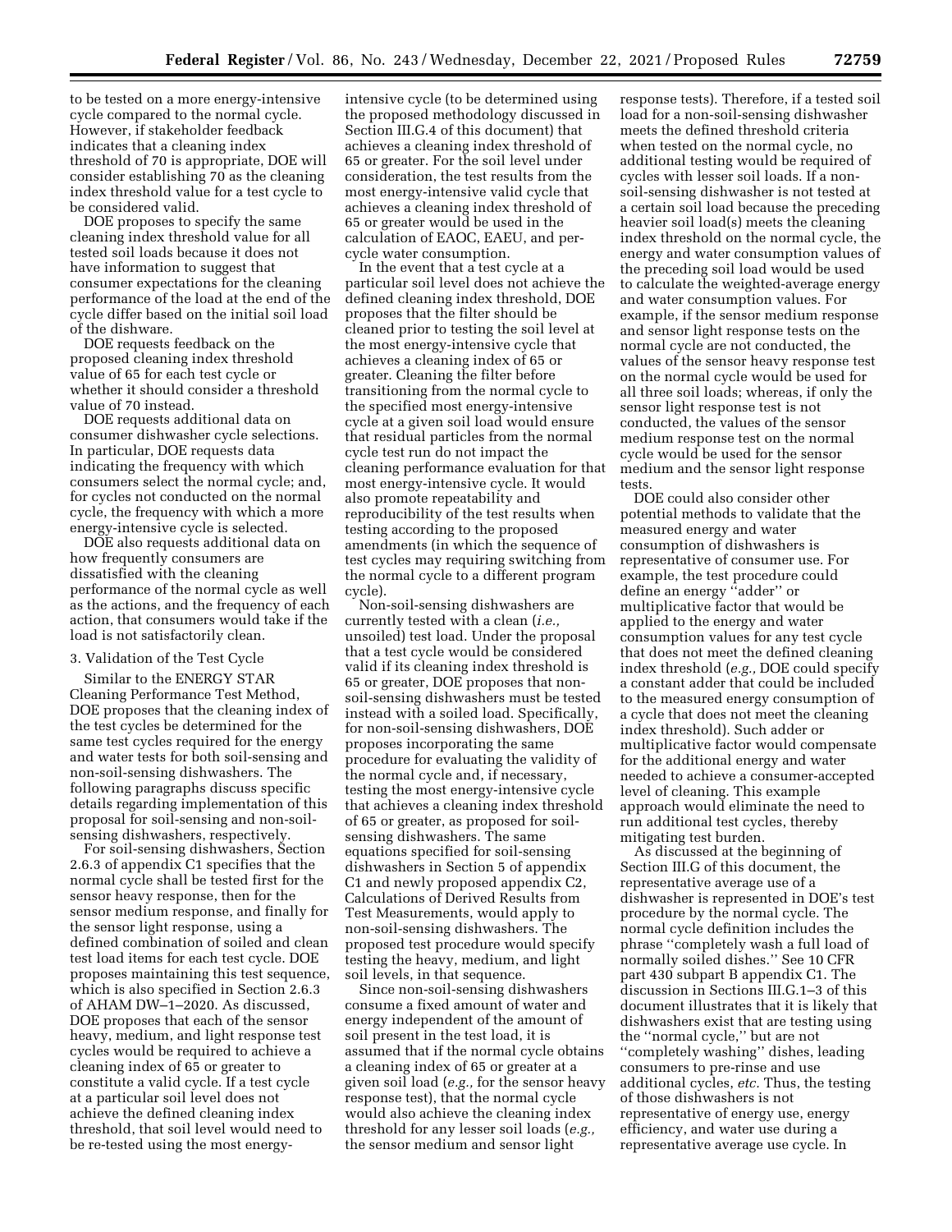to be tested on a more energy-intensive cycle compared to the normal cycle. However, if stakeholder feedback indicates that a cleaning index threshold of 70 is appropriate, DOE will consider establishing 70 as the cleaning index threshold value for a test cycle to be considered valid.

DOE proposes to specify the same cleaning index threshold value for all tested soil loads because it does not have information to suggest that consumer expectations for the cleaning performance of the load at the end of the cycle differ based on the initial soil load of the dishware.

DOE requests feedback on the proposed cleaning index threshold value of 65 for each test cycle or whether it should consider a threshold value of 70 instead.

DOE requests additional data on consumer dishwasher cycle selections. In particular, DOE requests data indicating the frequency with which consumers select the normal cycle; and, for cycles not conducted on the normal cycle, the frequency with which a more energy-intensive cycle is selected.

DOE also requests additional data on how frequently consumers are dissatisfied with the cleaning performance of the normal cycle as well as the actions, and the frequency of each action, that consumers would take if the load is not satisfactorily clean.

3. Validation of the Test Cycle

Similar to the ENERGY STAR Cleaning Performance Test Method, DOE proposes that the cleaning index of the test cycles be determined for the same test cycles required for the energy and water tests for both soil-sensing and non-soil-sensing dishwashers. The following paragraphs discuss specific details regarding implementation of this proposal for soil-sensing and non-soil-sensing dishwashers, respectively.

For soil-sensing dishwashers, Section 2.6.3 of appendix C1 specifies that the normal cycle shall be tested first for the sensor heavy response, then for the sensor medium response, and finally for the sensor light response, using a defined combination of soiled and clean test load items for each test cycle. DOE proposes maintaining this test sequence, which is also specified in Section 2.6.3 of AHAM DW–1–2020. As discussed, DOE proposes that each of the sensor heavy, medium, and light response test cycles would be required to achieve a cleaning index of 65 or greater to constitute a valid cycle. If a test cycle at a particular soil level does not achieve the defined cleaning index threshold, that soil level would need to be re-tested using the most energy-intensive cycle (to be determined using the proposed methodology discussed in Section III.G.4 of this document) that achieves a cleaning index threshold of 65 or greater. For the soil level under consideration, the test results from the most energy-intensive valid cycle that achieves a cleaning index threshold of 65 or greater would be used in the calculation of EAOC, EAEU, and per-cycle water consumption.

In the event that a test cycle at a particular soil level does not achieve the defined cleaning index threshold, DOE proposes that the filter should be cleaned prior to testing the soil level at the most energy-intensive cycle that achieves a cleaning index of 65 or greater. Cleaning the filter before transitioning from the normal cycle to the specified most energy-intensive cycle at a given soil load would ensure that residual particles from the normal cycle test run do not impact the cleaning performance evaluation for that most energy-intensive cycle. It would also promote repeatability and reproducibility of the test results when testing according to the proposed amendments (in which the sequence of test cycles may requiring switching from the normal cycle to a different program cycle).

Non-soil-sensing dishwashers are currently tested with a clean (*i.e.,* unsoiled) test load. Under the proposal that a test cycle would be considered valid if its cleaning index threshold is 65 or greater, DOE proposes that non-soil-sensing dishwashers must be tested instead with a soiled load. Specifically, for non-soil-sensing dishwashers, DOE proposes incorporating the same procedure for evaluating the validity of the normal cycle and, if necessary, testing the most energy-intensive cycle that achieves a cleaning index threshold of 65 or greater, as proposed for soil-sensing dishwashers. The same equations specified for soil-sensing dishwashers in Section 5 of appendix C1 and newly proposed appendix C2, Calculations of Derived Results from Test Measurements, would apply to non-soil-sensing dishwashers. The proposed test procedure would specify testing the heavy, medium, and light soil levels, in that sequence.

Since non-soil-sensing dishwashers consume a fixed amount of water and energy independent of the amount of soil present in the test load, it is assumed that if the normal cycle obtains a cleaning index of 65 or greater at a given soil load (*e.g.,* for the sensor heavy response test), that the normal cycle would also achieve the cleaning index threshold for any lesser soil loads (*e.g.,* the sensor medium and sensor light response tests). Therefore, if a tested soil load for a non-soil-sensing dishwasher meets the defined threshold criteria when tested on the normal cycle, no additional testing would be required of cycles with lesser soil loads. If a non-soil-sensing dishwasher is not tested at a certain soil load because the preceding heavier soil load(s) meets the cleaning index threshold on the normal cycle, the energy and water consumption values of the preceding soil load would be used to calculate the weighted-average energy and water consumption values. For example, if the sensor medium response and sensor light response tests on the normal cycle are not conducted, the values of the sensor heavy response test on the normal cycle would be used for all three soil loads; whereas, if only the sensor light response test is not conducted, the values of the sensor medium response test on the normal cycle would be used for the sensor medium and the sensor light response tests.

DOE could also consider other potential methods to validate that the measured energy and water consumption of dishwashers is representative of consumer use. For example, the test procedure could define an energy "adder" or multiplicative factor that would be applied to the energy and water consumption values for any test cycle that does not meet the defined cleaning index threshold (*e.g.,* DOE could specify a constant adder that could be included to the measured energy consumption of a cycle that does not meet the cleaning index threshold). Such adder or multiplicative factor would compensate for the additional energy and water needed to achieve a consumer-accepted level of cleaning. This example approach would eliminate the need to run additional test cycles, thereby mitigating test burden.

As discussed at the beginning of Section III.G of this document, the representative average use of a dishwasher is represented in DOE's test procedure by the normal cycle. The normal cycle definition includes the phrase "completely wash a full load of normally soiled dishes." See 10 CFR part 430 subpart B appendix C1. The discussion in Sections III.G.1–3 of this document illustrates that it is likely that dishwashers exist that are testing using the "normal cycle," but are not "completely washing" dishes, leading consumers to pre-rinse and use additional cycles, *etc.* Thus, the testing of those dishwashers is not representative of energy use, energy efficiency, and water use during a representative average use cycle. In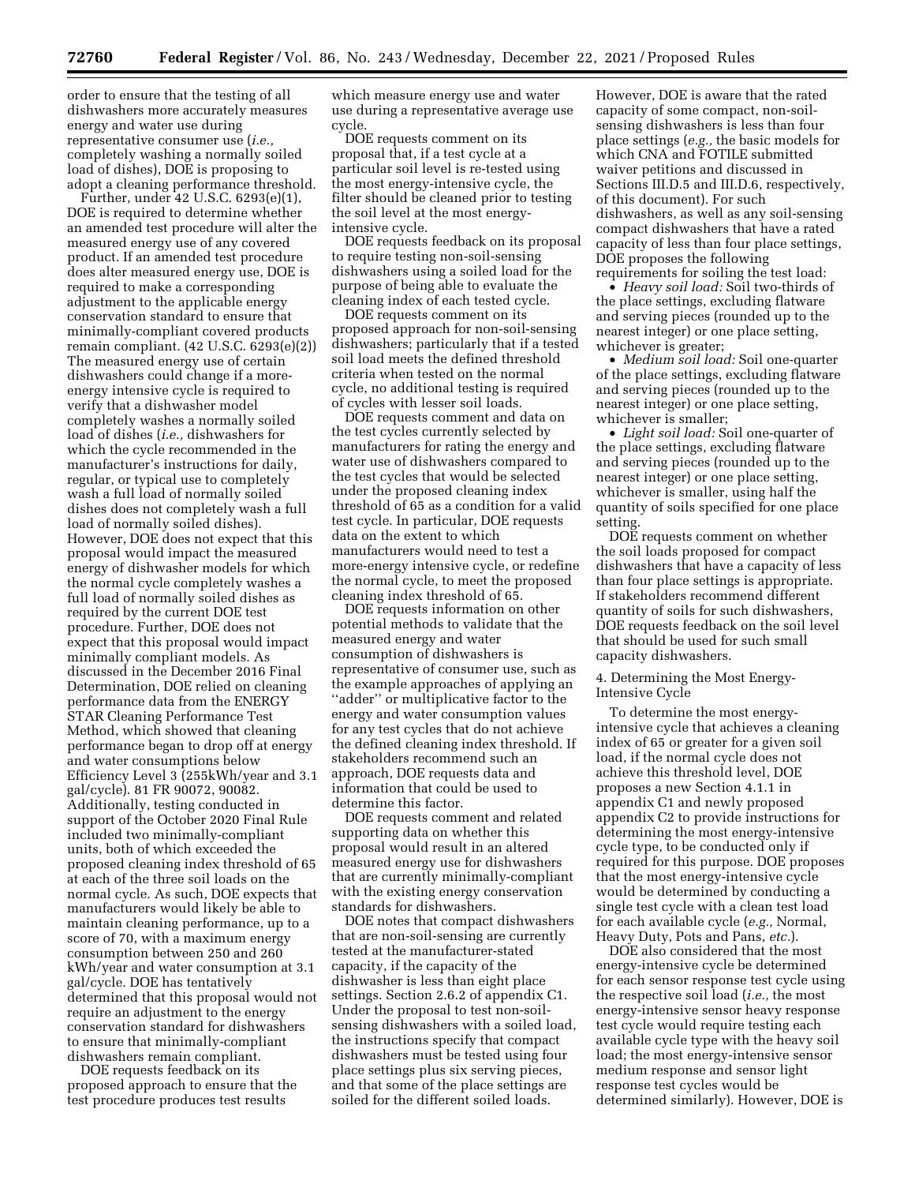order to ensure that the testing of all dishwashers more accurately measures energy and water use during representative consumer use (*i.e.,* completely washing a normally soiled load of dishes), DOE is proposing to adopt a cleaning performance threshold.

Further, under 42 U.S.C. 6293(e)(1), DOE is required to determine whether an amended test procedure will alter the measured energy use of any covered product. If an amended test procedure does alter measured energy use, DOE is required to make a corresponding adjustment to the applicable energy conservation standard to ensure that minimally-compliant covered products remain compliant. (42 U.S.C. 6293(e)(2)) The measured energy use of certain dishwashers could change if a more-energy intensive cycle is required to verify that a dishwasher model completely washes a normally soiled load of dishes (*i.e.,* dishwashers for which the cycle recommended in the manufacturer's instructions for daily, regular, or typical use to completely wash a full load of normally soiled dishes does not completely wash a full load of normally soiled dishes). However, DOE does not expect that this proposal would impact the measured energy of dishwasher models for which the normal cycle completely washes a full load of normally soiled dishes as required by the current DOE test procedure. Further, DOE does not expect that this proposal would impact minimally compliant models. As discussed in the December 2016 Final Determination, DOE relied on cleaning performance data from the ENERGY STAR Cleaning Performance Test Method, which showed that cleaning performance began to drop off at energy and water consumptions below Efficiency Level 3 (255kWh/year and 3.1 gal/cycle). 81 FR 90072, 90082. Additionally, testing conducted in support of the October 2020 Final Rule included two minimally-compliant units, both of which exceeded the proposed cleaning index threshold of 65 at each of the three soil loads on the normal cycle. As such, DOE expects that manufacturers would likely be able to maintain cleaning performance, up to a score of 70, with a maximum energy consumption between 250 and 260 kWh/year and water consumption at 3.1 gal/cycle. DOE has tentatively determined that this proposal would not require an adjustment to the energy conservation standard for dishwashers to ensure that minimally-compliant dishwashers remain compliant.

DOE requests feedback on its proposed approach to ensure that the test procedure produces test results which measure energy use and water use during a representative average use cycle.

DOE requests comment on its proposal that, if a test cycle at a particular soil level is re-tested using the most energy-intensive cycle, the filter should be cleaned prior to testing the soil level at the most energy-intensive cycle.

DOE requests feedback on its proposal to require testing non-soil-sensing dishwashers using a soiled load for the purpose of being able to evaluate the cleaning index of each tested cycle.

DOE requests comment on its proposed approach for non-soil-sensing dishwashers; particularly that if a tested soil load meets the defined threshold criteria when tested on the normal cycle, no additional testing is required of cycles with lesser soil loads.

DOE requests comment and data on the test cycles currently selected by manufacturers for rating the energy and water use of dishwashers compared to the test cycles that would be selected under the proposed cleaning index threshold of 65 as a condition for a valid test cycle. In particular, DOE requests data on the extent to which manufacturers would need to test a more-energy intensive cycle, or redefine the normal cycle, to meet the proposed cleaning index threshold of 65.

DOE requests information on other potential methods to validate that the measured energy and water consumption of dishwashers is representative of consumer use, such as the example approaches of applying an "adder" or multiplicative factor to the energy and water consumption values for any test cycles that do not achieve the defined cleaning index threshold. If stakeholders recommend such an approach, DOE requests data and information that could be used to determine this factor.

DOE requests comment and related supporting data on whether this proposal would result in an altered measured energy use for dishwashers that are currently minimally-compliant with the existing energy conservation standards for dishwashers.

DOE notes that compact dishwashers that are non-soil-sensing are currently tested at the manufacturer-stated capacity, if the capacity of the dishwasher is less than eight place settings. Section 2.6.2 of appendix C1. Under the proposal to test non-soil-sensing dishwashers with a soiled load, the instructions specify that compact dishwashers must be tested using four place settings plus six serving pieces, and that some of the place settings are soiled for the different soiled loads. However, DOE is aware that the rated capacity of some compact, non-soil-sensing dishwashers is less than four place settings (*e.g.,* the basic models for which CNA and FOTILE submitted waiver petitions and discussed in Sections III.D.5 and III.D.6, respectively, of this document). For such dishwashers, as well as any soil-sensing compact dishwashers that have a rated capacity of less than four place settings, DOE proposes the following requirements for soiling the test load:

- *Heavy soil load:* Soil two-thirds of the place settings, excluding flatware and serving pieces (rounded up to the nearest integer) or one place setting, whichever is greater;
- *Medium soil load:* Soil one-quarter of the place settings, excluding flatware and serving pieces (rounded up to the nearest integer) or one place setting, whichever is smaller;
- *Light soil load:* Soil one-quarter of the place settings, excluding flatware and serving pieces (rounded up to the nearest integer) or one place setting, whichever is smaller, using half the quantity of soils specified for one place setting.

DOE requests comment on whether the soil loads proposed for compact dishwashers that have a capacity of less than four place settings is appropriate. If stakeholders recommend different quantity of soils for such dishwashers, DOE requests feedback on the soil level that should be used for such small capacity dishwashers.

4. Determining the Most Energy-Intensive Cycle

To determine the most energy-intensive cycle that achieves a cleaning index of 65 or greater for a given soil load, if the normal cycle does not achieve this threshold level, DOE proposes a new Section 4.1.1 in appendix C1 and newly proposed appendix C2 to provide instructions for determining the most energy-intensive cycle type, to be conducted only if required for this purpose. DOE proposes that the most energy-intensive cycle would be determined by conducting a single test cycle with a clean test load for each available cycle (*e.g.,* Normal, Heavy Duty, Pots and Pans, *etc.*).

DOE also considered that the most energy-intensive cycle be determined for each sensor response test cycle using the respective soil load (*i.e.,* the most energy-intensive sensor heavy response test cycle would require testing each available cycle type with the heavy soil load; the most energy-intensive sensor medium response and sensor light response test cycles would be determined similarly). However, DOE is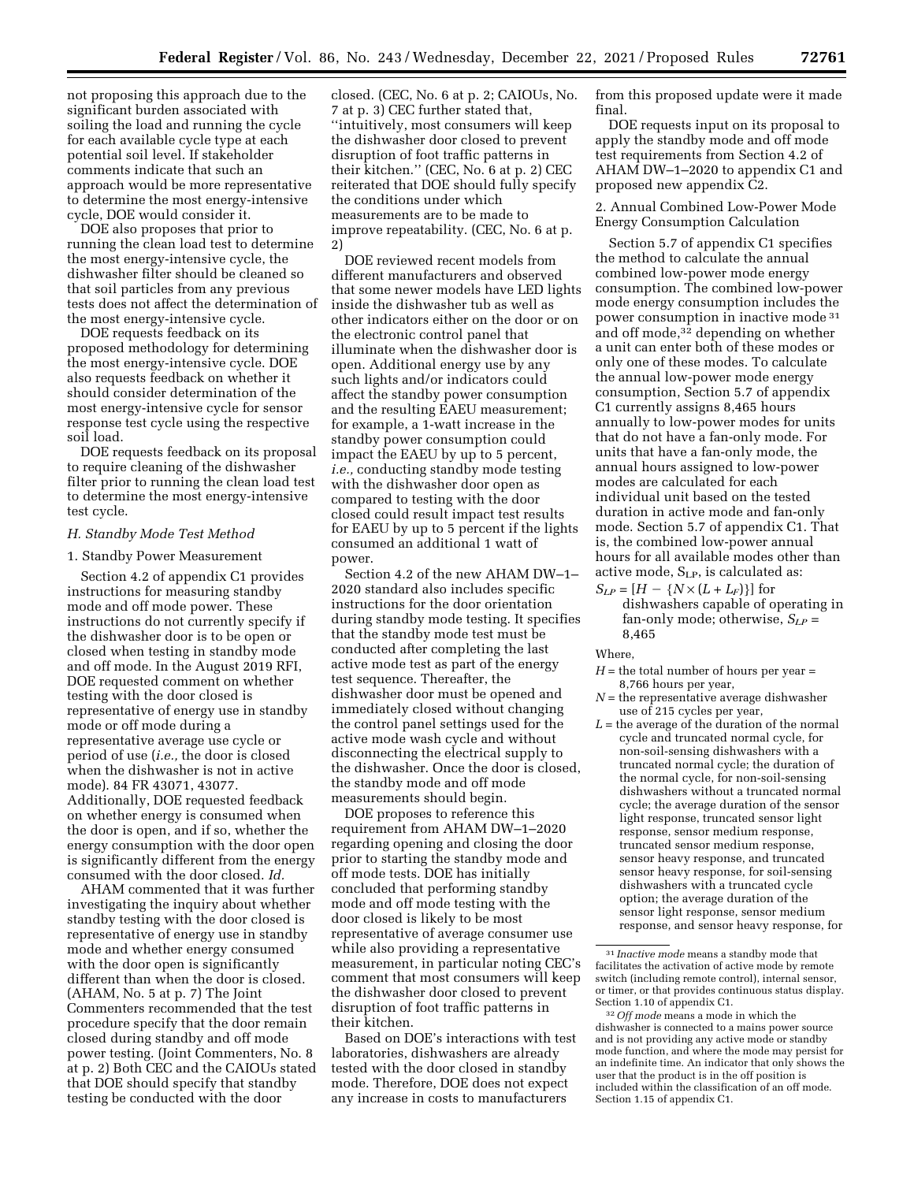not proposing this approach due to the significant burden associated with soiling the load and running the cycle for each available cycle type at each potential soil level. If stakeholder comments indicate that such an approach would be more representative to determine the most energy-intensive cycle, DOE would consider it.

DOE also proposes that prior to running the clean load test to determine the most energy-intensive cycle, the dishwasher filter should be cleaned so that soil particles from any previous tests does not affect the determination of the most energy-intensive cycle.

DOE requests feedback on its proposed methodology for determining the most energy-intensive cycle. DOE also requests feedback on whether it should consider determination of the most energy-intensive cycle for sensor response test cycle using the respective soil load.

DOE requests feedback on its proposal to require cleaning of the dishwasher filter prior to running the clean load test to determine the most energy-intensive test cycle.

### *H. Standby Mode Test Method*

#### 1. Standby Power Measurement

Section 4.2 of appendix C1 provides instructions for measuring standby mode and off mode power. These instructions do not currently specify if the dishwasher door is to be open or closed when testing in standby mode and off mode. In the August 2019 RFI, DOE requested comment on whether testing with the door closed is representative of energy use in standby mode or off mode during a representative average use cycle or period of use (*i.e.,* the door is closed when the dishwasher is not in active mode). 84 FR 43071, 43077. Additionally, DOE requested feedback on whether energy is consumed when the door is open, and if so, whether the energy consumption with the door open is significantly different from the energy consumed with the door closed. *Id.*

AHAM commented that it was further investigating the inquiry about whether standby testing with the door closed is representative of energy use in standby mode and whether energy consumed with the door open is significantly different than when the door is closed. (AHAM, No. 5 at p. 7) The Joint Commenters recommended that the test procedure specify that the door remain closed during standby and off mode power testing. (Joint Commenters, No. 8 at p. 2) Both CEC and the CAIOUs stated that DOE should specify that standby testing be conducted with the door closed. (CEC, No. 6 at p. 2; CAIOUs, No. 7 at p. 3) CEC further stated that, ''intuitively, most consumers will keep the dishwasher door closed to prevent disruption of foot traffic patterns in their kitchen.'' (CEC, No. 6 at p. 2) CEC reiterated that DOE should fully specify the conditions under which measurements are to be made to improve repeatability. (CEC, No. 6 at p. 2)

DOE reviewed recent models from different manufacturers and observed that some newer models have LED lights inside the dishwasher tub as well as other indicators either on the door or on the electronic control panel that illuminate when the dishwasher door is open. Additional energy use by any such lights and/or indicators could affect the standby power consumption and the resulting EAEU measurement; for example, a 1-watt increase in the standby power consumption could impact the EAEU by up to 5 percent, *i.e.,* conducting standby mode testing with the dishwasher door open as compared to testing with the door closed could result impact test results for EAEU by up to 5 percent if the lights consumed an additional 1 watt of power.

Section 4.2 of the new AHAM DW–1–2020 standard also includes specific instructions for the door orientation during standby mode testing. It specifies that the standby mode test must be conducted after completing the last active mode test as part of the energy test sequence. Thereafter, the dishwasher door must be opened and immediately closed without changing the control panel settings used for the active mode wash cycle and without disconnecting the electrical supply to the dishwasher. Once the door is closed, the standby mode and off mode measurements should begin.

DOE proposes to reference this requirement from AHAM DW–1–2020 regarding opening and closing the door prior to starting the standby mode and off mode tests. DOE has initially concluded that performing standby mode and off mode testing with the door closed is likely to be most representative of average consumer use while also providing a representative measurement, in particular noting CEC's comment that most consumers will keep the dishwasher door closed to prevent disruption of foot traffic patterns in their kitchen.

Based on DOE's interactions with test laboratories, dishwashers are already tested with the door closed in standby mode. Therefore, DOE does not expect any increase in costs to manufacturers from this proposed update were it made final.

DOE requests input on its proposal to apply the standby mode and off mode test requirements from Section 4.2 of AHAM DW–1–2020 to appendix C1 and proposed new appendix C2.

#### 2. Annual Combined Low-Power Mode Energy Consumption Calculation

Section 5.7 of appendix C1 specifies the method to calculate the annual combined low-power mode energy consumption. The combined low-power mode energy consumption includes the power consumption in inactive mode[31] and off mode,[32] depending on whether a unit can enter both of these modes or only one of these modes. To calculate the annual low-power mode energy consumption, Section 5.7 of appendix C1 currently assigns 8,465 hours annually to low-power modes for units that do not have a fan-only mode. For units that have a fan-only mode, the annual hours assigned to low-power modes are calculated for each individual unit based on the tested duration in active mode and fan-only mode. Section 5.7 of appendix C1. That is, the combined low-power annual hours for all available modes other than active mode, $S_{LP}$, is calculated as:

$S_{LP} = [H - \{N \times (L + L_F)\}]$ for dishwashers capable of operating in fan-only mode; otherwise, $S_{LP}$ = 8,465

Where,

$H$ = the total number of hours per year = 8,766 hours per year,

$N$ = the representative average dishwasher use of 215 cycles per year,

$L$ = the average of the duration of the normal cycle and truncated normal cycle, for non-soil-sensing dishwashers with a truncated normal cycle; the duration of the normal cycle, for non-soil-sensing dishwashers without a truncated normal cycle; the average duration of the sensor light response, truncated sensor light response, sensor medium response, truncated sensor medium response, sensor heavy response, and truncated sensor heavy response, for soil-sensing dishwashers with a truncated cycle option; the average duration of the sensor light response, sensor medium response, and sensor heavy response, for

[31] *Inactive mode* means a standby mode that facilitates the activation of active mode by remote switch (including remote control), internal sensor, or timer, or that provides continuous status display. Section 1.10 of appendix C1.

[32] *Off mode* means a mode in which the dishwasher is connected to a mains power source and is not providing any active mode or standby mode function, and where the mode may persist for an indefinite time. An indicator that only shows the user that the product is in the off position is included within the classification of an off mode. Section 1.15 of appendix C1.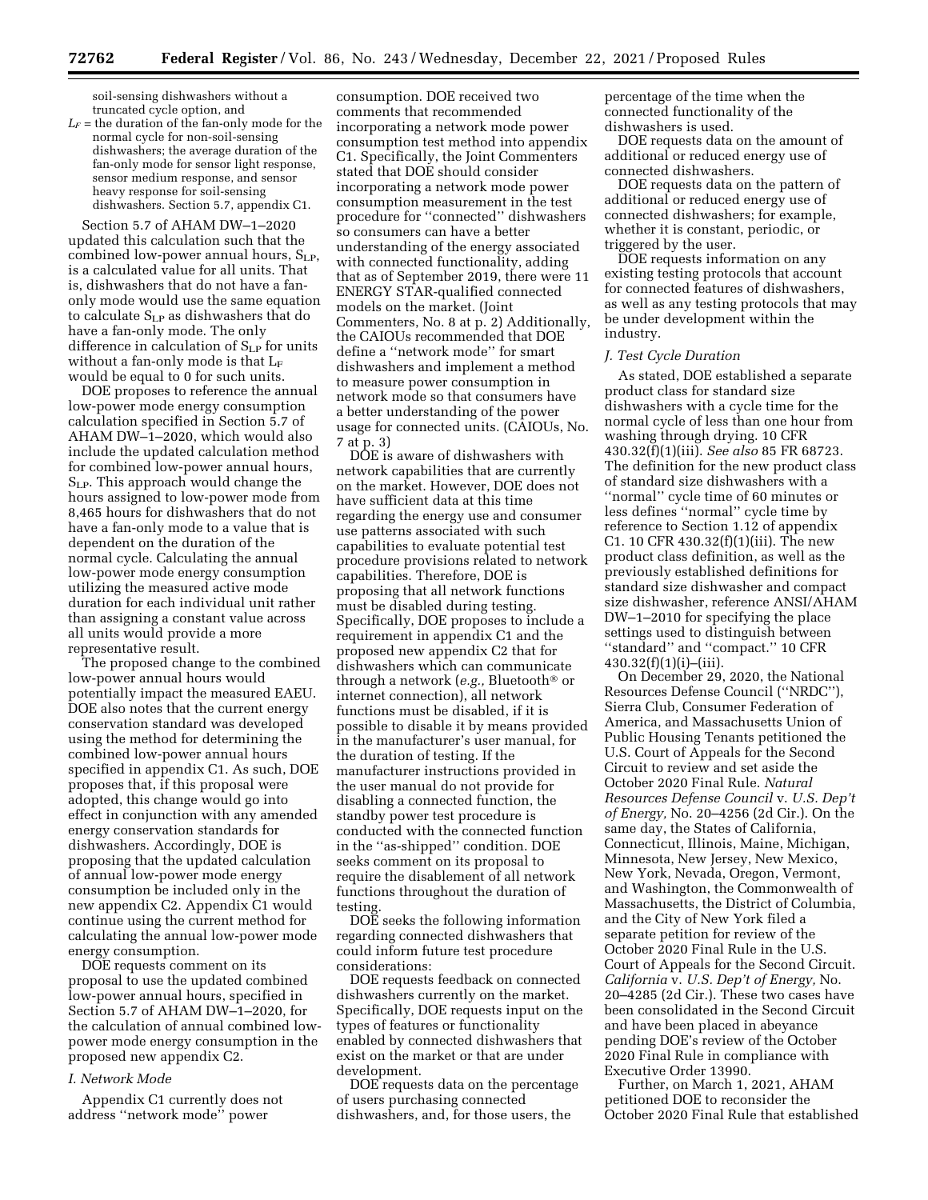soil-sensing dishwashers without a truncated cycle option, and

$L_F$ = the duration of the fan-only mode for the normal cycle for non-soil-sensing dishwashers; the average duration of the fan-only mode for sensor light response, sensor medium response, and sensor heavy response for soil-sensing dishwashers. Section 5.7, appendix C1.

Section 5.7 of AHAM DW–1–2020 updated this calculation such that the combined low-power annual hours, $S_{LP}$, is a calculated value for all units. That is, dishwashers that do not have a fan-only mode would use the same equation to calculate $S_{LP}$ as dishwashers that do have a fan-only mode. The only difference in calculation of $S_{LP}$ for units without a fan-only mode is that $L_F$ would be equal to 0 for such units.

DOE proposes to reference the annual low-power mode energy consumption calculation specified in Section 5.7 of AHAM DW–1–2020, which would also include the updated calculation method for combined low-power annual hours, $S_{LP}$. This approach would change the hours assigned to low-power mode from 8,465 hours for dishwashers that do not have a fan-only mode to a value that is dependent on the duration of the normal cycle. Calculating the annual low-power mode energy consumption utilizing the measured active mode duration for each individual unit rather than assigning a constant value across all units would provide a more representative result.

The proposed change to the combined low-power annual hours would potentially impact the measured EAEU. DOE also notes that the current energy conservation standard was developed using the method for determining the combined low-power annual hours specified in appendix C1. As such, DOE proposes that, if this proposal were adopted, this change would go into effect in conjunction with any amended energy conservation standards for dishwashers. Accordingly, DOE is proposing that the updated calculation of annual low-power mode energy consumption be included only in the new appendix C2. Appendix C1 would continue using the current method for calculating the annual low-power mode energy consumption.

DOE requests comment on its proposal to use the updated combined low-power annual hours, specified in Section 5.7 of AHAM DW–1–2020, for the calculation of annual combined low-power mode energy consumption in the proposed new appendix C2.

### *I. Network Mode*

Appendix C1 currently does not address ''network mode'' power consumption. DOE received two comments that recommended incorporating a network mode power consumption test method into appendix C1. Specifically, the Joint Commenters stated that DOE should consider incorporating a network mode power consumption measurement in the test procedure for ''connected'' dishwashers so consumers can have a better understanding of the energy associated with connected functionality, adding that as of September 2019, there were 11 ENERGY STAR-qualified connected models on the market. (Joint Commenters, No. 8 at p. 2) Additionally, the CAIOUs recommended that DOE define a ''network mode'' for smart dishwashers and implement a method to measure power consumption in network mode so that consumers have a better understanding of the power usage for connected units. (CAIOUs, No. 7 at p. 3)

DOE is aware of dishwashers with network capabilities that are currently on the market. However, DOE does not have sufficient data at this time regarding the energy use and consumer use patterns associated with such capabilities to evaluate potential test procedure provisions related to network capabilities. Therefore, DOE is proposing that all network functions must be disabled during testing. Specifically, DOE proposes to include a requirement in appendix C1 and the proposed new appendix C2 that for dishwashers which can communicate through a network (*e.g.*, Bluetooth® or internet connection), all network functions must be disabled, if it is possible to disable it by means provided in the manufacturer's user manual, for the duration of testing. If the manufacturer instructions provided in the user manual do not provide for disabling a connected function, the standby power test procedure is conducted with the connected function in the ''as-shipped'' condition. DOE seeks comment on its proposal to require the disablement of all network functions throughout the duration of testing.

DOE seeks the following information regarding connected dishwashers that could inform future test procedure considerations:

DOE requests feedback on connected dishwashers currently on the market. Specifically, DOE requests input on the types of features or functionality enabled by connected dishwashers that exist on the market or that are under development.

DOE requests data on the percentage of users purchasing connected dishwashers, and, for those users, the percentage of the time when the connected functionality of the dishwashers is used.

DOE requests data on the amount of additional or reduced energy use of connected dishwashers.

DOE requests data on the pattern of additional or reduced energy use of connected dishwashers; for example, whether it is constant, periodic, or triggered by the user.

DOE requests information on any existing testing protocols that account for connected features of dishwashers, as well as any testing protocols that may be under development within the industry.

### *J. Test Cycle Duration*

As stated, DOE established a separate product class for standard size dishwashers with a cycle time for the normal cycle of less than one hour from washing through drying. 10 CFR 430.32(f)(1)(iii). *See also* 85 FR 68723. The definition for the new product class of standard size dishwashers with a ''normal'' cycle time of 60 minutes or less defines ''normal'' cycle time by reference to Section 1.12 of appendix C1. 10 CFR 430.32(f)(1)(iii). The new product class definition, as well as the previously established definitions for standard size dishwasher and compact size dishwasher, reference ANSI/AHAM DW–1–2010 for specifying the place settings used to distinguish between ''standard'' and ''compact.'' 10 CFR 430.32(f)(1)(i)–(iii).

On December 29, 2020, the National Resources Defense Council (''NRDC''), Sierra Club, Consumer Federation of America, and Massachusetts Union of Public Housing Tenants petitioned the U.S. Court of Appeals for the Second Circuit to review and set aside the October 2020 Final Rule. *Natural Resources Defense Council* v. *U.S. Dep't of Energy,* No. 20–4256 (2d Cir.). On the same day, the States of California, Connecticut, Illinois, Maine, Michigan, Minnesota, New Jersey, New Mexico, New York, Nevada, Oregon, Vermont, and Washington, the Commonwealth of Massachusetts, the District of Columbia, and the City of New York filed a separate petition for review of the October 2020 Final Rule in the U.S. Court of Appeals for the Second Circuit. *California* v. *U.S. Dep't of Energy,* No. 20–4285 (2d Cir.). These two cases have been consolidated in the Second Circuit and have been placed in abeyance pending DOE's review of the October 2020 Final Rule in compliance with Executive Order 13990.

Further, on March 1, 2021, AHAM petitioned DOE to reconsider the October 2020 Final Rule that established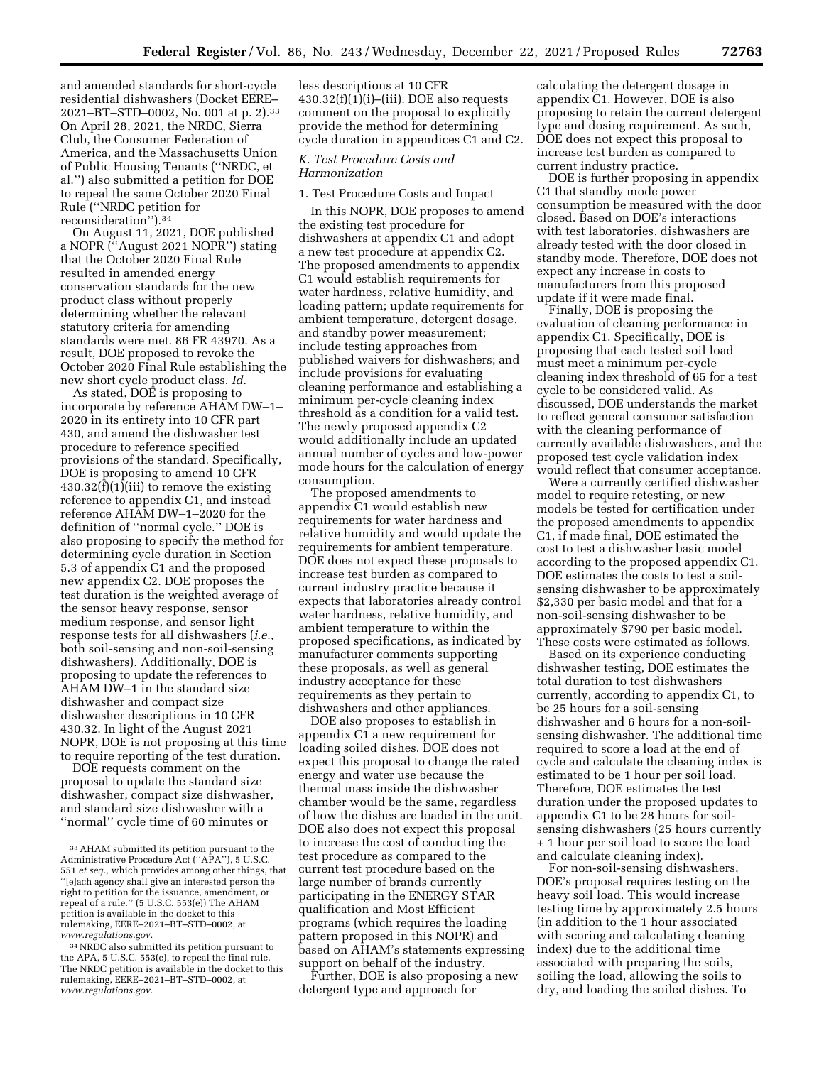and amended standards for short-cycle residential dishwashers (Docket EERE–2021–BT–STD–0002, No. 001 at p. 2).[33] On April 28, 2021, the NRDC, Sierra Club, the Consumer Federation of America, and the Massachusetts Union of Public Housing Tenants (''NRDC, et al.'') also submitted a petition for DOE to repeal the same October 2020 Final Rule (''NRDC petition for reconsideration'').[34]

On August 11, 2021, DOE published a NOPR (''August 2021 NOPR'') stating that the October 2020 Final Rule resulted in amended energy conservation standards for the new product class without properly determining whether the relevant statutory criteria for amending standards were met. 86 FR 43970. As a result, DOE proposed to revoke the October 2020 Final Rule establishing the new short cycle product class. *Id.*

As stated, DOE is proposing to incorporate by reference AHAM DW–1–2020 in its entirety into 10 CFR part 430, and amend the dishwasher test procedure to reference specified provisions of the standard. Specifically, DOE is proposing to amend 10 CFR 430.32(f)(1)(iii) to remove the existing reference to appendix C1, and instead reference AHAM DW–1–2020 for the definition of ''normal cycle.'' DOE is also proposing to specify the method for determining cycle duration in Section 5.3 of appendix C1 and the proposed new appendix C2. DOE proposes the test duration is the weighted average of the sensor heavy response, sensor medium response, and sensor light response tests for all dishwashers (*i.e.,* both soil-sensing and non-soil-sensing dishwashers). Additionally, DOE is proposing to update the references to AHAM DW–1 in the standard size dishwasher and compact size dishwasher descriptions in 10 CFR 430.32. In light of the August 2021 NOPR, DOE is not proposing at this time to require reporting of the test duration.

DOE requests comment on the proposal to update the standard size dishwasher, compact size dishwasher, and standard size dishwasher with a ''normal'' cycle time of 60 minutes or less descriptions at 10 CFR 430.32(f)(1)(i)–(iii). DOE also requests comment on the proposal to explicitly provide the method for determining cycle duration in appendices C1 and C2.

### *K. Test Procedure Costs and Harmonization*

#### 1. Test Procedure Costs and Impact

In this NOPR, DOE proposes to amend the existing test procedure for dishwashers at appendix C1 and adopt a new test procedure at appendix C2. The proposed amendments to appendix C1 would establish requirements for water hardness, relative humidity, and loading pattern; update requirements for ambient temperature, detergent dosage, and standby power measurement; include testing approaches from published waivers for dishwashers; and include provisions for evaluating cleaning performance and establishing a minimum per-cycle cleaning index threshold as a condition for a valid test. The newly proposed appendix C2 would additionally include an updated annual number of cycles and low-power mode hours for the calculation of energy consumption.

The proposed amendments to appendix C1 would establish new requirements for water hardness and relative humidity and would update the requirements for ambient temperature. DOE does not expect these proposals to increase test burden as compared to current industry practice because it expects that laboratories already control water hardness, relative humidity, and ambient temperature to within the proposed specifications, as indicated by manufacturer comments supporting these proposals, as well as general industry acceptance for these requirements as they pertain to dishwashers and other appliances.

DOE also proposes to establish in appendix C1 a new requirement for loading soiled dishes. DOE does not expect this proposal to change the rated energy and water use because the thermal mass inside the dishwasher chamber would be the same, regardless of how the dishes are loaded in the unit. DOE also does not expect this proposal to increase the cost of conducting the test procedure as compared to the current test procedure based on the large number of brands currently participating in the ENERGY STAR qualification and Most Efficient programs (which requires the loading pattern proposed in this NOPR) and based on AHAM's statements expressing support on behalf of the industry.

Further, DOE is also proposing a new detergent type and approach for calculating the detergent dosage in appendix C1. However, DOE is also proposing to retain the current detergent type and dosing requirement. As such, DOE does not expect this proposal to increase test burden as compared to current industry practice.

DOE is further proposing in appendix C1 that standby mode power consumption be measured with the door closed. Based on DOE's interactions with test laboratories, dishwashers are already tested with the door closed in standby mode. Therefore, DOE does not expect any increase in costs to manufacturers from this proposed update if it were made final.

Finally, DOE is proposing the evaluation of cleaning performance in appendix C1. Specifically, DOE is proposing that each tested soil load must meet a minimum per-cycle cleaning index threshold of 65 for a test cycle to be considered valid. As discussed, DOE understands the market to reflect general consumer satisfaction with the cleaning performance of currently available dishwashers, and the proposed test cycle validation index would reflect that consumer acceptance.

Were a currently certified dishwasher model to require retesting, or new models be tested for certification under the proposed amendments to appendix C1, if made final, DOE estimated the cost to test a dishwasher basic model according to the proposed appendix C1. DOE estimates the costs to test a soil-sensing dishwasher to be approximately $2,330 per basic model and that for a non-soil-sensing dishwasher to be approximately $790 per basic model. These costs were estimated as follows.

Based on its experience conducting dishwasher testing, DOE estimates the total duration to test dishwashers currently, according to appendix C1, to be 25 hours for a soil-sensing dishwasher and 6 hours for a non-soil-sensing dishwasher. The additional time required to score a load at the end of cycle and calculate the cleaning index is estimated to be 1 hour per soil load. Therefore, DOE estimates the test duration under the proposed updates to appendix C1 to be 28 hours for soil-sensing dishwashers (25 hours currently + 1 hour per soil load to score the load and calculate cleaning index).

For non-soil-sensing dishwashers, DOE's proposal requires testing on the heavy soil load. This would increase testing time by approximately 2.5 hours (in addition to the 1 hour associated with scoring and calculating cleaning index) due to the additional time associated with preparing the soils, soiling the load, allowing the soils to dry, and loading the soiled dishes. To

---

[33] AHAM submitted its petition pursuant to the Administrative Procedure Act (''APA''), 5 U.S.C. 551 *et seq.,* which provides among other things, that ''[e]ach agency shall give an interested person the right to petition for the issuance, amendment, or repeal of a rule.'' (5 U.S.C. 553(e)) The AHAM petition is available in the docket to this rulemaking, EERE–2021–BT–STD–0002, at *www.regulations.gov.*

[34] NRDC also submitted its petition pursuant to the APA, 5 U.S.C. 553(e), to repeal the final rule. The NRDC petition is available in the docket to this rulemaking, EERE–2021–BT–STD–0002, at *www.regulations.gov.*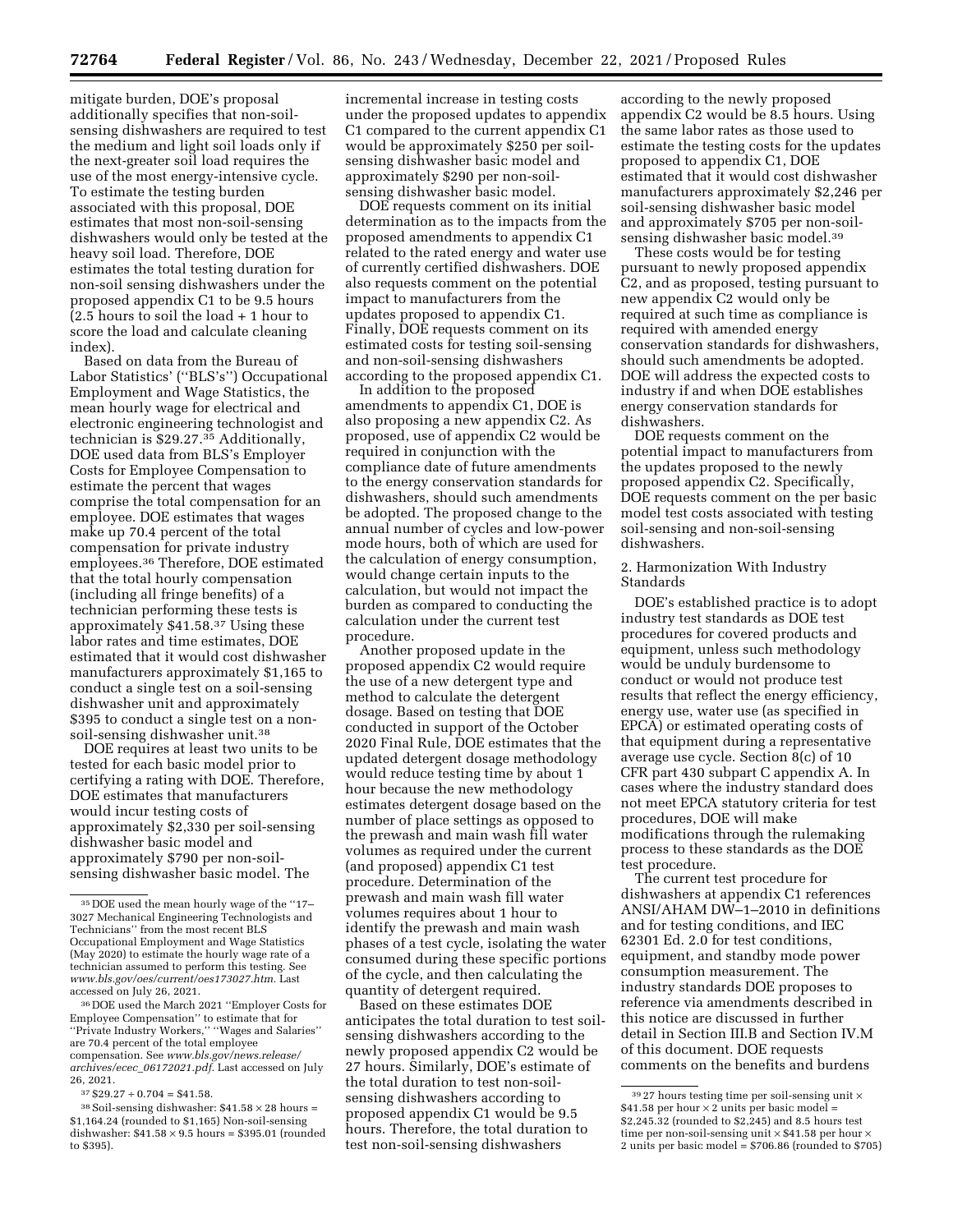mitigate burden, DOE's proposal additionally specifies that non-soil-sensing dishwashers are required to test the medium and light soil loads only if the next-greater soil load requires the use of the most energy-intensive cycle. To estimate the testing burden associated with this proposal, DOE estimates that most non-soil-sensing dishwashers would only be tested at the heavy soil load. Therefore, DOE estimates the total testing duration for non-soil sensing dishwashers under the proposed appendix C1 to be 9.5 hours (2.5 hours to soil the load + 1 hour to score the load and calculate cleaning index).

Based on data from the Bureau of Labor Statistics' ("BLS's") Occupational Employment and Wage Statistics, the mean hourly wage for electrical and electronic engineering technologist and technician is $29.27.[35] Additionally, DOE used data from BLS's Employer Costs for Employee Compensation to estimate the percent that wages comprise the total compensation for an employee. DOE estimates that wages make up 70.4 percent of the total compensation for private industry employees.[36] Therefore, DOE estimated that the total hourly compensation (including all fringe benefits) of a technician performing these tests is approximately $41.58.[37] Using these labor rates and time estimates, DOE estimated that it would cost dishwasher manufacturers approximately $1,165 to conduct a single test on a soil-sensing dishwasher unit and approximately $395 to conduct a single test on a non-soil-sensing dishwasher unit.[38]

DOE requires at least two units to be tested for each basic model prior to certifying a rating with DOE. Therefore, DOE estimates that manufacturers would incur testing costs of approximately $2,330 per soil-sensing dishwasher basic model and approximately $790 per non-soil-sensing dishwasher basic model. The incremental increase in testing costs under the proposed updates to appendix C1 compared to the current appendix C1 would be approximately $250 per soil-sensing dishwasher basic model and approximately $290 per non-soil-sensing dishwasher basic model.

DOE requests comment on its initial determination as to the impacts from the proposed amendments to appendix C1 related to the rated energy and water use of currently certified dishwashers. DOE also requests comment on the potential impact to manufacturers from the updates proposed to appendix C1. Finally, DOE requests comment on its estimated costs for testing soil-sensing and non-soil-sensing dishwashers according to the proposed appendix C1.

In addition to the proposed amendments to appendix C1, DOE is also proposing a new appendix C2. As proposed, use of appendix C2 would be required in conjunction with the compliance date of future amendments to the energy conservation standards for dishwashers, should such amendments be adopted. The proposed change to the annual number of cycles and low-power mode hours, both of which are used for the calculation of energy consumption, would change certain inputs to the calculation, but would not impact the burden as compared to conducting the calculation under the current test procedure.

Another proposed update in the proposed appendix C2 would require the use of a new detergent type and method to calculate the detergent dosage. Based on testing that DOE conducted in support of the October 2020 Final Rule, DOE estimates that the updated detergent dosage methodology would reduce testing time by about 1 hour because the new methodology estimates detergent dosage based on the number of place settings as opposed to the prewash and main wash fill water volumes as required under the current (and proposed) appendix C1 test procedure. Determination of the prewash and main wash fill water volumes requires about 1 hour to identify the prewash and main wash phases of a test cycle, isolating the water consumed during these specific portions of the cycle, and then calculating the quantity of detergent required.

Based on these estimates DOE anticipates the total duration to test soil-sensing dishwashers according to the newly proposed appendix C2 would be 27 hours. Similarly, DOE's estimate of the total duration to test non-soil-sensing dishwashers according to proposed appendix C1 would be 9.5 hours. Therefore, the total duration to test non-soil-sensing dishwashers according to the newly proposed appendix C2 would be 8.5 hours. Using the same labor rates as those used to estimate the testing costs for the updates proposed to appendix C1, DOE estimated that it would cost dishwasher manufacturers approximately $2,246 per soil-sensing dishwasher basic model and approximately $705 per non-soil-sensing dishwasher basic model.[39]

These costs would be for testing pursuant to newly proposed appendix C2, and as proposed, testing pursuant to new appendix C2 would only be required at such time as compliance is required with amended energy conservation standards for dishwashers, should such amendments be adopted. DOE will address the expected costs to industry if and when DOE establishes energy conservation standards for dishwashers.

DOE requests comment on the potential impact to manufacturers from the updates proposed to the newly proposed appendix C2. Specifically, DOE requests comment on the per basic model test costs associated with testing soil-sensing and non-soil-sensing dishwashers.

2. Harmonization With Industry Standards

DOE's established practice is to adopt industry test standards as DOE test procedures for covered products and equipment, unless such methodology would be unduly burdensome to conduct or would not produce test results that reflect the energy efficiency, energy use, water use (as specified in EPCA) or estimated operating costs of that equipment during a representative average use cycle. Section 8(c) of 10 CFR part 430 subpart C appendix A. In cases where the industry standard does not meet EPCA statutory criteria for test procedures, DOE will make modifications through the rulemaking process to these standards as the DOE test procedure.

The current test procedure for dishwashers at appendix C1 references ANSI/AHAM DW–1–2010 in definitions and for testing conditions, and IEC 62301 Ed. 2.0 for test conditions, equipment, and standby mode power consumption measurement. The industry standards DOE proposes to reference via amendments described in further detail in Section III.B and Section IV.M of this document. DOE requests comments on the benefits and burdens

[35] DOE used the mean hourly wage of the "17–3027 Mechanical Engineering Technologists and Technicians" from the most recent BLS Occupational Employment and Wage Statistics (May 2020) to estimate the hourly wage rate of a technician assumed to perform this testing. See *www.bls.gov/oes/current/oes173027.htm*. Last accessed on July 26, 2021.

[36] DOE used the March 2021 "Employer Costs for Employee Compensation" to estimate that for "Private Industry Workers," "Wages and Salaries" are 70.4 percent of the total employee compensation. See *www.bls.gov/news.release/archives/ecec_06172021.pdf*. Last accessed on July 26, 2021.

[37] $29.27 ÷ 0.704 = $41.58.

[38] Soil-sensing dishwasher: $41.58 × 28 hours = $1,164.24 (rounded to $1,165) Non-soil-sensing dishwasher: $41.58 × 9.5 hours = $395.01 (rounded to $395).

[39] 27 hours testing time per soil-sensing unit × $41.58 per hour × 2 units per basic model = $2,245.32 (rounded to $2,245) and 8.5 hours test time per non-soil-sensing unit × $41.58 per hour × 2 units per basic model = $706.86 (rounded to $705)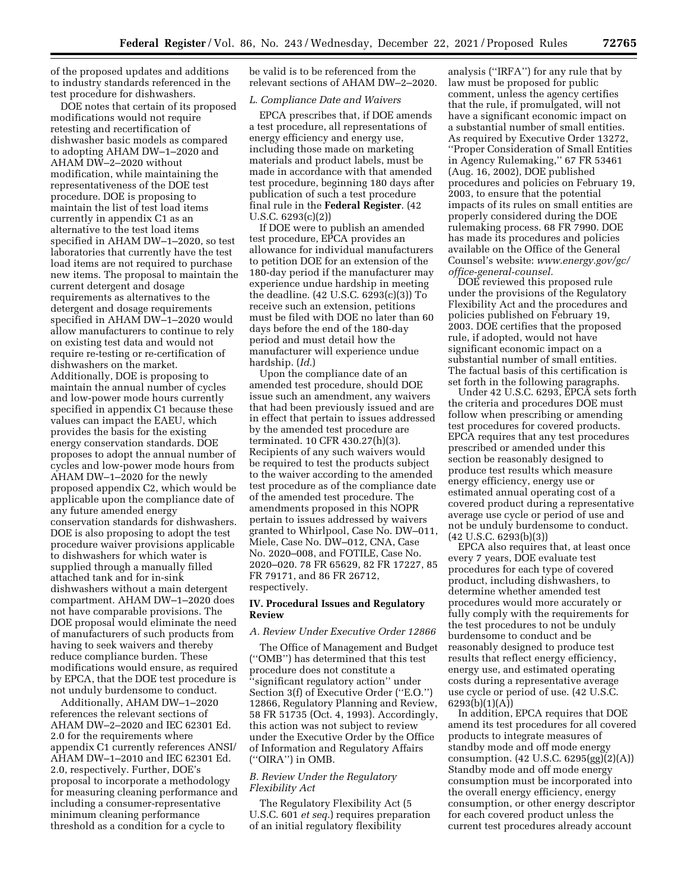of the proposed updates and additions to industry standards referenced in the test procedure for dishwashers.

DOE notes that certain of its proposed modifications would not require retesting and recertification of dishwasher basic models as compared to adopting AHAM DW–1–2020 and AHAM DW–2–2020 without modification, while maintaining the representativeness of the DOE test procedure. DOE is proposing to maintain the list of test load items currently in appendix C1 as an alternative to the test load items specified in AHAM DW–1–2020, so test laboratories that currently have the test load items are not required to purchase new items. The proposal to maintain the current detergent and dosage requirements as alternatives to the detergent and dosage requirements specified in AHAM DW–1–2020 would allow manufacturers to continue to rely on existing test data and would not require re-testing or re-certification of dishwashers on the market. Additionally, DOE is proposing to maintain the annual number of cycles and low-power mode hours currently specified in appendix C1 because these values can impact the EAEU, which provides the basis for the existing energy conservation standards. DOE proposes to adopt the annual number of cycles and low-power mode hours from AHAM DW–1–2020 for the newly proposed appendix C2, which would be applicable upon the compliance date of any future amended energy conservation standards for dishwashers. DOE is also proposing to adopt the test procedure waiver provisions applicable to dishwashers for which water is supplied through a manually filled attached tank and for in-sink dishwashers without a main detergent compartment. AHAM DW–1–2020 does not have comparable provisions. The DOE proposal would eliminate the need of manufacturers of such products from having to seek waivers and thereby reduce compliance burden. These modifications would ensure, as required by EPCA, that the DOE test procedure is not unduly burdensome to conduct.

Additionally, AHAM DW–1–2020 references the relevant sections of AHAM DW–2–2020 and IEC 62301 Ed. 2.0 for the requirements where appendix C1 currently references ANSI/AHAM DW–1–2010 and IEC 62301 Ed. 2.0, respectively. Further, DOE's proposal to incorporate a methodology for measuring cleaning performance and including a consumer-representative minimum cleaning performance threshold as a condition for a cycle to be valid is to be referenced from the relevant sections of AHAM DW–2–2020.

### *L. Compliance Date and Waivers*

EPCA prescribes that, if DOE amends a test procedure, all representations of energy efficiency and energy use, including those made on marketing materials and product labels, must be made in accordance with that amended test procedure, beginning 180 days after publication of such a test procedure final rule in the **Federal Register**. (42 U.S.C. 6293(c)(2))

If DOE were to publish an amended test procedure, EPCA provides an allowance for individual manufacturers to petition DOE for an extension of the 180-day period if the manufacturer may experience undue hardship in meeting the deadline. (42 U.S.C. 6293(c)(3)) To receive such an extension, petitions must be filed with DOE no later than 60 days before the end of the 180-day period and must detail how the manufacturer will experience undue hardship. (*Id.*)

Upon the compliance date of an amended test procedure, should DOE issue such an amendment, any waivers that had been previously issued and are in effect that pertain to issues addressed by the amended test procedure are terminated. 10 CFR 430.27(h)(3). Recipients of any such waivers would be required to test the products subject to the waiver according to the amended test procedure as of the compliance date of the amended test procedure. The amendments proposed in this NOPR pertain to issues addressed by waivers granted to Whirlpool, Case No. DW–011, Miele, Case No. DW–012, CNA, Case No. 2020–008, and FOTILE, Case No. 2020–020. 78 FR 65629, 82 FR 17227, 85 FR 79171, and 86 FR 26712, respectively.

## IV. Procedural Issues and Regulatory Review

### *A. Review Under Executive Order 12866*

The Office of Management and Budget (''OMB'') has determined that this test procedure does not constitute a ''significant regulatory action'' under Section 3(f) of Executive Order (''E.O.'') 12866, Regulatory Planning and Review, 58 FR 51735 (Oct. 4, 1993). Accordingly, this action was not subject to review under the Executive Order by the Office of Information and Regulatory Affairs (''OIRA'') in OMB.

### *B. Review Under the Regulatory Flexibility Act*

The Regulatory Flexibility Act (5 U.S.C. 601 *et seq.*) requires preparation of an initial regulatory flexibility analysis (''IRFA'') for any rule that by law must be proposed for public comment, unless the agency certifies that the rule, if promulgated, will not have a significant economic impact on a substantial number of small entities. As required by Executive Order 13272, ''Proper Consideration of Small Entities in Agency Rulemaking,'' 67 FR 53461 (Aug. 16, 2002), DOE published procedures and policies on February 19, 2003, to ensure that the potential impacts of its rules on small entities are properly considered during the DOE rulemaking process. 68 FR 7990. DOE has made its procedures and policies available on the Office of the General Counsel's website: *www.energy.gov/gc/office-general-counsel.*

DOE reviewed this proposed rule under the provisions of the Regulatory Flexibility Act and the procedures and policies published on February 19, 2003. DOE certifies that the proposed rule, if adopted, would not have significant economic impact on a substantial number of small entities. The factual basis of this certification is set forth in the following paragraphs.

Under 42 U.S.C. 6293, EPCA sets forth the criteria and procedures DOE must follow when prescribing or amending test procedures for covered products. EPCA requires that any test procedures prescribed or amended under this section be reasonably designed to produce test results which measure energy efficiency, energy use or estimated annual operating cost of a covered product during a representative average use cycle or period of use and not be unduly burdensome to conduct. (42 U.S.C. 6293(b)(3))

EPCA also requires that, at least once every 7 years, DOE evaluate test procedures for each type of covered product, including dishwashers, to determine whether amended test procedures would more accurately or fully comply with the requirements for the test procedures to not be unduly burdensome to conduct and be reasonably designed to produce test results that reflect energy efficiency, energy use, and estimated operating costs during a representative average use cycle or period of use. (42 U.S.C. 6293(b)(1)(A))

In addition, EPCA requires that DOE amend its test procedures for all covered products to integrate measures of standby mode and off mode energy consumption. (42 U.S.C. 6295(gg)(2)(A)) Standby mode and off mode energy consumption must be incorporated into the overall energy efficiency, energy consumption, or other energy descriptor for each covered product unless the current test procedures already account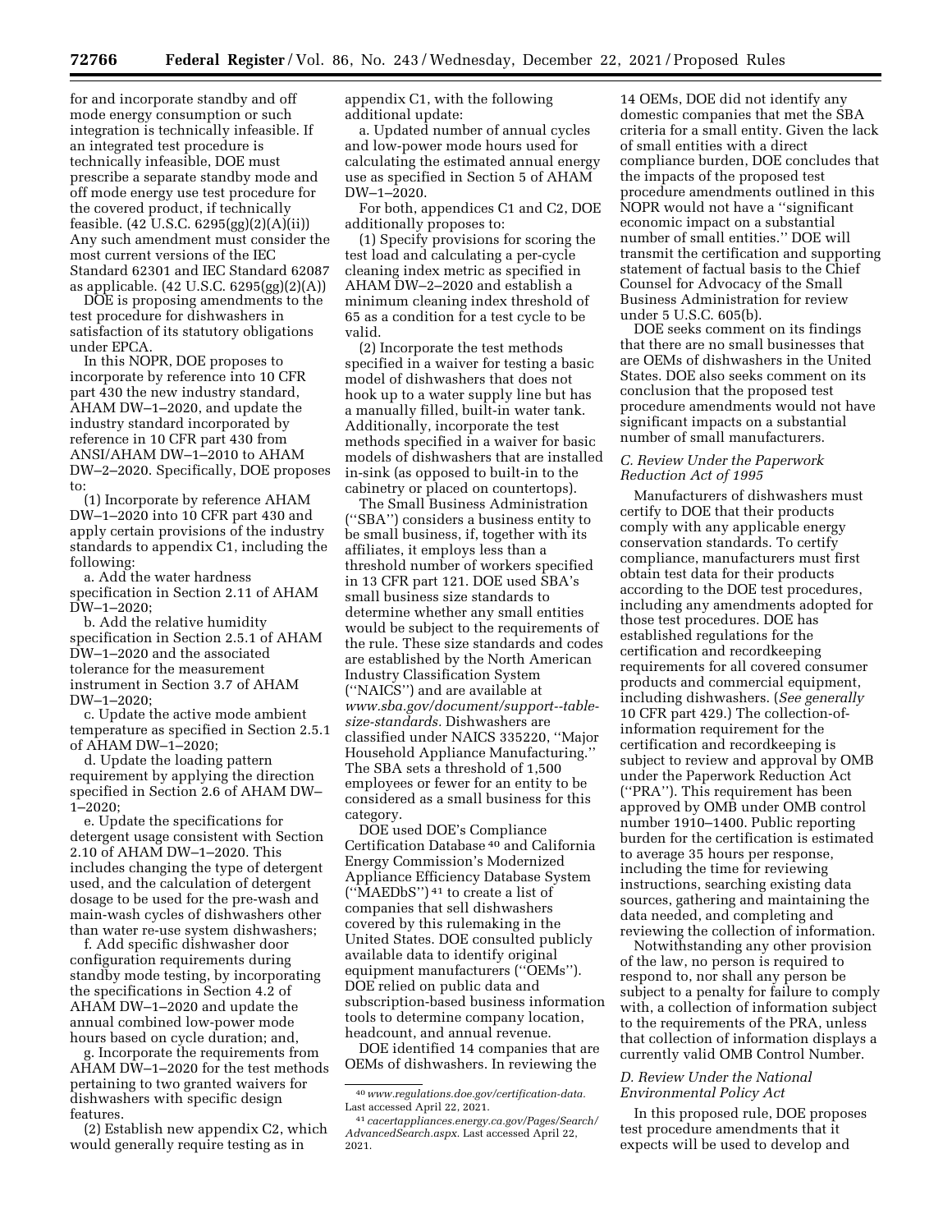for and incorporate standby and off mode energy consumption or such integration is technically infeasible. If an integrated test procedure is technically infeasible, DOE must prescribe a separate standby mode and off mode energy use test procedure for the covered product, if technically feasible. (42 U.S.C. 6295(gg)(2)(A)(ii)) Any such amendment must consider the most current versions of the IEC Standard 62301 and IEC Standard 62087 as applicable. (42 U.S.C. 6295(gg)(2)(A))

DOE is proposing amendments to the test procedure for dishwashers in satisfaction of its statutory obligations under EPCA.

In this NOPR, DOE proposes to incorporate by reference into 10 CFR part 430 the new industry standard, AHAM DW–1–2020, and update the industry standard incorporated by reference in 10 CFR part 430 from ANSI/AHAM DW–1–2010 to AHAM DW–2–2020. Specifically, DOE proposes to:

(1) Incorporate by reference AHAM DW–1–2020 into 10 CFR part 430 and apply certain provisions of the industry standards to appendix C1, including the following:

a. Add the water hardness specification in Section 2.11 of AHAM DW–1–2020;

b. Add the relative humidity specification in Section 2.5.1 of AHAM DW–1–2020 and the associated tolerance for the measurement instrument in Section 3.7 of AHAM DW–1–2020;

c. Update the active mode ambient temperature as specified in Section 2.5.1 of AHAM DW–1–2020;

d. Update the loading pattern requirement by applying the direction specified in Section 2.6 of AHAM DW–1–2020;

e. Update the specifications for detergent usage consistent with Section 2.10 of AHAM DW–1–2020. This includes changing the type of detergent used, and the calculation of detergent dosage to be used for the pre-wash and main-wash cycles of dishwashers other than water re-use system dishwashers;

f. Add specific dishwasher door configuration requirements during standby mode testing, by incorporating the specifications in Section 4.2 of AHAM DW–1–2020 and update the annual combined low-power mode hours based on cycle duration; and,

g. Incorporate the requirements from AHAM DW–1–2020 for the test methods pertaining to two granted waivers for dishwashers with specific design features.

(2) Establish new appendix C2, which would generally require testing as in appendix C1, with the following additional update:

a. Updated number of annual cycles and low-power mode hours used for calculating the estimated annual energy use as specified in Section 5 of AHAM DW–1–2020.

For both, appendices C1 and C2, DOE additionally proposes to:

(1) Specify provisions for scoring the test load and calculating a per-cycle cleaning index metric as specified in AHAM DW–2–2020 and establish a minimum cleaning index threshold of 65 as a condition for a test cycle to be valid.

(2) Incorporate the test methods specified in a waiver for testing a basic model of dishwashers that does not hook up to a water supply line but has a manually filled, built-in water tank. Additionally, incorporate the test methods specified in a waiver for basic models of dishwashers that are installed in-sink (as opposed to built-in to the cabinetry or placed on countertops).

The Small Business Administration (''SBA'') considers a business entity to be small business, if, together with its affiliates, it employs less than a threshold number of workers specified in 13 CFR part 121. DOE used SBA's small business size standards to determine whether any small entities would be subject to the requirements of the rule. These size standards and codes are established by the North American Industry Classification System (''NAICS'') and are available at *www.sba.gov/document/support--table-size-standards.* Dishwashers are classified under NAICS 335220, ''Major Household Appliance Manufacturing.'' The SBA sets a threshold of 1,500 employees or fewer for an entity to be considered as a small business for this category.

DOE used DOE's Compliance Certification Database [40] and California Energy Commission's Modernized Appliance Efficiency Database System (''MAEDbS'') [41] to create a list of companies that sell dishwashers covered by this rulemaking in the United States. DOE consulted publicly available data to identify original equipment manufacturers (''OEMs''). DOE relied on public data and subscription-based business information tools to determine company location, headcount, and annual revenue.

DOE identified 14 companies that are OEMs of dishwashers. In reviewing the 14 OEMs, DOE did not identify any domestic companies that met the SBA criteria for a small entity. Given the lack of small entities with a direct compliance burden, DOE concludes that the impacts of the proposed test procedure amendments outlined in this NOPR would not have a ''significant economic impact on a substantial number of small entities.'' DOE will transmit the certification and supporting statement of factual basis to the Chief Counsel for Advocacy of the Small Business Administration for review under 5 U.S.C. 605(b).

DOE seeks comment on its findings that there are no small businesses that are OEMs of dishwashers in the United States. DOE also seeks comment on its conclusion that the proposed test procedure amendments would not have significant impacts on a substantial number of small manufacturers.

### C. Review Under the Paperwork Reduction Act of 1995

Manufacturers of dishwashers must certify to DOE that their products comply with any applicable energy conservation standards. To certify compliance, manufacturers must first obtain test data for their products according to the DOE test procedures, including any amendments adopted for those test procedures. DOE has established regulations for the certification and recordkeeping requirements for all covered consumer products and commercial equipment, including dishwashers. (*See generally* 10 CFR part 429.) The collection-of-information requirement for the certification and recordkeeping is subject to review and approval by OMB under the Paperwork Reduction Act (''PRA''). This requirement has been approved by OMB under OMB control number 1910–1400. Public reporting burden for the certification is estimated to average 35 hours per response, including the time for reviewing instructions, searching existing data sources, gathering and maintaining the data needed, and completing and reviewing the collection of information.

Notwithstanding any other provision of the law, no person is required to respond to, nor shall any person be subject to a penalty for failure to comply with, a collection of information subject to the requirements of the PRA, unless that collection of information displays a currently valid OMB Control Number.

### D. Review Under the National Environmental Policy Act

In this proposed rule, DOE proposes test procedure amendments that it expects will be used to develop and

[40] *www.regulations.doe.gov/certification-data.* Last accessed April 22, 2021.

[41] *cacertappliances.energy.ca.gov/Pages/Search/AdvancedSearch.aspx.* Last accessed April 22, 2021.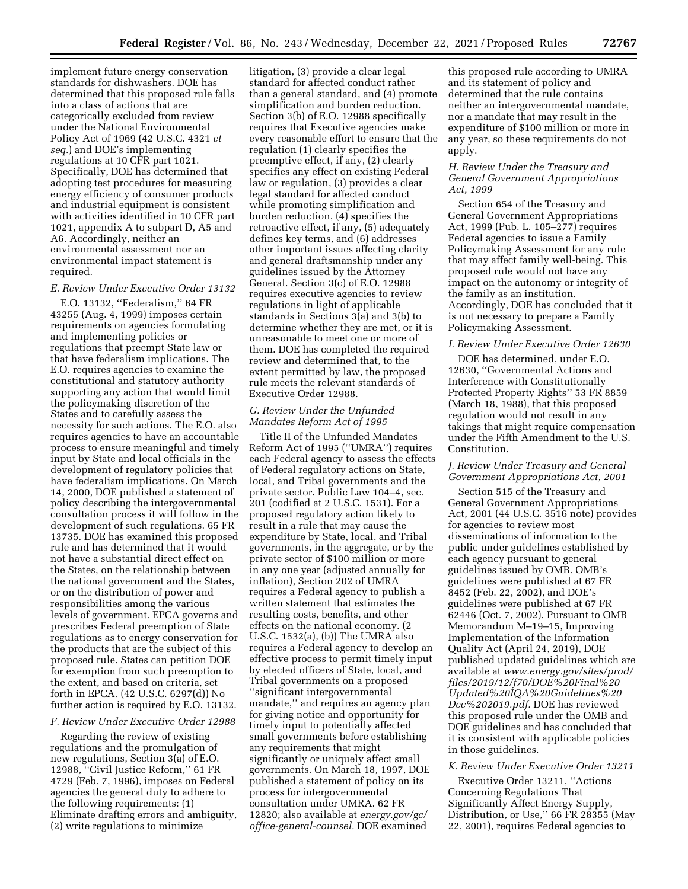implement future energy conservation standards for dishwashers. DOE has determined that this proposed rule falls into a class of actions that are categorically excluded from review under the National Environmental Policy Act of 1969 (42 U.S.C. 4321 *et seq.*) and DOE's implementing regulations at 10 CFR part 1021. Specifically, DOE has determined that adopting test procedures for measuring energy efficiency of consumer products and industrial equipment is consistent with activities identified in 10 CFR part 1021, appendix A to subpart D, A5 and A6. Accordingly, neither an environmental assessment nor an environmental impact statement is required.

### *E. Review Under Executive Order 13132*

E.O. 13132, ''Federalism,'' 64 FR 43255 (Aug. 4, 1999) imposes certain requirements on agencies formulating and implementing policies or regulations that preempt State law or that have federalism implications. The E.O. requires agencies to examine the constitutional and statutory authority supporting any action that would limit the policymaking discretion of the States and to carefully assess the necessity for such actions. The E.O. also requires agencies to have an accountable process to ensure meaningful and timely input by State and local officials in the development of regulatory policies that have federalism implications. On March 14, 2000, DOE published a statement of policy describing the intergovernmental consultation process it will follow in the development of such regulations. 65 FR 13735. DOE has examined this proposed rule and has determined that it would not have a substantial direct effect on the States, on the relationship between the national government and the States, or on the distribution of power and responsibilities among the various levels of government. EPCA governs and prescribes Federal preemption of State regulations as to energy conservation for the products that are the subject of this proposed rule. States can petition DOE for exemption from such preemption to the extent, and based on criteria, set forth in EPCA. (42 U.S.C. 6297(d)) No further action is required by E.O. 13132.

### *F. Review Under Executive Order 12988*

Regarding the review of existing regulations and the promulgation of new regulations, Section 3(a) of E.O. 12988, ''Civil Justice Reform,'' 61 FR 4729 (Feb. 7, 1996), imposes on Federal agencies the general duty to adhere to the following requirements: (1) Eliminate drafting errors and ambiguity, (2) write regulations to minimize litigation, (3) provide a clear legal standard for affected conduct rather than a general standard, and (4) promote simplification and burden reduction. Section 3(b) of E.O. 12988 specifically requires that Executive agencies make every reasonable effort to ensure that the regulation (1) clearly specifies the preemptive effect, if any, (2) clearly specifies any effect on existing Federal law or regulation, (3) provides a clear legal standard for affected conduct while promoting simplification and burden reduction, (4) specifies the retroactive effect, if any, (5) adequately defines key terms, and (6) addresses other important issues affecting clarity and general draftsmanship under any guidelines issued by the Attorney General. Section 3(c) of E.O. 12988 requires executive agencies to review regulations in light of applicable standards in Sections 3(a) and 3(b) to determine whether they are met, or it is unreasonable to meet one or more of them. DOE has completed the required review and determined that, to the extent permitted by law, the proposed rule meets the relevant standards of Executive Order 12988.

### *G. Review Under the Unfunded Mandates Reform Act of 1995*

Title II of the Unfunded Mandates Reform Act of 1995 (''UMRA'') requires each Federal agency to assess the effects of Federal regulatory actions on State, local, and Tribal governments and the private sector. Public Law 104–4, sec. 201 (codified at 2 U.S.C. 1531). For a proposed regulatory action likely to result in a rule that may cause the expenditure by State, local, and Tribal governments, in the aggregate, or by the private sector of $100 million or more in any one year (adjusted annually for inflation), Section 202 of UMRA requires a Federal agency to publish a written statement that estimates the resulting costs, benefits, and other effects on the national economy. (2 U.S.C. 1532(a), (b)) The UMRA also requires a Federal agency to develop an effective process to permit timely input by elected officers of State, local, and Tribal governments on a proposed ''significant intergovernmental mandate,'' and requires an agency plan for giving notice and opportunity for timely input to potentially affected small governments before establishing any requirements that might significantly or uniquely affect small governments. On March 18, 1997, DOE published a statement of policy on its process for intergovernmental consultation under UMRA. 62 FR 12820; also available at *energy.gov/gc/office-general-counsel.* DOE examined this proposed rule according to UMRA and its statement of policy and determined that the rule contains neither an intergovernmental mandate, nor a mandate that may result in the expenditure of $100 million or more in any year, so these requirements do not apply.

### *H. Review Under the Treasury and General Government Appropriations Act, 1999*

Section 654 of the Treasury and General Government Appropriations Act, 1999 (Pub. L. 105–277) requires Federal agencies to issue a Family Policymaking Assessment for any rule that may affect family well-being. This proposed rule would not have any impact on the autonomy or integrity of the family as an institution. Accordingly, DOE has concluded that it is not necessary to prepare a Family Policymaking Assessment.

### *I. Review Under Executive Order 12630*

DOE has determined, under E.O. 12630, ''Governmental Actions and Interference with Constitutionally Protected Property Rights'' 53 FR 8859 (March 18, 1988), that this proposed regulation would not result in any takings that might require compensation under the Fifth Amendment to the U.S. Constitution.

### *J. Review Under Treasury and General Government Appropriations Act, 2001*

Section 515 of the Treasury and General Government Appropriations Act, 2001 (44 U.S.C. 3516 note) provides for agencies to review most disseminations of information to the public under guidelines established by each agency pursuant to general guidelines issued by OMB. OMB's guidelines were published at 67 FR 8452 (Feb. 22, 2002), and DOE's guidelines were published at 67 FR 62446 (Oct. 7, 2002). Pursuant to OMB Memorandum M–19–15, Improving Implementation of the Information Quality Act (April 24, 2019), DOE published updated guidelines which are available at *www.energy.gov/sites/prod/files/2019/12/f70/DOE%20Final%20Updated%20IQA%20Guidelines%20Dec%202019.pdf.* DOE has reviewed this proposed rule under the OMB and DOE guidelines and has concluded that it is consistent with applicable policies in those guidelines.

### *K. Review Under Executive Order 13211*

Executive Order 13211, ''Actions Concerning Regulations That Significantly Affect Energy Supply, Distribution, or Use,'' 66 FR 28355 (May 22, 2001), requires Federal agencies to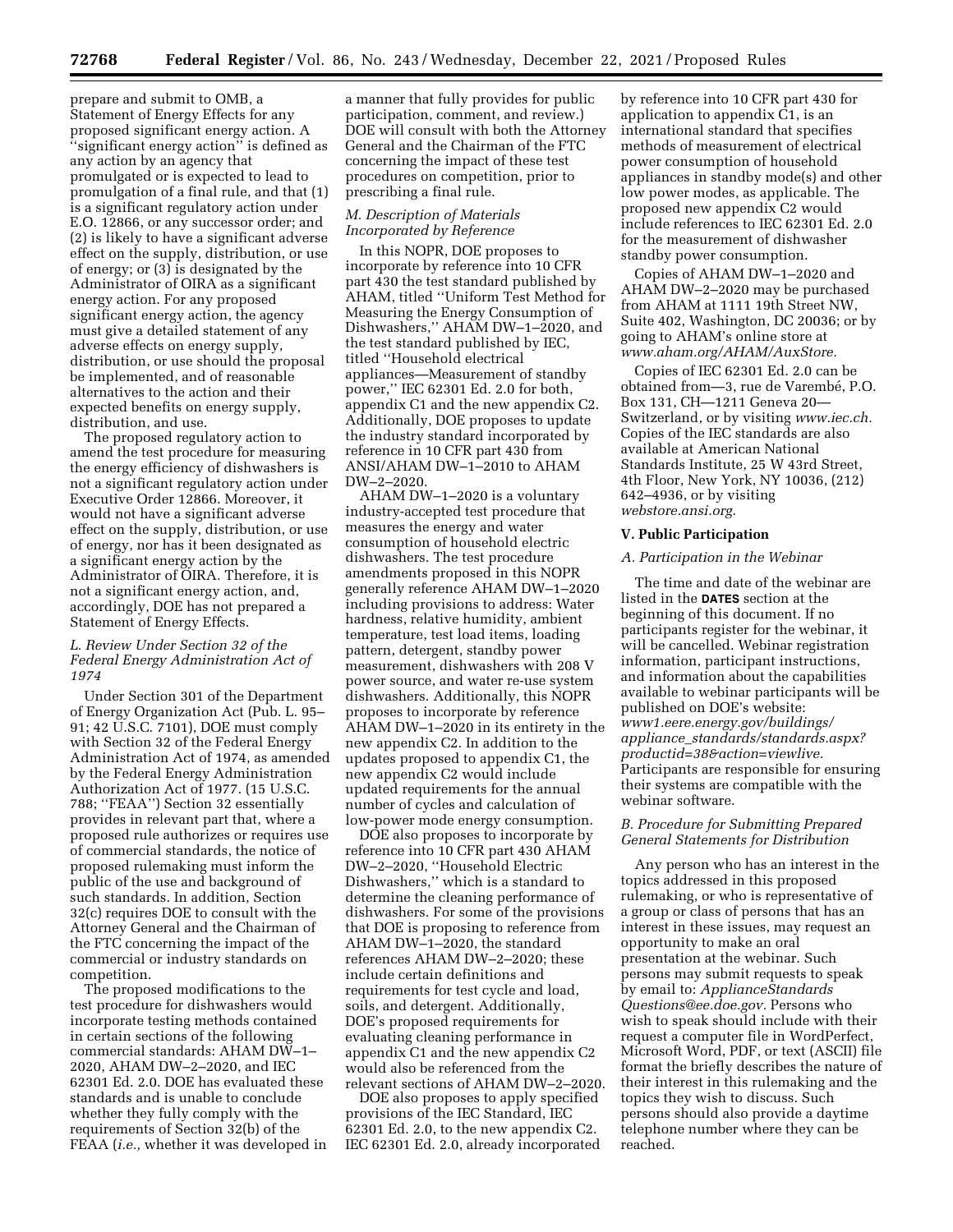prepare and submit to OMB, a Statement of Energy Effects for any proposed significant energy action. A ''significant energy action'' is defined as any action by an agency that promulgated or is expected to lead to promulgation of a final rule, and that (1) is a significant regulatory action under E.O. 12866, or any successor order; and (2) is likely to have a significant adverse effect on the supply, distribution, or use of energy; or (3) is designated by the Administrator of OIRA as a significant energy action. For any proposed significant energy action, the agency must give a detailed statement of any adverse effects on energy supply, distribution, or use should the proposal be implemented, and of reasonable alternatives to the action and their expected benefits on energy supply, distribution, and use.

The proposed regulatory action to amend the test procedure for measuring the energy efficiency of dishwashers is not a significant regulatory action under Executive Order 12866. Moreover, it would not have a significant adverse effect on the supply, distribution, or use of energy, nor has it been designated as a significant energy action by the Administrator of OIRA. Therefore, it is not a significant energy action, and, accordingly, DOE has not prepared a Statement of Energy Effects.

### *L. Review Under Section 32 of the Federal Energy Administration Act of 1974*

Under Section 301 of the Department of Energy Organization Act (Pub. L. 95–91; 42 U.S.C. 7101), DOE must comply with Section 32 of the Federal Energy Administration Act of 1974, as amended by the Federal Energy Administration Authorization Act of 1977. (15 U.S.C. 788; ''FEAA'') Section 32 essentially provides in relevant part that, where a proposed rule authorizes or requires use of commercial standards, the notice of proposed rulemaking must inform the public of the use and background of such standards. In addition, Section 32(c) requires DOE to consult with the Attorney General and the Chairman of the FTC concerning the impact of the commercial or industry standards on competition.

The proposed modifications to the test procedure for dishwashers would incorporate testing methods contained in certain sections of the following commercial standards: AHAM DW–1–2020, AHAM DW–2–2020, and IEC 62301 Ed. 2.0. DOE has evaluated these standards and is unable to conclude whether they fully comply with the requirements of Section 32(b) of the FEAA (*i.e.,* whether it was developed in a manner that fully provides for public participation, comment, and review.) DOE will consult with both the Attorney General and the Chairman of the FTC concerning the impact of these test procedures on competition, prior to prescribing a final rule.

### *M. Description of Materials Incorporated by Reference*

In this NOPR, DOE proposes to incorporate by reference into 10 CFR part 430 the test standard published by AHAM, titled ''Uniform Test Method for Measuring the Energy Consumption of Dishwashers,'' AHAM DW–1–2020, and the test standard published by IEC, titled ''Household electrical appliances—Measurement of standby power,'' IEC 62301 Ed. 2.0 for both, appendix C1 and the new appendix C2. Additionally, DOE proposes to update the industry standard incorporated by reference in 10 CFR part 430 from ANSI/AHAM DW–1–2010 to AHAM DW–2–2020.

AHAM DW–1–2020 is a voluntary industry-accepted test procedure that measures the energy and water consumption of household electric dishwashers. The test procedure amendments proposed in this NOPR generally reference AHAM DW–1–2020 including provisions to address: Water hardness, relative humidity, ambient temperature, test load items, loading pattern, detergent, standby power measurement, dishwashers with 208 V power source, and water re-use system dishwashers. Additionally, this NOPR proposes to incorporate by reference AHAM DW–1–2020 in its entirety in the new appendix C2. In addition to the updates proposed to appendix C1, the new appendix C2 would include updated requirements for the annual number of cycles and calculation of low-power mode energy consumption.

DOE also proposes to incorporate by reference into 10 CFR part 430 AHAM DW–2–2020, ''Household Electric Dishwashers,'' which is a standard to determine the cleaning performance of dishwashers. For some of the provisions that DOE is proposing to reference from AHAM DW–1–2020, the standard references AHAM DW–2–2020; these include certain definitions and requirements for test cycle and load, soils, and detergent. Additionally, DOE's proposed requirements for evaluating cleaning performance in appendix C1 and the new appendix C2 would also be referenced from the relevant sections of AHAM DW–2–2020.

DOE also proposes to apply specified provisions of the IEC Standard, IEC 62301 Ed. 2.0, to the new appendix C2. IEC 62301 Ed. 2.0, already incorporated by reference into 10 CFR part 430 for application to appendix C1, is an international standard that specifies methods of measurement of electrical power consumption of household appliances in standby mode(s) and other low power modes, as applicable. The proposed new appendix C2 would include references to IEC 62301 Ed. 2.0 for the measurement of dishwasher standby power consumption.

Copies of AHAM DW–1–2020 and AHAM DW–2–2020 may be purchased from AHAM at 1111 19th Street NW, Suite 402, Washington, DC 20036; or by going to AHAM's online store at *www.aham.org/AHAM/AuxStore.*

Copies of IEC 62301 Ed. 2.0 can be obtained from—3, rue de Varembé, P.O. Box 131, CH—1211 Geneva 20—Switzerland, or by visiting *www.iec.ch.* Copies of the IEC standards are also available at American National Standards Institute, 25 W 43rd Street, 4th Floor, New York, NY 10036, (212) 642–4936, or by visiting *webstore.ansi.org.*

## V. Public Participation

### *A. Participation in the Webinar*

The time and date of the webinar are listed in the **DATES** section at the beginning of this document. If no participants register for the webinar, it will be cancelled. Webinar registration information, participant instructions, and information about the capabilities available to webinar participants will be published on DOE's website: *www1.eere.energy.gov/buildings/appliance_standards/standards.aspx?productid=38&action=viewlive.* Participants are responsible for ensuring their systems are compatible with the webinar software.

### *B. Procedure for Submitting Prepared General Statements for Distribution*

Any person who has an interest in the topics addressed in this proposed rulemaking, or who is representative of a group or class of persons that has an interest in these issues, may request an opportunity to make an oral presentation at the webinar. Such persons may submit requests to speak by email to: *ApplianceStandardsQuestions@ee.doe.gov.* Persons who wish to speak should include with their request a computer file in WordPerfect, Microsoft Word, PDF, or text (ASCII) file format the briefly describes the nature of their interest in this rulemaking and the topics they wish to discuss. Such persons should also provide a daytime telephone number where they can be reached.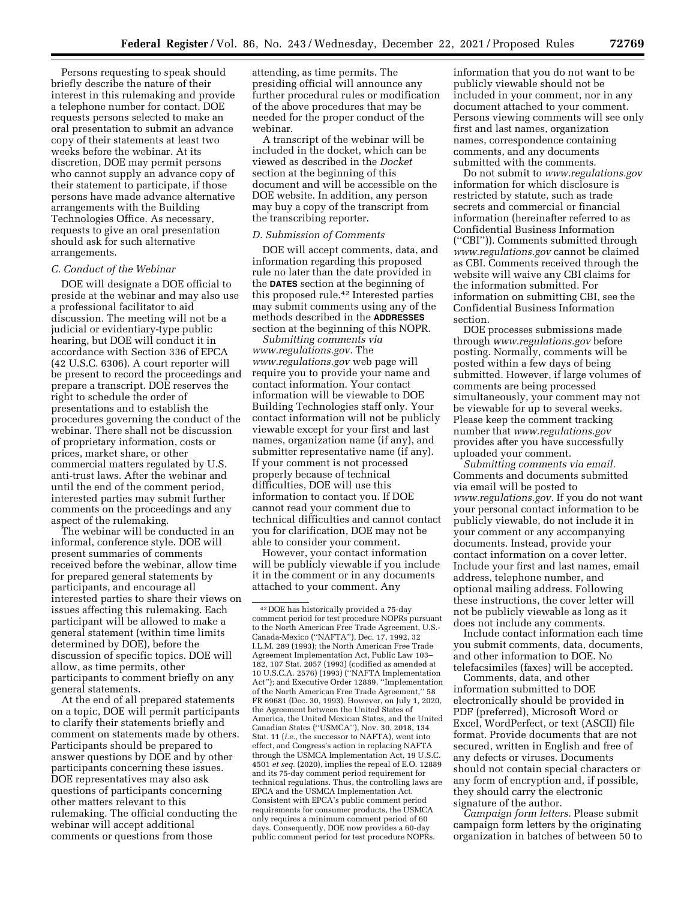Persons requesting to speak should briefly describe the nature of their interest in this rulemaking and provide a telephone number for contact. DOE requests persons selected to make an oral presentation to submit an advance copy of their statements at least two weeks before the webinar. At its discretion, DOE may permit persons who cannot supply an advance copy of their statement to participate, if those persons have made advance alternative arrangements with the Building Technologies Office. As necessary, requests to give an oral presentation should ask for such alternative arrangements.

### C. Conduct of the Webinar

DOE will designate a DOE official to preside at the webinar and may also use a professional facilitator to aid discussion. The meeting will not be a judicial or evidentiary-type public hearing, but DOE will conduct it in accordance with Section 336 of EPCA (42 U.S.C. 6306). A court reporter will be present to record the proceedings and prepare a transcript. DOE reserves the right to schedule the order of presentations and to establish the procedures governing the conduct of the webinar. There shall not be discussion of proprietary information, costs or prices, market share, or other commercial matters regulated by U.S. anti-trust laws. After the webinar and until the end of the comment period, interested parties may submit further comments on the proceedings and any aspect of the rulemaking.

The webinar will be conducted in an informal, conference style. DOE will present summaries of comments received before the webinar, allow time for prepared general statements by participants, and encourage all interested parties to share their views on issues affecting this rulemaking. Each participant will be allowed to make a general statement (within time limits determined by DOE), before the discussion of specific topics. DOE will allow, as time permits, other participants to comment briefly on any general statements.

At the end of all prepared statements on a topic, DOE will permit participants to clarify their statements briefly and comment on statements made by others. Participants should be prepared to answer questions by DOE and by other participants concerning these issues. DOE representatives may also ask questions of participants concerning other matters relevant to this rulemaking. The official conducting the webinar will accept additional comments or questions from those attending, as time permits. The presiding official will announce any further procedural rules or modification of the above procedures that may be needed for the proper conduct of the webinar.

A transcript of the webinar will be included in the docket, which can be viewed as described in the *Docket* section at the beginning of this document and will be accessible on the DOE website. In addition, any person may buy a copy of the transcript from the transcribing reporter.

### D. Submission of Comments

DOE will accept comments, data, and information regarding this proposed rule no later than the date provided in the **DATES** section at the beginning of this proposed rule.[42] Interested parties may submit comments using any of the methods described in the **ADDRESSES** section at the beginning of this NOPR.

*Submitting comments via www.regulations.gov.* The *www.regulations.gov* web page will require you to provide your name and contact information. Your contact information will be viewable to DOE Building Technologies staff only. Your contact information will not be publicly viewable except for your first and last names, organization name (if any), and submitter representative name (if any). If your comment is not processed properly because of technical difficulties, DOE will use this information to contact you. If DOE cannot read your comment due to technical difficulties and cannot contact you for clarification, DOE may not be able to consider your comment.

However, your contact information will be publicly viewable if you include it in the comment or in any documents attached to your comment. Any information that you do not want to be publicly viewable should not be included in your comment, nor in any document attached to your comment. Persons viewing comments will see only first and last names, organization names, correspondence containing comments, and any documents submitted with the comments.

Do not submit to *www.regulations.gov* information for which disclosure is restricted by statute, such as trade secrets and commercial or financial information (hereinafter referred to as Confidential Business Information (''CBI'')). Comments submitted through *www.regulations.gov* cannot be claimed as CBI. Comments received through the website will waive any CBI claims for the information submitted. For information on submitting CBI, see the Confidential Business Information section.

DOE processes submissions made through *www.regulations.gov* before posting. Normally, comments will be posted within a few days of being submitted. However, if large volumes of comments are being processed simultaneously, your comment may not be viewable for up to several weeks. Please keep the comment tracking number that *www.regulations.gov* provides after you have successfully uploaded your comment.

*Submitting comments via email.* Comments and documents submitted via email will be posted to *www.regulations.gov.* If you do not want your personal contact information to be publicly viewable, do not include it in your comment or any accompanying documents. Instead, provide your contact information on a cover letter. Include your first and last names, email address, telephone number, and optional mailing address. Following these instructions, the cover letter will not be publicly viewable as long as it does not include any comments.

Include contact information each time you submit comments, data, documents, and other information to DOE. No telefacsimiles (faxes) will be accepted.

Comments, data, and other information submitted to DOE electronically should be provided in PDF (preferred), Microsoft Word or Excel, WordPerfect, or text (ASCII) file format. Provide documents that are not secured, written in English and free of any defects or viruses. Documents should not contain special characters or any form of encryption and, if possible, they should carry the electronic signature of the author.

*Campaign form letters.* Please submit campaign form letters by the originating organization in batches of between 50 to

---

[42] DOE has historically provided a 75-day comment period for test procedure NOPRs pursuant to the North American Free Trade Agreement, U.S.-Canada-Mexico (''NAFTA''), Dec. 17, 1992, 32 I.L.M. 289 (1993); the North American Free Trade Agreement Implementation Act, Public Law 103–182, 107 Stat. 2057 (1993) (codified as amended at 10 U.S.C.A. 2576) (1993) (''NAFTA Implementation Act''); and Executive Order 12889, ''Implementation of the North American Free Trade Agreement,'' 58 FR 69681 (Dec. 30, 1993). However, on July 1, 2020, the Agreement between the United States of America, the United Mexican States, and the United Canadian States (''USMCA''), Nov. 30, 2018, 134 Stat. 11 (*i.e.,* the successor to NAFTA), went into effect, and Congress's action in replacing NAFTA through the USMCA Implementation Act, 19 U.S.C. 4501 *et seq.* (2020), implies the repeal of E.O. 12889 and its 75-day comment period requirement for technical regulations. Thus, the controlling laws are EPCA and the USMCA Implementation Act. Consistent with EPCA's public comment period requirements for consumer products, the USMCA only requires a minimum comment period of 60 days. Consequently, DOE now provides a 60-day public comment period for test procedure NOPRs.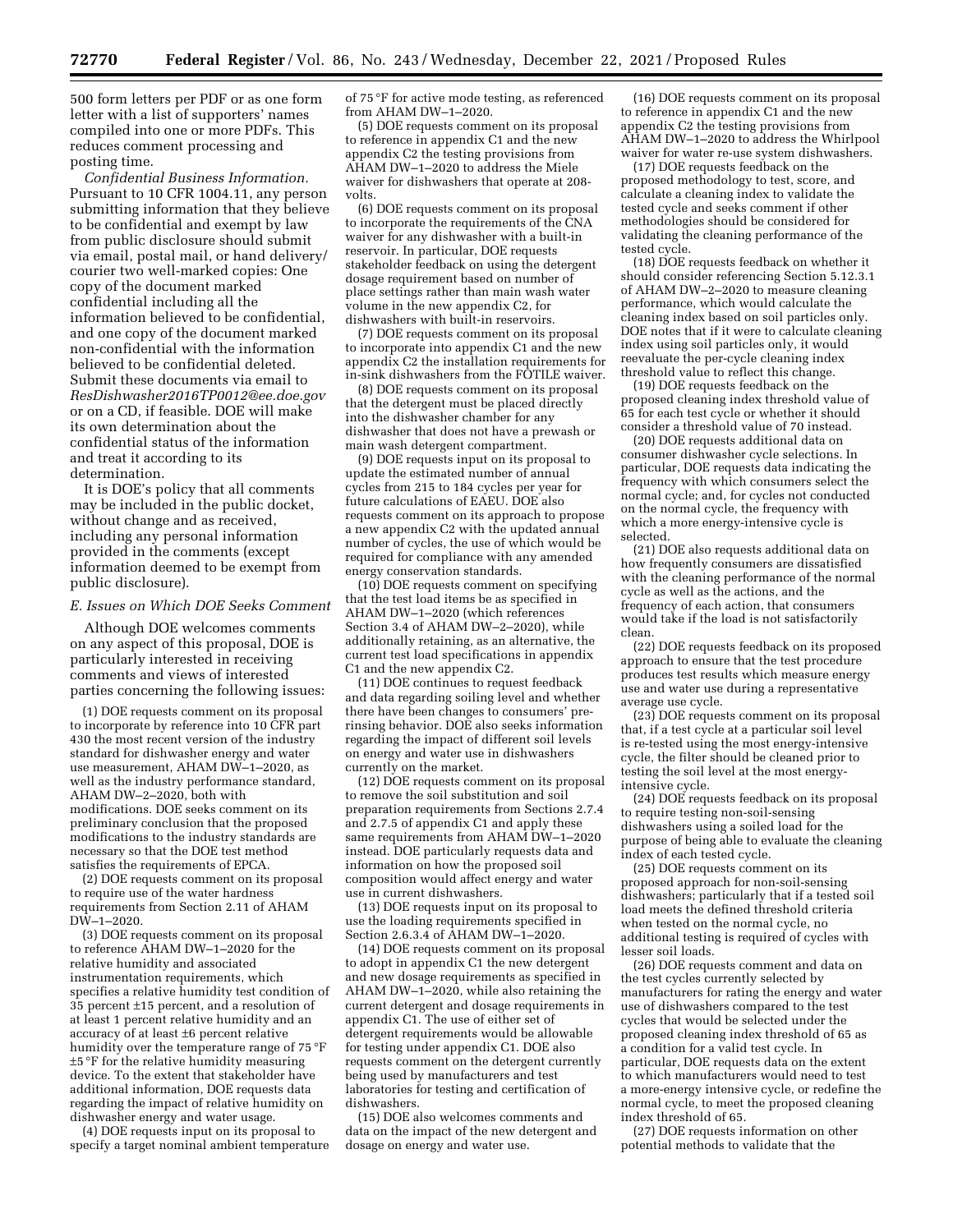500 form letters per PDF or as one form letter with a list of supporters' names compiled into one or more PDFs. This reduces comment processing and posting time.

*Confidential Business Information.* Pursuant to 10 CFR 1004.11, any person submitting information that they believe to be confidential and exempt by law from public disclosure should submit via email, postal mail, or hand delivery/courier two well-marked copies: One copy of the document marked confidential including all the information believed to be confidential, and one copy of the document marked non-confidential with the information believed to be confidential deleted. Submit these documents via email to *ResDishwasher2016TP0012@ee.doe.gov* or on a CD, if feasible. DOE will make its own determination about the confidential status of the information and treat it according to its determination.

It is DOE's policy that all comments may be included in the public docket, without change and as received, including any personal information provided in the comments (except information deemed to be exempt from public disclosure).

### *E. Issues on Which DOE Seeks Comment*

Although DOE welcomes comments on any aspect of this proposal, DOE is particularly interested in receiving comments and views of interested parties concerning the following issues:

(1) DOE requests comment on its proposal to incorporate by reference into 10 CFR part 430 the most recent version of the industry standard for dishwasher energy and water use measurement, AHAM DW–1–2020, as well as the industry performance standard, AHAM DW–2–2020, both with modifications. DOE seeks comment on its preliminary conclusion that the proposed modifications to the industry standards are necessary so that the DOE test method satisfies the requirements of EPCA.

(2) DOE requests comment on its proposal to require use of the water hardness requirements from Section 2.11 of AHAM DW–1–2020.

(3) DOE requests comment on its proposal to reference AHAM DW–1–2020 for the relative humidity and associated instrumentation requirements, which specifies a relative humidity test condition of 35 percent ±15 percent, and a resolution of at least 1 percent relative humidity and an accuracy of at least ±6 percent relative humidity over the temperature range of 75 °F ±5 °F for the relative humidity measuring device. To the extent that stakeholder have additional information, DOE requests data regarding the impact of relative humidity on dishwasher energy and water usage.

(4) DOE requests input on its proposal to specify a target nominal ambient temperature of 75 °F for active mode testing, as referenced from AHAM DW–1–2020.

(5) DOE requests comment on its proposal to reference in appendix C1 and the new appendix C2 the testing provisions from AHAM DW–1–2020 to address the Miele waiver for dishwashers that operate at 208-volts.

(6) DOE requests comment on its proposal to incorporate the requirements of the CNA waiver for any dishwasher with a built-in reservoir. In particular, DOE requests stakeholder feedback on using the detergent dosage requirement based on number of place settings rather than main wash water volume in the new appendix C2, for dishwashers with built-in reservoirs.

(7) DOE requests comment on its proposal to incorporate into appendix C1 and the new appendix C2 the installation requirements for in-sink dishwashers from the FOTILE waiver.

(8) DOE requests comment on its proposal that the detergent must be placed directly into the dishwasher chamber for any dishwasher that does not have a prewash or main wash detergent compartment.

(9) DOE requests input on its proposal to update the estimated number of annual cycles from 215 to 184 cycles per year for future calculations of EAEU. DOE also requests comment on its approach to propose a new appendix C2 with the updated annual number of cycles, the use of which would be required for compliance with any amended energy conservation standards.

(10) DOE requests comment on specifying that the test load items be as specified in AHAM DW–1–2020 (which references Section 3.4 of AHAM DW–2–2020), while additionally retaining, as an alternative, the current test load specifications in appendix C1 and the new appendix C2.

(11) DOE continues to request feedback and data regarding soiling level and whether there have been changes to consumers' pre-rinsing behavior. DOE also seeks information regarding the impact of different soil levels on energy and water use in dishwashers currently on the market.

(12) DOE requests comment on its proposal to remove the soil substitution and soil preparation requirements from Sections 2.7.4 and 2.7.5 of appendix C1 and apply these same requirements from AHAM DW–1–2020 instead. DOE particularly requests data and information on how the proposed soil composition would affect energy and water use in current dishwashers.

(13) DOE requests input on its proposal to use the loading requirements specified in Section 2.6.3.4 of AHAM DW–1–2020.

(14) DOE requests comment on its proposal to adopt in appendix C1 the new detergent and new dosage requirements as specified in AHAM DW–1–2020, while also retaining the current detergent and dosage requirements in appendix C1. The use of either set of detergent requirements would be allowable for testing under appendix C1. DOE also requests comment on the detergent currently being used by manufacturers and test laboratories for testing and certification of dishwashers.

(15) DOE also welcomes comments and data on the impact of the new detergent and dosage on energy and water use.

(16) DOE requests comment on its proposal to reference in appendix C1 and the new appendix C2 the testing provisions from AHAM DW–1–2020 to address the Whirlpool waiver for water re-use system dishwashers.

(17) DOE requests feedback on the proposed methodology to test, score, and calculate a cleaning index to validate the tested cycle and seeks comment if other methodologies should be considered for validating the cleaning performance of the tested cycle.

(18) DOE requests feedback on whether it should consider referencing Section 5.12.3.1 of AHAM DW–2–2020 to measure cleaning performance, which would calculate the cleaning index based on soil particles only. DOE notes that if it were to calculate cleaning index using soil particles only, it would reevaluate the per-cycle cleaning index threshold value to reflect this change.

(19) DOE requests feedback on the proposed cleaning index threshold value of 65 for each test cycle or whether it should consider a threshold value of 70 instead.

(20) DOE requests additional data on consumer dishwasher cycle selections. In particular, DOE requests data indicating the frequency with which consumers select the normal cycle; and, for cycles not conducted on the normal cycle, the frequency with which a more energy-intensive cycle is selected.

(21) DOE also requests additional data on how frequently consumers are dissatisfied with the cleaning performance of the normal cycle as well as the actions, and the frequency of each action, that consumers would take if the load is not satisfactorily clean.

(22) DOE requests feedback on its proposed approach to ensure that the test procedure produces test results which measure energy use and water use during a representative average use cycle.

(23) DOE requests comment on its proposal that, if a test cycle at a particular soil level is re-tested using the most energy-intensive cycle, the filter should be cleaned prior to testing the soil level at the most energy-intensive cycle.

(24) DOE requests feedback on its proposal to require testing non-soil-sensing dishwashers using a soiled load for the purpose of being able to evaluate the cleaning index of each tested cycle.

(25) DOE requests comment on its proposed approach for non-soil-sensing dishwashers; particularly that if a tested soil load meets the defined threshold criteria when tested on the normal cycle, no additional testing is required of cycles with lesser soil loads.

(26) DOE requests comment and data on the test cycles currently selected by manufacturers for rating the energy and water use of dishwashers compared to the test cycles that would be selected under the proposed cleaning index threshold of 65 as a condition for a valid test cycle. In particular, DOE requests data on the extent to which manufacturers would need to test a more-energy intensive cycle, or redefine the normal cycle, to meet the proposed cleaning index threshold of 65.

(27) DOE requests information on other potential methods to validate that the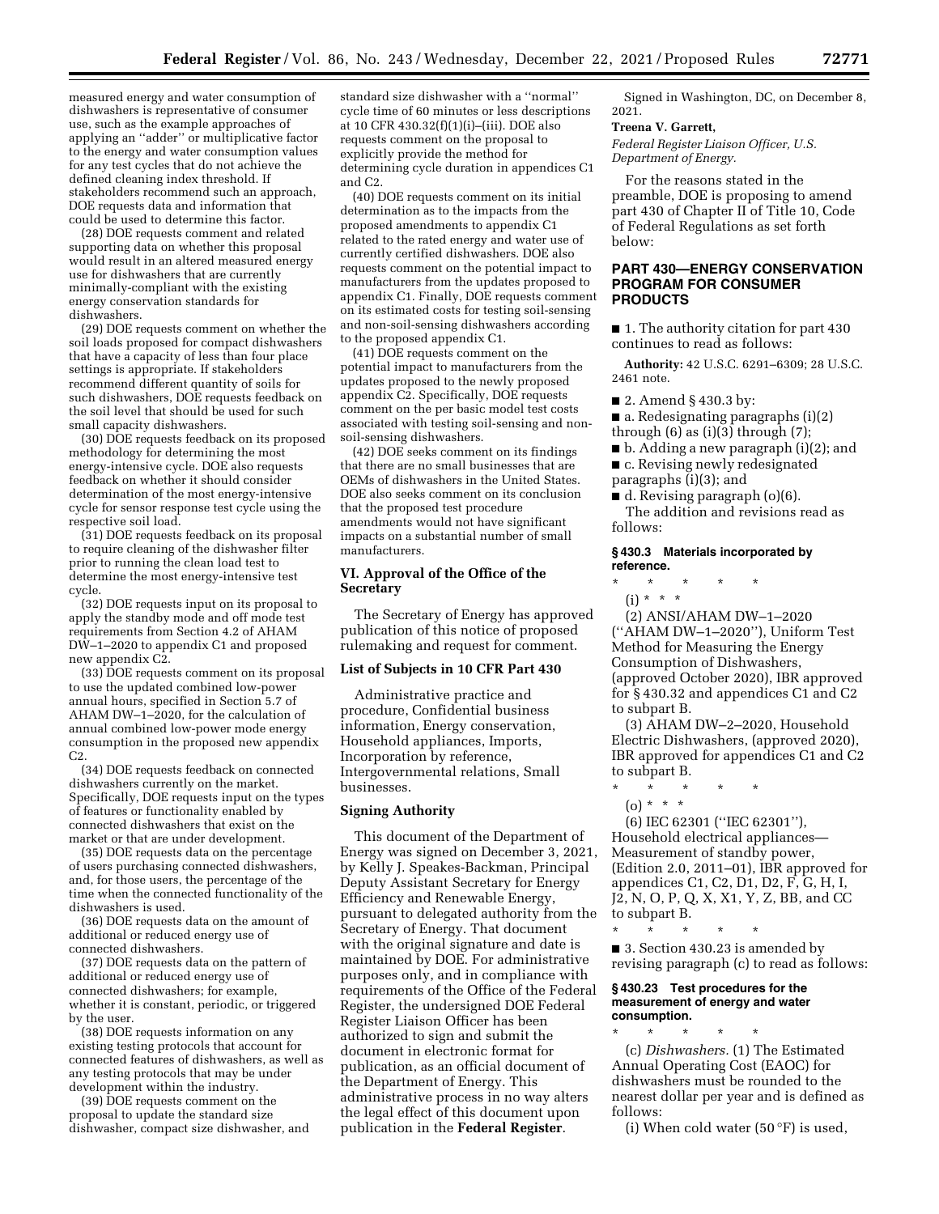measured energy and water consumption of dishwashers is representative of consumer use, such as the example approaches of applying an ''adder'' or multiplicative factor to the energy and water consumption values for any test cycles that do not achieve the defined cleaning index threshold. If stakeholders recommend such an approach, DOE requests data and information that could be used to determine this factor.

(28) DOE requests comment and related supporting data on whether this proposal would result in an altered measured energy use for dishwashers that are currently minimally-compliant with the existing energy conservation standards for dishwashers.

(29) DOE requests comment on whether the soil loads proposed for compact dishwashers that have a capacity of less than four place settings is appropriate. If stakeholders recommend different quantity of soils for such dishwashers, DOE requests feedback on the soil level that should be used for such small capacity dishwashers.

(30) DOE requests feedback on its proposed methodology for determining the most energy-intensive cycle. DOE also requests feedback on whether it should consider determination of the most energy-intensive cycle for sensor response test cycle using the respective soil load.

(31) DOE requests feedback on its proposal to require cleaning of the dishwasher filter prior to running the clean load test to determine the most energy-intensive test cycle.

(32) DOE requests input on its proposal to apply the standby mode and off mode test requirements from Section 4.2 of AHAM DW–1–2020 to appendix C1 and proposed new appendix C2.

(33) DOE requests comment on its proposal to use the updated combined low-power annual hours, specified in Section 5.7 of AHAM DW–1–2020, for the calculation of annual combined low-power mode energy consumption in the proposed new appendix C2.

(34) DOE requests feedback on connected dishwashers currently on the market. Specifically, DOE requests input on the types of features or functionality enabled by connected dishwashers that exist on the market or that are under development.

(35) DOE requests data on the percentage of users purchasing connected dishwashers, and, for those users, the percentage of the time when the connected functionality of the dishwashers is used.

(36) DOE requests data on the amount of additional or reduced energy use of connected dishwashers.

(37) DOE requests data on the pattern of additional or reduced energy use of connected dishwashers; for example, whether it is constant, periodic, or triggered by the user.

(38) DOE requests information on any existing testing protocols that account for connected features of dishwashers, as well as any testing protocols that may be under development within the industry.

(39) DOE requests comment on the proposal to update the standard size dishwasher, compact size dishwasher, and standard size dishwasher with a ''normal'' cycle time of 60 minutes or less descriptions at 10 CFR 430.32(f)(1)(i)–(iii). DOE also requests comment on the proposal to explicitly provide the method for determining cycle duration in appendices C1 and C2.

(40) DOE requests comment on its initial determination as to the impacts from the proposed amendments to appendix C1 related to the rated energy and water use of currently certified dishwashers. DOE also requests comment on the potential impact to manufacturers from the updates proposed to appendix C1. Finally, DOE requests comment on its estimated costs for testing soil-sensing and non-soil-sensing dishwashers according to the proposed appendix C1.

(41) DOE requests comment on the potential impact to manufacturers from the updates proposed to the newly proposed appendix C2. Specifically, DOE requests comment on the per basic model test costs associated with testing soil-sensing and non-soil-sensing dishwashers.

(42) DOE seeks comment on its findings that there are no small businesses that are OEMs of dishwashers in the United States. DOE also seeks comment on its conclusion that the proposed test procedure amendments would not have significant impacts on a substantial number of small manufacturers.

## VI. Approval of the Office of the Secretary

The Secretary of Energy has approved publication of this notice of proposed rulemaking and request for comment.

### List of Subjects in 10 CFR Part 430

Administrative practice and procedure, Confidential business information, Energy conservation, Household appliances, Imports, Incorporation by reference, Intergovernmental relations, Small businesses.

### Signing Authority

This document of the Department of Energy was signed on December 3, 2021, by Kelly J. Speakes-Backman, Principal Deputy Assistant Secretary for Energy Efficiency and Renewable Energy, pursuant to delegated authority from the Secretary of Energy. That document with the original signature and date is maintained by DOE. For administrative purposes only, and in compliance with requirements of the Office of the Federal Register, the undersigned DOE Federal Register Liaison Officer has been authorized to sign and submit the document in electronic format for publication, as an official document of the Department of Energy. This administrative process in no way alters the legal effect of this document upon publication in the **Federal Register**.

Signed in Washington, DC, on December 8, 2021.

**Treena V. Garrett,**

*Federal Register Liaison Officer, U.S. Department of Energy.*

For the reasons stated in the preamble, DOE is proposing to amend part 430 of Chapter II of Title 10, Code of Federal Regulations as set forth below:

## PART 430—ENERGY CONSERVATION PROGRAM FOR CONSUMER PRODUCTS

■ 1. The authority citation for part 430 continues to read as follows:

**Authority:** 42 U.S.C. 6291–6309; 28 U.S.C. 2461 note.

■ 2. Amend § 430.3 by:

■ a. Redesignating paragraphs (i)(2) through (6) as (i)(3) through (7);

■ b. Adding a new paragraph (i)(2); and

■ c. Revising newly redesignated paragraphs (i)(3); and

■ d. Revising paragraph (o)(6).

The addition and revisions read as follows:

### § 430.3 Materials incorporated by reference.

\* \* \* \* \*

(i) \* \* \*

(2) ANSI/AHAM DW–1–2020 (''AHAM DW–1–2020''), Uniform Test Method for Measuring the Energy Consumption of Dishwashers, (approved October 2020), IBR approved for § 430.32 and appendices C1 and C2 to subpart B.

(3) AHAM DW–2–2020, Household Electric Dishwashers, (approved 2020), IBR approved for appendices C1 and C2 to subpart B.

\* \* \* \* \*

(o) \* \* \*

(6) IEC 62301 (''IEC 62301''), Household electrical appliances—Measurement of standby power, (Edition 2.0, 2011–01), IBR approved for appendices C1, C2, D1, D2, F, G, H, I, J2, N, O, P, Q, X, X1, Y, Z, BB, and CC to subpart B.

\* \* \* \* \*

■ 3. Section 430.23 is amended by revising paragraph (c) to read as follows:

### § 430.23 Test procedures for the measurement of energy and water consumption.

\* \* \* \* \*

(c) *Dishwashers.* (1) The Estimated Annual Operating Cost (EAOC) for dishwashers must be rounded to the nearest dollar per year and is defined as follows:

(i) When cold water (50 °F) is used,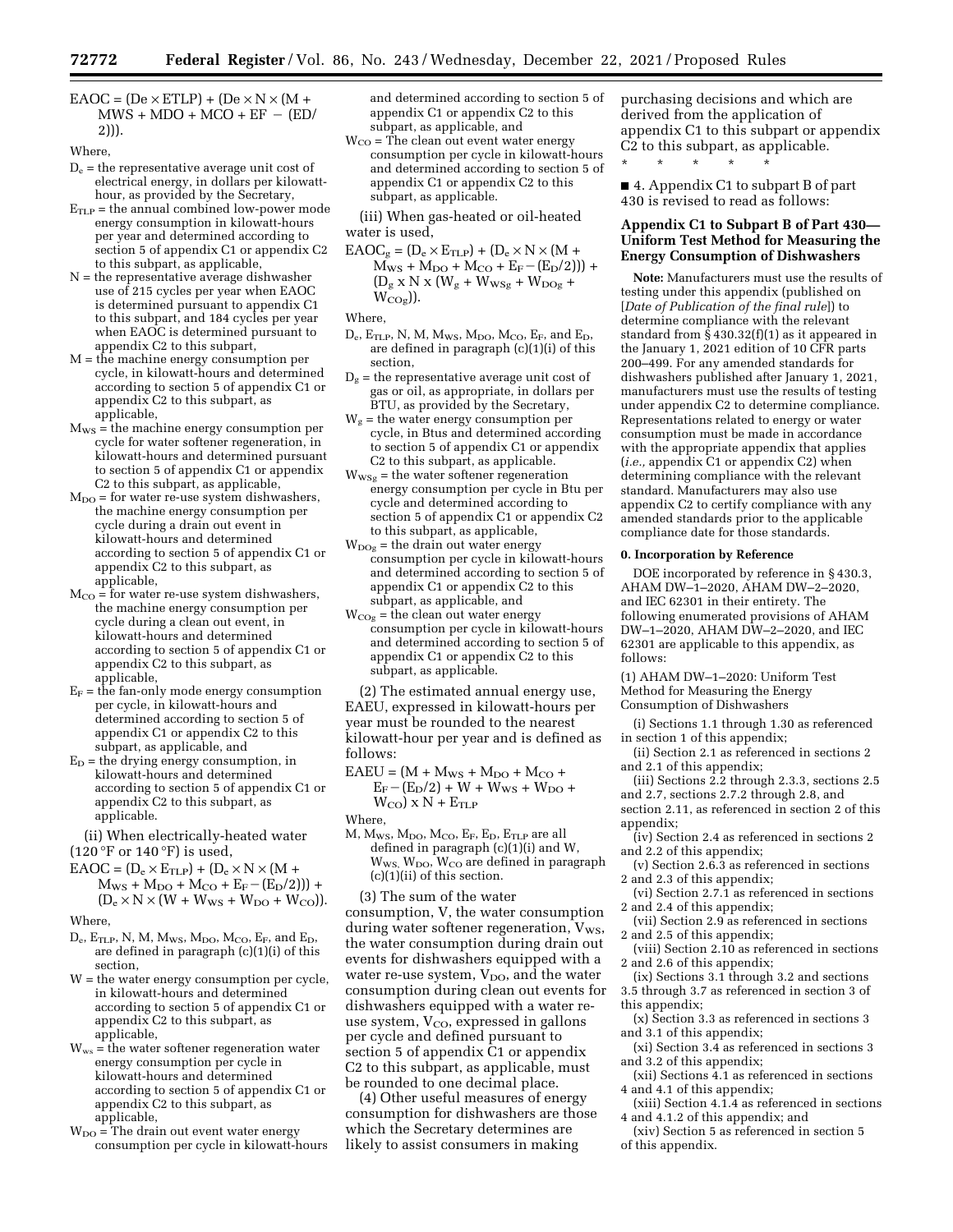$$EAOC = (De \times ETLP) + (De \times N \times (M + MWS + MDO + MCO + EF - (ED/2))).$$

Where,

$D_e$ = the representative average unit cost of electrical energy, in dollars per kilowatt-hour, as provided by the Secretary,

$E_{TLP}$ = the annual combined low-power mode energy consumption in kilowatt-hours per year and determined according to section 5 of appendix C1 or appendix C2 to this subpart, as applicable,

N = the representative average dishwasher use of 215 cycles per year when EAOC is determined pursuant to appendix C1 to this subpart, and 184 cycles per year when EAOC is determined pursuant to appendix C2 to this subpart,

M = the machine energy consumption per cycle, in kilowatt-hours and determined according to section 5 of appendix C1 or appendix C2 to this subpart, as applicable,

$M_{WS}$ = the machine energy consumption per cycle for water softener regeneration, in kilowatt-hours and determined pursuant to section 5 of appendix C1 or appendix C2 to this subpart, as applicable,

$M_{DO}$ = for water re-use system dishwashers, the machine energy consumption per cycle during a drain out event in kilowatt-hours and determined according to section 5 of appendix C1 or appendix C2 to this subpart, as applicable,

$M_{CO}$ = for water re-use system dishwashers, the machine energy consumption per cycle during a clean out event, in kilowatt-hours and determined according to section 5 of appendix C1 or appendix C2 to this subpart, as applicable,

$E_F$ = the fan-only mode energy consumption per cycle, in kilowatt-hours and determined according to section 5 of appendix C1 or appendix C2 to this subpart, as applicable, and

$E_D$ = the drying energy consumption, in kilowatt-hours and determined according to section 5 of appendix C1 or appendix C2 to this subpart, as applicable.

(ii) When electrically-heated water (120 °F or 140 °F) is used,

$$EAOC = (D_e \times E_{TLP}) + (D_e \times N \times (M + M_{WS} + M_{DO} + M_{CO} + E_F - (E_D/2))) + (D_e \times N \times (W + W_{WS} + W_{DO} + W_{CO})).$$

Where,

$D_e$, $E_{TLP}$, N, M, $M_{WS}$, $M_{DO}$, $M_{CO}$, $E_F$, and $E_D$, are defined in paragraph (c)(1)(i) of this section,

W = the water energy consumption per cycle, in kilowatt-hours and determined according to section 5 of appendix C1 or appendix C2 to this subpart, as applicable,

$W_{ws}$ = the water softener regeneration water energy consumption per cycle in kilowatt-hours and determined according to section 5 of appendix C1 or appendix C2 to this subpart, as applicable,

$W_{DO}$ = The drain out event water energy consumption per cycle in kilowatt-hours and determined according to section 5 of appendix C1 or appendix C2 to this subpart, as applicable, and

$W_{CO}$ = The clean out event water energy consumption per cycle in kilowatt-hours and determined according to section 5 of appendix C1 or appendix C2 to this subpart, as applicable.

(iii) When gas-heated or oil-heated water is used,

$$EAOC_g = (D_e \times E_{TLP}) + (D_e \times N \times (M + M_{WS} + M_{DO} + M_{CO} + E_F - (E_D/2))) + (D_g \times N \times (W_g + W_{WSg} + W_{DOg} + W_{COg})).$$

Where,

$D_e$, $E_{TLP}$, N, M, $M_{WS}$, $M_{DO}$, $M_{CO}$, $E_F$, and $E_D$, are defined in paragraph (c)(1)(i) of this section,

$D_g$ = the representative average unit cost of gas or oil, as appropriate, in dollars per BTU, as provided by the Secretary,

$W_g$ = the water energy consumption per cycle, in Btus and determined according to section 5 of appendix C1 or appendix C2 to this subpart, as applicable.

$W_{WSg}$ = the water softener regeneration energy consumption per cycle in Btu per cycle and determined according to section 5 of appendix C1 or appendix C2 to this subpart, as applicable,

$W_{DOg}$ = the drain out water energy consumption per cycle in kilowatt-hours and determined according to section 5 of appendix C1 or appendix C2 to this subpart, as applicable, and

$W_{COg}$ = the clean out water energy consumption per cycle in kilowatt-hours and determined according to section 5 of appendix C1 or appendix C2 to this subpart, as applicable.

(2) The estimated annual energy use, EAEU, expressed in kilowatt-hours per year must be rounded to the nearest kilowatt-hour per year and is defined as follows:

$$EAEU = (M + M_{WS} + M_{DO} + M_{CO} + E_F - (E_D/2) + W + W_{WS} + W_{DO} + W_{CO}) \times N + E_{TLP}$$

Where,

M, $M_{WS}$, $M_{DO}$, $M_{CO}$, $E_F$, $E_D$, $E_{TLP}$ are all defined in paragraph (c)(1)(i) and W, $W_{WS}$, $W_{DO}$, $W_{CO}$ are defined in paragraph (c)(1)(ii) of this section.

(3) The sum of the water consumption, V, the water consumption during water softener regeneration, $V_{WS}$, the water consumption during drain out events for dishwashers equipped with a water re-use system, $V_{DO}$, and the water consumption during clean out events for dishwashers equipped with a water re-use system, $V_{CO}$, expressed in gallons per cycle and defined pursuant to section 5 of appendix C1 or appendix C2 to this subpart, as applicable, must be rounded to one decimal place.

(4) Other useful measures of energy consumption for dishwashers are those which the Secretary determines are likely to assist consumers in making purchasing decisions and which are derived from the application of appendix C1 to this subpart or appendix C2 to this subpart, as applicable.

\* \* \* \* \*

■ 4. Appendix C1 to subpart B of part 430 is revised to read as follows:

## Appendix C1 to Subpart B of Part 430—Uniform Test Method for Measuring the Energy Consumption of Dishwashers

**Note:** Manufacturers must use the results of testing under this appendix (published on [*Date of Publication of the final rule*]) to determine compliance with the relevant standard from § 430.32(f)(1) as it appeared in the January 1, 2021 edition of 10 CFR parts 200–499. For any amended standards for dishwashers published after January 1, 2021, manufacturers must use the results of testing under appendix C2 to determine compliance. Representations related to energy or water consumption must be made in accordance with the appropriate appendix that applies (*i.e.,* appendix C1 or appendix C2) when determining compliance with the relevant standard. Manufacturers may also use appendix C2 to certify compliance with any amended standards prior to the applicable compliance date for those standards.

**0. Incorporation by Reference**

DOE incorporated by reference in § 430.3, AHAM DW–1–2020, AHAM DW–2–2020, and IEC 62301 in their entirety. The following enumerated provisions of AHAM DW–1–2020, AHAM DW–2–2020, and IEC 62301 are applicable to this appendix, as follows:

(1) AHAM DW–1–2020: Uniform Test Method for Measuring the Energy Consumption of Dishwashers

(i) Sections 1.1 through 1.30 as referenced in section 1 of this appendix;

(ii) Section 2.1 as referenced in sections 2 and 2.1 of this appendix;

(iii) Sections 2.2 through 2.3.3, sections 2.5 and 2.7, sections 2.7.2 through 2.8, and section 2.11, as referenced in section 2 of this appendix;

(iv) Section 2.4 as referenced in sections 2 and 2.2 of this appendix;

(v) Section 2.6.3 as referenced in sections 2 and 2.3 of this appendix;

(vi) Section 2.7.1 as referenced in sections 2 and 2.4 of this appendix;

(vii) Section 2.9 as referenced in sections 2 and 2.5 of this appendix;

(viii) Section 2.10 as referenced in sections 2 and 2.6 of this appendix;

(ix) Sections 3.1 through 3.2 and sections 3.5 through 3.7 as referenced in section 3 of this appendix;

(x) Section 3.3 as referenced in sections 3 and 3.1 of this appendix;

(xi) Section 3.4 as referenced in sections 3 and 3.2 of this appendix;

(xii) Sections 4.1 as referenced in sections 4 and 4.1 of this appendix;

(xiii) Section 4.1.4 as referenced in sections 4 and 4.1.2 of this appendix; and

(xiv) Section 5 as referenced in section 5 of this appendix.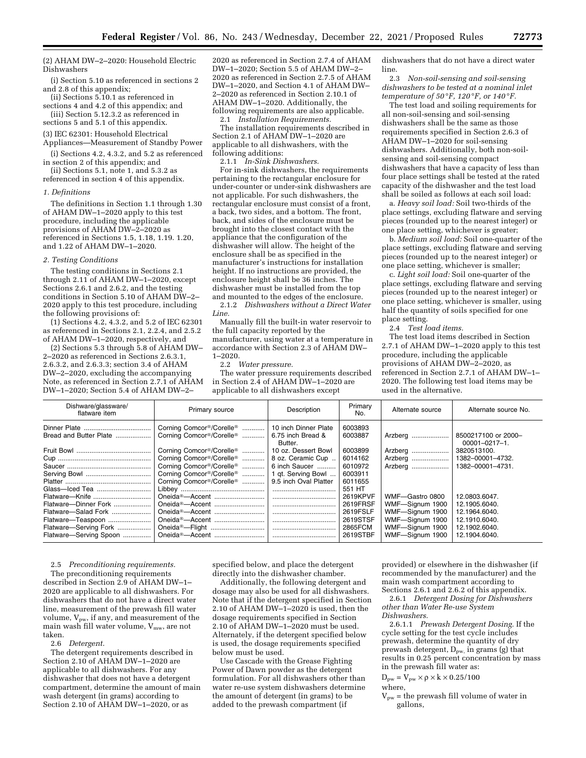(2) AHAM DW–2–2020: Household Electric Dishwashers

(i) Section 5.10 as referenced in sections 2 and 2.8 of this appendix;

(ii) Sections 5.10.1 as referenced in sections 4 and 4.2 of this appendix; and

(iii) Section 5.12.3.2 as referenced in sections 5 and 5.1 of this appendix.

(3) IEC 62301: Household Electrical Appliances—Measurement of Standby Power

(i) Sections 4.2, 4.3.2, and 5.2 as referenced in section 2 of this appendix; and

(ii) Sections 5.1, note 1, and 5.3.2 as referenced in section 4 of this appendix.

*1. Definitions*

The definitions in Section 1.1 through 1.30 of AHAM DW–1–2020 apply to this test procedure, including the applicable provisions of AHAM DW–2–2020 as referenced in Sections 1.5, 1.18, 1.19. 1.20, and 1.22 of AHAM DW–1–2020.

*2. Testing Conditions*

The testing conditions in Sections 2.1 through 2.11 of AHAM DW–1–2020, except Sections 2.6.1 and 2.6.2, and the testing conditions in Section 5.10 of AHAM DW–2–2020 apply to this test procedure, including the following provisions of:

(1) Sections 4.2, 4.3.2, and 5.2 of IEC 62301 as referenced in Sections 2.1, 2.2.4, and 2.5.2 of AHAM DW–1–2020, respectively, and

(2) Sections 5.3 through 5.8 of AHAM DW–2–2020 as referenced in Sections 2.6.3.1, 2.6.3.2, and 2.6.3.3; section 3.4 of AHAM DW–2–2020, excluding the accompanying Note, as referenced in Section 2.7.1 of AHAM DW–1–2020; Section 5.4 of AHAM DW–2–2020 as referenced in Section 2.7.4 of AHAM DW–1–2020; Section 5.5 of AHAM DW–2–2020 as referenced in Section 2.7.5 of AHAM DW–1–2020, and Section 4.1 of AHAM DW–2–2020 as referenced in Section 2.10.1 of AHAM DW–1–2020. Additionally, the following requirements are also applicable.

2.1 *Installation Requirements.*

The installation requirements described in Section 2.1 of AHAM DW–1–2020 are applicable to all dishwashers, with the following additions:

2.1.1 *In-Sink Dishwashers.*

For in-sink dishwashers, the requirements pertaining to the rectangular enclosure for under-counter or under-sink dishwashers are not applicable. For such dishwashers, the rectangular enclosure must consist of a front, a back, two sides, and a bottom. The front, back, and sides of the enclosure must be brought into the closest contact with the appliance that the configuration of the dishwasher will allow. The height of the enclosure shall be as specified in the manufacturer's instructions for installation height. If no instructions are provided, the enclosure height shall be 36 inches. The dishwasher must be installed from the top and mounted to the edges of the enclosure.

2.1.2 *Dishwashers without a Direct Water Line.*

Manually fill the built-in water reservoir to the full capacity reported by the manufacturer, using water at a temperature in accordance with Section 2.3 of AHAM DW–1–2020.

2.2 *Water pressure.*

The water pressure requirements described in Section 2.4 of AHAM DW–1–2020 are applicable to all dishwashers except dishwashers that do not have a direct water line.

2.3 *Non-soil-sensing and soil-sensing dishwashers to be tested at a nominal inlet temperature of 50 °F, 120 °F, or 140 °F.*

The test load and soiling requirements for all non-soil-sensing and soil-sensing dishwashers shall be the same as those requirements specified in Section 2.6.3 of AHAM DW–1–2020 for soil-sensing dishwashers. Additionally, both non-soil-sensing and soil-sensing compact dishwashers that have a capacity of less than four place settings shall be tested at the rated capacity of the dishwasher and the test load shall be soiled as follows at each soil load:

a. *Heavy soil load:* Soil two-thirds of the place settings, excluding flatware and serving pieces (rounded up to the nearest integer) or one place setting, whichever is greater;

b. *Medium soil load:* Soil one-quarter of the place settings, excluding flatware and serving pieces (rounded up to the nearest integer) or one place setting, whichever is smaller;

c. *Light soil load:* Soil one-quarter of the place settings, excluding flatware and serving pieces (rounded up to the nearest integer) or one place setting, whichever is smaller, using half the quantity of soils specified for one place setting.

2.4 *Test load items.*

The test load items described in Section 2.7.1 of AHAM DW–1–2020 apply to this test procedure, including the applicable provisions of AHAM DW–2–2020, as referenced in Section 2.7.1 of AHAM DW–1–2020. The following test load items may be used in the alternative.

| Dishware/glassware/ flatware item | Primary source | Description | Primary No. | Alternate source | Alternate source No. |
|---|---|---|---|---|---|
| Dinner Plate | Corning Comcor®/Corelle® | 10 inch Dinner Plate | 6003893 | | |
| Bread and Butter Plate | Corning Comcor®/Corelle® | 6.75 inch Bread & Butter. | 6003887 | Arzberg | 8500217100 or 2000–00001–0217–1. |
| Fruit Bowl | Corning Comcor®/Corelle® | 10 oz. Dessert Bowl | 6003899 | Arzberg | 3820513100. |
| Cup | Corning Comcor®/Corelle® | 8 oz. Ceramic Cup | 6014162 | Arzberg | 1382–00001–4732. |
| Saucer | Corning Comcor®/Corelle® | 6 inch Saucer | 6010972 | Arzberg | 1382–00001–4731. |
| Serving Bowl | Corning Comcor®/Corelle® | 1 qt. Serving Bowl | 6003911 | | |
| Platter | Corning Comcor®/Corelle® | 9.5 inch Oval Platter | 6011655 | | |
| Glass—Iced Tea | Libbey | | 551 HT | | |
| Flatware—Knife | Oneida®—Accent | | 2619KPVF | WMF—Gastro 0800 | 12.0803.6047. |
| Flatware—Dinner Fork | Oneida®—Accent | | 2619FRSF | WMF—Signum 1900 | 12.1905.6040. |
| Flatware—Salad Fork | Oneida®—Accent | | 2619FSLF | WMF—Signum 1900 | 12.1964.6040. |
| Flatware—Teaspoon | Oneida®—Accent | | 2619STSF | WMF—Signum 1900 | 12.1910.6040. |
| Flatware—Serving Fork | Oneida®—Flight | | 2865FCM | WMF—Signum 1900 | 12.1902.6040. |
| Flatware—Serving Spoon | Oneida®—Accent | | 2619STBF | WMF—Signum 1900 | 12.1904.6040. |

2.5 *Preconditioning requirements.*

The preconditioning requirements described in Section 2.9 of AHAM DW–1–2020 are applicable to all dishwashers. For dishwashers that do not have a direct water line, measurement of the prewash fill water volume, $V_{pw}$, if any, and measurement of the main wash fill water volume, $V_{mw}$, are not taken.

2.6 *Detergent.*

The detergent requirements described in Section 2.10 of AHAM DW–1–2020 are applicable to all dishwashers. For any dishwasher that does not have a detergent compartment, determine the amount of main wash detergent (in grams) according to Section 2.10 of AHAM DW–1–2020, or as specified below, and place the detergent directly into the dishwasher chamber.

Additionally, the following detergent and dosage may also be used for all dishwashers. Note that if the detergent specified in Section 2.10 of AHAM DW–1–2020 is used, then the dosage requirements specified in Section 2.10 of AHAM DW–1–2020 must be used. Alternately, if the detergent specified below is used, the dosage requirements specified below must be used.

Use Cascade with the Grease Fighting Power of Dawn powder as the detergent formulation. For all dishwashers other than water re-use system dishwashers determine the amount of detergent (in grams) to be added to the prewash compartment (if provided) or elsewhere in the dishwasher (if recommended by the manufacturer) and the main wash compartment according to Sections 2.6.1 and 2.6.2 of this appendix.

2.6.1 *Detergent Dosing for Dishwashers other than Water Re-use System Dishwashers.*

2.6.1.1 *Prewash Detergent Dosing.* If the cycle setting for the test cycle includes prewash, determine the quantity of dry prewash detergent, $D_{pw}$, in grams (g) that results in 0.25 percent concentration by mass in the prewash fill water as:

$$D_{pw} = V_{pw} \times \rho \times k \times 0.25/100$$

where,

$V_{pw}$ = the prewash fill volume of water in gallons,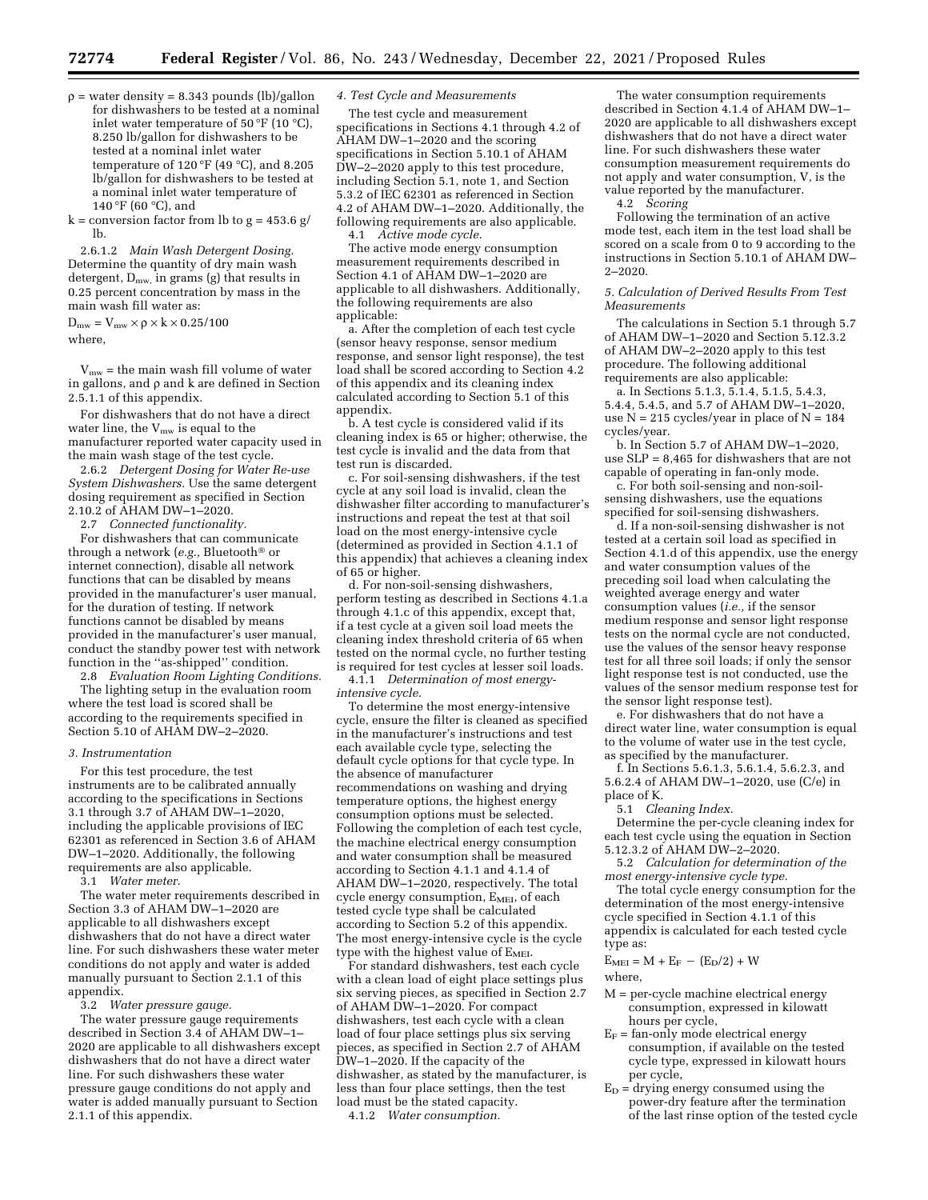$\rho$ = water density = 8.343 pounds (lb)/gallon for dishwashers to be tested at a nominal inlet water temperature of 50 °F (10 °C), 8.250 lb/gallon for dishwashers to be tested at a nominal inlet water temperature of 120 °F (49 °C), and 8.205 lb/gallon for dishwashers to be tested at a nominal inlet water temperature of 140 °F (60 °C), and

k = conversion factor from lb to g = 453.6 g/lb.

2.6.1.2 *Main Wash Detergent Dosing.* Determine the quantity of dry main wash detergent, $D_{mw}$, in grams (g) that results in 0.25 percent concentration by mass in the main wash fill water as:

$$D_{mw} = V_{mw} \times \rho \times k \times 0.25/100$$

where,

$V_{mw}$ = the main wash fill volume of water in gallons, and $\rho$ and k are defined in Section 2.5.1.1 of this appendix.

For dishwashers that do not have a direct water line, the $V_{mw}$ is equal to the manufacturer reported water capacity used in the main wash stage of the test cycle.

2.6.2 *Detergent Dosing for Water Re-use System Dishwashers.* Use the same detergent dosing requirement as specified in Section 2.10.2 of AHAM DW–1–2020.

2.7 *Connected functionality.*

For dishwashers that can communicate through a network (*e.g.,* Bluetooth® or internet connection), disable all network functions that can be disabled by means provided in the manufacturer's user manual, for the duration of testing. If network functions cannot be disabled by means provided in the manufacturer's user manual, conduct the standby power test with network function in the ''as-shipped'' condition.

2.8 *Evaluation Room Lighting Conditions.*

The lighting setup in the evaluation room where the test load is scored shall be according to the requirements specified in Section 5.10 of AHAM DW–2–2020.

*3. Instrumentation*

For this test procedure, the test instruments are to be calibrated annually according to the specifications in Sections 3.1 through 3.7 of AHAM DW–1–2020, including the applicable provisions of IEC 62301 as referenced in Section 3.6 of AHAM DW–1–2020. Additionally, the following requirements are also applicable.

3.1 *Water meter.*

The water meter requirements described in Section 3.3 of AHAM DW–1–2020 are applicable to all dishwashers except dishwashers that do not have a direct water line. For such dishwashers these water meter conditions do not apply and water is added manually pursuant to Section 2.1.1 of this appendix.

3.2 *Water pressure gauge.*

The water pressure gauge requirements described in Section 3.4 of AHAM DW–1–2020 are applicable to all dishwashers except dishwashers that do not have a direct water line. For such dishwashers these water pressure gauge conditions do not apply and water is added manually pursuant to Section 2.1.1 of this appendix.

*4. Test Cycle and Measurements*

The test cycle and measurement specifications in Sections 4.1 through 4.2 of AHAM DW–1–2020 and the scoring specifications in Section 5.10.1 of AHAM DW–2–2020 apply to this test procedure, including Section 5.1, note 1, and Section 5.3.2 of IEC 62301 as referenced in Section 4.2 of AHAM DW–1–2020. Additionally, the following requirements are also applicable.

4.1 *Active mode cycle.*

The active mode energy consumption measurement requirements described in Section 4.1 of AHAM DW–1–2020 are applicable to all dishwashers. Additionally, the following requirements are also applicable:

a. After the completion of each test cycle (sensor heavy response, sensor medium response, and sensor light response), the test load shall be scored according to Section 4.2 of this appendix and its cleaning index calculated according to Section 5.1 of this appendix.

b. A test cycle is considered valid if its cleaning index is 65 or higher; otherwise, the test cycle is invalid and the data from that test run is discarded.

c. For soil-sensing dishwashers, if the test cycle at any soil load is invalid, clean the dishwasher filter according to manufacturer's instructions and repeat the test at that soil load on the most energy-intensive cycle (determined as provided in Section 4.1.1 of this appendix) that achieves a cleaning index of 65 or higher.

d. For non-soil-sensing dishwashers, perform testing as described in Sections 4.1.a through 4.1.c of this appendix, except that, if a test cycle at a given soil load meets the cleaning index threshold criteria of 65 when tested on the normal cycle, no further testing is required for test cycles at lesser soil loads.

4.1.1 *Determination of most energy-intensive cycle.*

To determine the most energy-intensive cycle, ensure the filter is cleaned as specified in the manufacturer's instructions and test each available cycle type, selecting the default cycle options for that cycle type. In the absence of manufacturer recommendations on washing and drying temperature options, the highest energy consumption options must be selected. Following the completion of each test cycle, the machine electrical energy consumption and water consumption shall be measured according to Section 4.1.1 and 4.1.4 of AHAM DW–1–2020, respectively. The total cycle energy consumption, $E_{MEI}$, of each tested cycle type shall be calculated according to Section 5.2 of this appendix. The most energy-intensive cycle is the cycle type with the highest value of $E_{MEI}$.

For standard dishwashers, test each cycle with a clean load of eight place settings plus six serving pieces, as specified in Section 2.7 of AHAM DW–1–2020. For compact dishwashers, test each cycle with a clean load of four place settings plus six serving pieces, as specified in Section 2.7 of AHAM DW–1–2020. If the capacity of the dishwasher, as stated by the manufacturer, is less than four place settings, then the test load must be the stated capacity.

4.1.2 *Water consumption.*

The water consumption requirements described in Section 4.1.4 of AHAM DW–1–2020 are applicable to all dishwashers except dishwashers that do not have a direct water line. For such dishwashers these water consumption measurement requirements do not apply and water consumption, V, is the value reported by the manufacturer.

4.2 *Scoring*

Following the termination of an active mode test, each item in the test load shall be scored on a scale from 0 to 9 according to the instructions in Section 5.10.1 of AHAM DW–2–2020.

*5. Calculation of Derived Results From Test Measurements*

The calculations in Section 5.1 through 5.7 of AHAM DW–1–2020 and Section 5.12.3.2 of AHAM DW–2–2020 apply to this test procedure. The following additional requirements are also applicable:

a. In Sections 5.1.3, 5.1.4, 5.1.5, 5.4.3, 5.4.4, 5.4.5, and 5.7 of AHAM DW–1–2020, use N = 215 cycles/year in place of N = 184 cycles/year.

b. In Section 5.7 of AHAM DW–1–2020, use SLP = 8,465 for dishwashers that are not capable of operating in fan-only mode.

c. For both soil-sensing and non-soil-sensing dishwashers, use the equations specified for soil-sensing dishwashers.

d. If a non-soil-sensing dishwasher is not tested at a certain soil load as specified in Section 4.1.d of this appendix, use the energy and water consumption values of the preceding soil load when calculating the weighted average energy and water consumption values (*i.e.,* if the sensor medium response and sensor light response tests on the normal cycle are not conducted, use the values of the sensor heavy response test for all three soil loads; if only the sensor light response test is not conducted, use the values of the sensor medium response test for the sensor light response test).

e. For dishwashers that do not have a direct water line, water consumption is equal to the volume of water use in the test cycle, as specified by the manufacturer.

f. In Sections 5.6.1.3, 5.6.1.4, 5.6.2.3, and 5.6.2.4 of AHAM DW–1–2020, use (C/e) in place of K.

5.1 *Cleaning Index.*

Determine the per-cycle cleaning index for each test cycle using the equation in Section 5.12.3.2 of AHAM DW–2–2020.

5.2 *Calculation for determination of the most energy-intensive cycle type.*

The total cycle energy consumption for the determination of the most energy-intensive cycle specified in Section 4.1.1 of this appendix is calculated for each tested cycle type as:

$$E_{MEI} = M + E_F - (E_D/2) + W$$

where,

M = per-cycle machine electrical energy consumption, expressed in kilowatt hours per cycle,

$E_F$ = fan-only mode electrical energy consumption, if available on the tested cycle type, expressed in kilowatt hours per cycle,

$E_D$ = drying energy consumed using the power-dry feature after the termination of the last rinse option of the tested cycle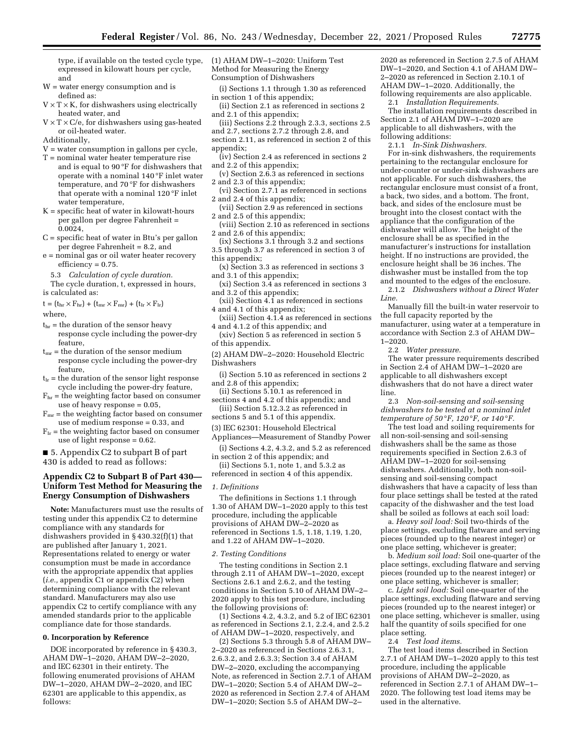type, if available on the tested cycle type, expressed in kilowatt hours per cycle, and

W = water energy consumption and is defined as:

$V \times T \times K$, for dishwashers using electrically heated water, and

$V \times T \times C/e$, for dishwashers using gas-heated or oil-heated water.

Additionally,

V = water consumption in gallons per cycle,

T = nominal water heater temperature rise and is equal to 90 °F for dishwashers that operate with a nominal 140 °F inlet water temperature, and 70 °F for dishwashers that operate with a nominal 120 °F inlet water temperature,

K = specific heat of water in kilowatt-hours per gallon per degree Fahrenheit = 0.0024,

C = specific heat of water in Btu's per gallon per degree Fahrenheit = 8.2, and

e = nominal gas or oil water heater recovery efficiency = 0.75.

5.3 *Calculation of cycle duration.*

The cycle duration, t, expressed in hours, is calculated as:

$$t = (t_{hr} \times F_{hr}) + (t_{mr} \times F_{mr}) + (t_{lr} \times F_{lr})$$

where,

$t_{hr}$ = the duration of the sensor heavy response cycle including the power-dry feature,

$t_{mr}$ = the duration of the sensor medium response cycle including the power-dry feature,

$t_{lr}$ = the duration of the sensor light response cycle including the power-dry feature,

$F_{hr}$ = the weighting factor based on consumer use of heavy response = 0.05,

$F_{mr}$ = the weighting factor based on consumer use of medium response = 0.33, and

$F_{lr}$ = the weighting factor based on consumer use of light response = 0.62.

■ 5. Appendix C2 to subpart B of part 430 is added to read as follows:

## Appendix C2 to Subpart B of Part 430—Uniform Test Method for Measuring the Energy Consumption of Dishwashers

**Note:** Manufacturers must use the results of testing under this appendix C2 to determine compliance with any standards for dishwashers provided in § 430.32(f)(1) that are published after January 1, 2021. Representations related to energy or water consumption must be made in accordance with the appropriate appendix that applies (*i.e.,* appendix C1 or appendix C2) when determining compliance with the relevant standard. Manufacturers may also use appendix C2 to certify compliance with any amended standards prior to the applicable compliance date for those standards.

**0. Incorporation by Reference**

DOE incorporated by reference in § 430.3, AHAM DW–1–2020, AHAM DW–2–2020, and IEC 62301 in their entirety. The following enumerated provisions of AHAM DW–1–2020, AHAM DW–2–2020, and IEC 62301 are applicable to this appendix, as follows:

(1) AHAM DW–1–2020: Uniform Test Method for Measuring the Energy Consumption of Dishwashers

(i) Sections 1.1 through 1.30 as referenced in section 1 of this appendix;

(ii) Section 2.1 as referenced in sections 2 and 2.1 of this appendix;

(iii) Sections 2.2 through 2.3.3, sections 2.5 and 2.7, sections 2.7.2 through 2.8, and section 2.11, as referenced in section 2 of this appendix;

(iv) Section 2.4 as referenced in sections 2 and 2.2 of this appendix;

(v) Section 2.6.3 as referenced in sections 2 and 2.3 of this appendix;

(vi) Section 2.7.1 as referenced in sections 2 and 2.4 of this appendix;

(vii) Section 2.9 as referenced in sections 2 and 2.5 of this appendix;

(viii) Section 2.10 as referenced in sections 2 and 2.6 of this appendix;

(ix) Sections 3.1 through 3.2 and sections 3.5 through 3.7 as referenced in section 3 of this appendix;

(x) Section 3.3 as referenced in sections 3 and 3.1 of this appendix;

(xi) Section 3.4 as referenced in sections 3 and 3.2 of this appendix;

(xii) Section 4.1 as referenced in sections 4 and 4.1 of this appendix;

(xiii) Section 4.1.4 as referenced in sections 4 and 4.1.2 of this appendix; and

(xiv) Section 5 as referenced in section 5 of this appendix.

(2) AHAM DW–2–2020: Household Electric Dishwashers

(i) Section 5.10 as referenced in sections 2 and 2.8 of this appendix;

(ii) Sections 5.10.1 as referenced in sections 4 and 4.2 of this appendix; and

(iii) Section 5.12.3.2 as referenced in sections 5 and 5.1 of this appendix.

(3) IEC 62301: Household Electrical Appliances—Measurement of Standby Power

(i) Sections 4.2, 4.3.2, and 5.2 as referenced in section 2 of this appendix; and

(ii) Sections 5.1, note 1, and 5.3.2 as referenced in section 4 of this appendix.

*1. Definitions*

The definitions in Sections 1.1 through 1.30 of AHAM DW–1–2020 apply to this test procedure, including the applicable provisions of AHAM DW–2–2020 as referenced in Sections 1.5, 1.18, 1.19, 1.20, and 1.22 of AHAM DW–1–2020.

*2. Testing Conditions*

The testing conditions in Section 2.1 through 2.11 of AHAM DW–1–2020, except Sections 2.6.1 and 2.6.2, and the testing conditions in Section 5.10 of AHAM DW–2–2020 apply to this test procedure, including the following provisions of:

(1) Sections 4.2, 4.3.2, and 5.2 of IEC 62301 as referenced in Sections 2.1, 2.2.4, and 2.5.2 of AHAM DW–1–2020, respectively, and

(2) Sections 5.3 through 5.8 of AHAM DW–2–2020 as referenced in Sections 2.6.3.1, 2.6.3.2, and 2.6.3.3; Section 3.4 of AHAM DW–2–2020, excluding the accompanying Note, as referenced in Section 2.7.1 of AHAM DW–1–2020; Section 5.4 of AHAM DW–2–2020 as referenced in Section 2.7.4 of AHAM DW–1–2020; Section 5.5 of AHAM DW–2–2020 as referenced in Section 2.7.5 of AHAM DW–1–2020, and Section 4.1 of AHAM DW–2–2020 as referenced in Section 2.10.1 of AHAM DW–1–2020. Additionally, the following requirements are also applicable.

2.1 *Installation Requirements.*

The installation requirements described in Section 2.1 of AHAM DW–1–2020 are applicable to all dishwashers, with the following additions:

2.1.1 *In-Sink Dishwashers.*

For in-sink dishwashers, the requirements pertaining to the rectangular enclosure for under-counter or under-sink dishwashers are not applicable. For such dishwashers, the rectangular enclosure must consist of a front, a back, two sides, and a bottom. The front, back, and sides of the enclosure must be brought into the closest contact with the appliance that the configuration of the dishwasher will allow. The height of the enclosure shall be as specified in the manufacturer's instructions for installation height. If no instructions are provided, the enclosure height shall be 36 inches. The dishwasher must be installed from the top and mounted to the edges of the enclosure.

2.1.2 *Dishwashers without a Direct Water Line.*

Manually fill the built-in water reservoir to the full capacity reported by the manufacturer, using water at a temperature in accordance with Section 2.3 of AHAM DW–1–2020.

2.2 *Water pressure.*

The water pressure requirements described in Section 2.4 of AHAM DW–1–2020 are applicable to all dishwashers except dishwashers that do not have a direct water line.

2.3 *Non-soil-sensing and soil-sensing dishwashers to be tested at a nominal inlet temperature of 50 °F, 120 °F, or 140 °F.*

The test load and soiling requirements for all non-soil-sensing and soil-sensing dishwashers shall be the same as those requirements specified in Section 2.6.3 of AHAM DW–1–2020 for soil-sensing dishwashers. Additionally, both non-soil-sensing and soil-sensing compact dishwashers that have a capacity of less than four place settings shall be tested at the rated capacity of the dishwasher and the test load shall be soiled as follows at each soil load:

a. *Heavy soil load:* Soil two-thirds of the place settings, excluding flatware and serving pieces (rounded up to the nearest integer) or one place setting, whichever is greater;

b. *Medium soil load:* Soil one-quarter of the place settings, excluding flatware and serving pieces (rounded up to the nearest integer) or one place setting, whichever is smaller;

c. *Light soil load:* Soil one-quarter of the place settings, excluding flatware and serving pieces (rounded up to the nearest integer) or one place setting, whichever is smaller, using half the quantity of soils specified for one place setting.

2.4 *Test load items.*

The test load items described in Section 2.7.1 of AHAM DW–1–2020 apply to this test procedure, including the applicable provisions of AHAM DW–2–2020, as referenced in Section 2.7.1 of AHAM DW–1–2020. The following test load items may be used in the alternative.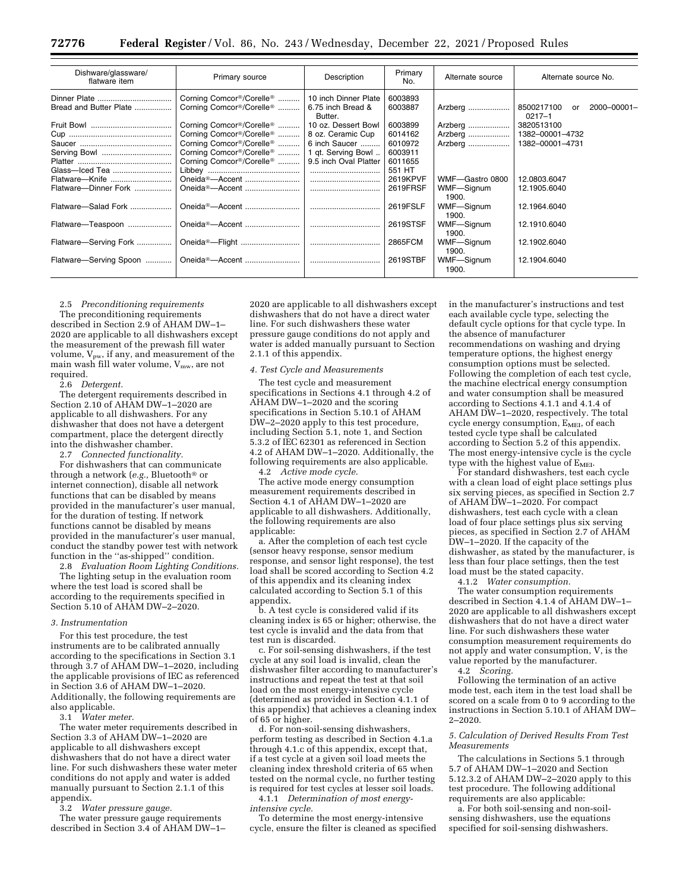| Dishware/glassware/ flatware item | Primary source | Description | Primary No. | Alternate source | Alternate source No. |
|---|---|---|---|---|---|
| Dinner Plate | Corning Comcor®/Corelle® | 10 inch Dinner Plate | 6003893 | | |
| Bread and Butter Plate | Corning Comcor®/Corelle® | 6.75 inch Bread & Butter. | 6003887 | Arzberg | 8500217100 or 2000–00001–0217–1 |
| Fruit Bowl | Corning Comcor®/Corelle® | 10 oz. Dessert Bowl | 6003899 | Arzberg | 3820513100 |
| Cup | Corning Comcor®/Corelle® | 8 oz. Ceramic Cup | 6014162 | Arzberg | 1382–00001–4732 |
| Saucer | Corning Comcor®/Corelle® | 6 inch Saucer | 6010972 | Arzberg | 1382–00001–4731 |
| Serving Bowl | Corning Comcor®/Corelle® | 1 qt. Serving Bowl | 6003911 | | |
| Platter | Corning Comcor®/Corelle® | 9.5 inch Oval Platter | 6011655 | | |
| Glass—Iced Tea | Libbey | | 551 HT | | |
| Flatware—Knife | Oneida®—Accent | | 2619KPVF | WMF—Gastro 0800 | 12.0803.6047 |
| Flatware—Dinner Fork | Oneida®—Accent | | 2619FRSF | WMF—Signum 1900. | 12.1905.6040 |
| Flatware—Salad Fork | Oneida®—Accent | | 2619FSLF | WMF—Signum 1900. | 12.1964.6040 |
| Flatware—Teaspoon | Oneida®—Accent | | 2619STSF | WMF—Signum 1900. | 12.1910.6040 |
| Flatware—Serving Fork | Oneida®—Flight | | 2865FCM | WMF—Signum 1900. | 12.1902.6040 |
| Flatware—Serving Spoon | Oneida®—Accent | | 2619STBF | WMF—Signum 1900. | 12.1904.6040 |

2.5 *Preconditioning requirements*

The preconditioning requirements described in Section 2.9 of AHAM DW–1–2020 are applicable to all dishwashers except the measurement of the prewash fill water volume, $V_{pw}$, if any, and measurement of the main wash fill water volume, $V_{mw}$, are not required.

2.6 *Detergent.*

The detergent requirements described in Section 2.10 of AHAM DW–1–2020 are applicable to all dishwashers. For any dishwasher that does not have a detergent compartment, place the detergent directly into the dishwasher chamber.

2.7 *Connected functionality.*

For dishwashers that can communicate through a network (*e.g.,* Bluetooth® or internet connection), disable all network functions that can be disabled by means provided in the manufacturer's user manual, for the duration of testing. If network functions cannot be disabled by means provided in the manufacturer's user manual, conduct the standby power test with network function in the ''as-shipped'' condition.

2.8 *Evaluation Room Lighting Conditions.*

The lighting setup in the evaluation room where the test load is scored shall be according to the requirements specified in Section 5.10 of AHAM DW–2–2020.

*3. Instrumentation*

For this test procedure, the test instruments are to be calibrated annually according to the specifications in Section 3.1 through 3.7 of AHAM DW–1–2020, including the applicable provisions of IEC as referenced in Section 3.6 of AHAM DW–1–2020. Additionally, the following requirements are also applicable.

3.1 *Water meter.*

The water meter requirements described in Section 3.3 of AHAM DW–1–2020 are applicable to all dishwashers except dishwashers that do not have a direct water line. For such dishwashers these water meter conditions do not apply and water is added manually pursuant to Section 2.1.1 of this appendix.

3.2 *Water pressure gauge.*

The water pressure gauge requirements described in Section 3.4 of AHAM DW–1–2020 are applicable to all dishwashers except dishwashers that do not have a direct water line. For such dishwashers these water pressure gauge conditions do not apply and water is added manually pursuant to Section 2.1.1 of this appendix.

*4. Test Cycle and Measurements*

The test cycle and measurement specifications in Sections 4.1 through 4.2 of AHAM DW–1–2020 and the scoring specifications in Section 5.10.1 of AHAM DW–2–2020 apply to this test procedure, including Section 5.1, note 1, and Section 5.3.2 of IEC 62301 as referenced in Section 4.2 of AHAM DW–1–2020. Additionally, the following requirements are also applicable.

4.2 *Active mode cycle.*

The active mode energy consumption measurement requirements described in Section 4.1 of AHAM DW–1–2020 are applicable to all dishwashers. Additionally, the following requirements are also applicable:

a. After the completion of each test cycle (sensor heavy response, sensor medium response, and sensor light response), the test load shall be scored according to Section 4.2 of this appendix and its cleaning index calculated according to Section 5.1 of this appendix.

b. A test cycle is considered valid if its cleaning index is 65 or higher; otherwise, the test cycle is invalid and the data from that test run is discarded.

c. For soil-sensing dishwashers, if the test cycle at any soil load is invalid, clean the dishwasher filter according to manufacturer's instructions and repeat the test at that soil load on the most energy-intensive cycle (determined as provided in Section 4.1.1 of this appendix) that achieves a cleaning index of 65 or higher.

d. For non-soil-sensing dishwashers, perform testing as described in Section 4.1.a through 4.1.c of this appendix, except that, if a test cycle at a given soil load meets the cleaning index threshold criteria of 65 when tested on the normal cycle, no further testing is required for test cycles at lesser soil loads.

4.1.1 *Determination of most energy-intensive cycle.*

To determine the most energy-intensive cycle, ensure the filter is cleaned as specified in the manufacturer's instructions and test each available cycle type, selecting the default cycle options for that cycle type. In the absence of manufacturer recommendations on washing and drying temperature options, the highest energy consumption options must be selected. Following the completion of each test cycle, the machine electrical energy consumption and water consumption shall be measured according to Sections 4.1.1 and 4.1.4 of AHAM DW–1–2020, respectively. The total cycle energy consumption, $E_{MEI}$, of each tested cycle type shall be calculated according to Section 5.2 of this appendix. The most energy-intensive cycle is the cycle type with the highest value of $E_{MEI}$.

For standard dishwashers, test each cycle with a clean load of eight place settings plus six serving pieces, as specified in Section 2.7 of AHAM DW–1–2020. For compact dishwashers, test each cycle with a clean load of four place settings plus six serving pieces, as specified in Section 2.7 of AHAM DW–1–2020. If the capacity of the dishwasher, as stated by the manufacturer, is less than four place settings, then the test load must be the stated capacity.

4.1.2 *Water consumption.*

The water consumption requirements described in Section 4.1.4 of AHAM DW–1–2020 are applicable to all dishwashers except dishwashers that do not have a direct water line. For such dishwashers these water consumption measurement requirements do not apply and water consumption, V, is the value reported by the manufacturer.

4.2 *Scoring.*

Following the termination of an active mode test, each item in the test load shall be scored on a scale from 0 to 9 according to the instructions in Section 5.10.1 of AHAM DW–2–2020.

*5. Calculation of Derived Results From Test Measurements*

The calculations in Sections 5.1 through 5.7 of AHAM DW–1–2020 and Section 5.12.3.2 of AHAM DW–2–2020 apply to this test procedure. The following additional requirements are also applicable:

a. For both soil-sensing and non-soil-sensing dishwashers, use the equations specified for soil-sensing dishwashers.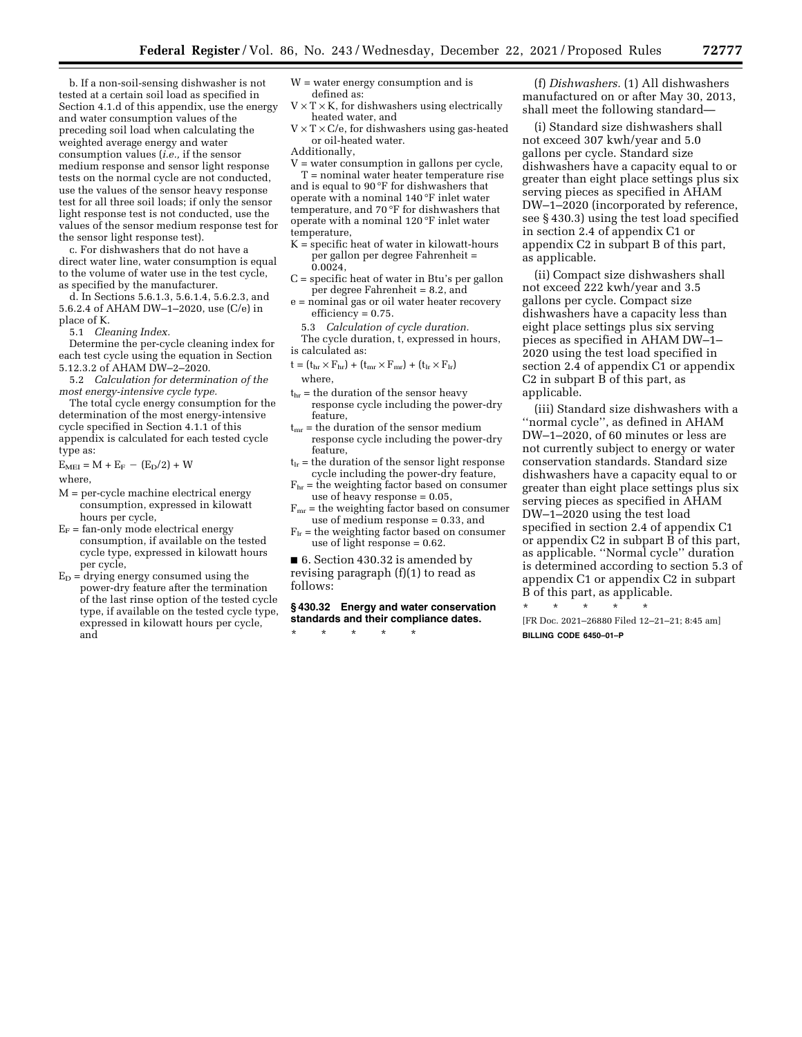b. If a non-soil-sensing dishwasher is not tested at a certain soil load as specified in Section 4.1.d of this appendix, use the energy and water consumption values of the preceding soil load when calculating the weighted average energy and water consumption values (*i.e.,* if the sensor medium response and sensor light response tests on the normal cycle are not conducted, use the values of the sensor heavy response test for all three soil loads; if only the sensor light response test is not conducted, use the values of the sensor medium response test for the sensor light response test).

c. For dishwashers that do not have a direct water line, water consumption is equal to the volume of water use in the test cycle, as specified by the manufacturer.

d. In Sections 5.6.1.3, 5.6.1.4, 5.6.2.3, and 5.6.2.4 of AHAM DW–1–2020, use (C/e) in place of K.

5.1 *Cleaning Index.*

Determine the per-cycle cleaning index for each test cycle using the equation in Section 5.12.3.2 of AHAM DW–2–2020.

5.2 *Calculation for determination of the most energy-intensive cycle type.*

The total cycle energy consumption for the determination of the most energy-intensive cycle specified in Section 4.1.1 of this appendix is calculated for each tested cycle type as:

$$E_{MEI} = M + E_F - (E_D/2) + W$$

where,

$M$ = per-cycle machine electrical energy consumption, expressed in kilowatt hours per cycle,

$E_F$ = fan-only mode electrical energy consumption, if available on the tested cycle type, expressed in kilowatt hours per cycle,

$E_D$ = drying energy consumed using the power-dry feature after the termination of the last rinse option of the tested cycle type, if available on the tested cycle type, expressed in kilowatt hours per cycle, and

$W$ = water energy consumption and is defined as:

$V \times T \times K$, for dishwashers using electrically heated water, and

$V \times T \times C/e$, for dishwashers using gas-heated or oil-heated water.

Additionally,

$V$ = water consumption in gallons per cycle,

$T$ = nominal water heater temperature rise and is equal to 90 °F for dishwashers that operate with a nominal 140 °F inlet water temperature, and 70 °F for dishwashers that operate with a nominal 120 °F inlet water temperature,

$K$ = specific heat of water in kilowatt-hours per gallon per degree Fahrenheit = 0.0024,

$C$ = specific heat of water in Btu's per gallon per degree Fahrenheit = 8.2, and

$e$ = nominal gas or oil water heater recovery efficiency = 0.75.

5.3 *Calculation of cycle duration.*

The cycle duration, t, expressed in hours, is calculated as:

$$t = (t_{hr} \times F_{hr}) + (t_{mr} \times F_{mr}) + (t_{lr} \times F_{lr})$$

where,

$t_{hr}$ = the duration of the sensor heavy response cycle including the power-dry feature,

$t_{mr}$ = the duration of the sensor medium response cycle including the power-dry feature,

$t_{lr}$ = the duration of the sensor light response cycle including the power-dry feature,

$F_{hr}$ = the weighting factor based on consumer use of heavy response = 0.05,

$F_{mr}$ = the weighting factor based on consumer use of medium response = 0.33, and

$F_{lr}$ = the weighting factor based on consumer use of light response = 0.62.

■ 6. Section 430.32 is amended by revising paragraph (f)(1) to read as follows:

**§ 430.32 Energy and water conservation standards and their compliance dates.**

\* \* \* \* \*

(f) *Dishwashers.* (1) All dishwashers manufactured on or after May 30, 2013, shall meet the following standard—

(i) Standard size dishwashers shall not exceed 307 kwh/year and 5.0 gallons per cycle. Standard size dishwashers have a capacity equal to or greater than eight place settings plus six serving pieces as specified in AHAM DW–1–2020 (incorporated by reference, see § 430.3) using the test load specified in section 2.4 of appendix C1 or appendix C2 in subpart B of this part, as applicable.

(ii) Compact size dishwashers shall not exceed 222 kwh/year and 3.5 gallons per cycle. Compact size dishwashers have a capacity less than eight place settings plus six serving pieces as specified in AHAM DW–1–2020 using the test load specified in section 2.4 of appendix C1 or appendix C2 in subpart B of this part, as applicable.

(iii) Standard size dishwashers with a ''normal cycle'', as defined in AHAM DW–1–2020, of 60 minutes or less are not currently subject to energy or water conservation standards. Standard size dishwashers have a capacity equal to or greater than eight place settings plus six serving pieces as specified in AHAM DW–1–2020 using the test load specified in section 2.4 of appendix C1 or appendix C2 in subpart B of this part, as applicable. ''Normal cycle'' duration is determined according to section 5.3 of appendix C1 or appendix C2 in subpart B of this part, as applicable.

\* \* \* \* \*

[FR Doc. 2021–26880 Filed 12–21–21; 8:45 am]

**BILLING CODE 6450–01–P**